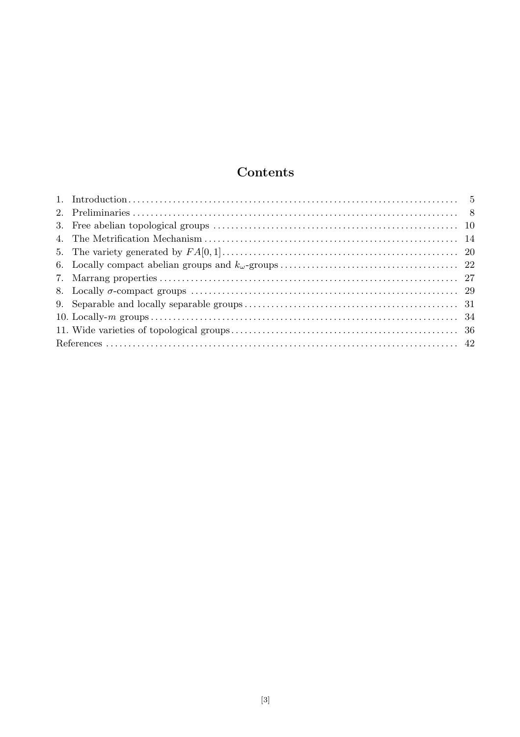# Contents

1. Introduction ... 5
2. Preliminaries ... 8
3. Free abelian topological groups ... 10
4. The Metrification Mechanism ... 14
5. The variety generated by $FA[0,1]$ ... 20
6. Locally compact abelian groups and $k_\omega$-groups ... 22
7. Marrang properties ... 27
8. Locally $\sigma$-compact groups ... 29
9. Separable and locally separable groups ... 31
10. Locally-$m$ groups ... 34
11. Wide varieties of topological groups ... 36

References ... 42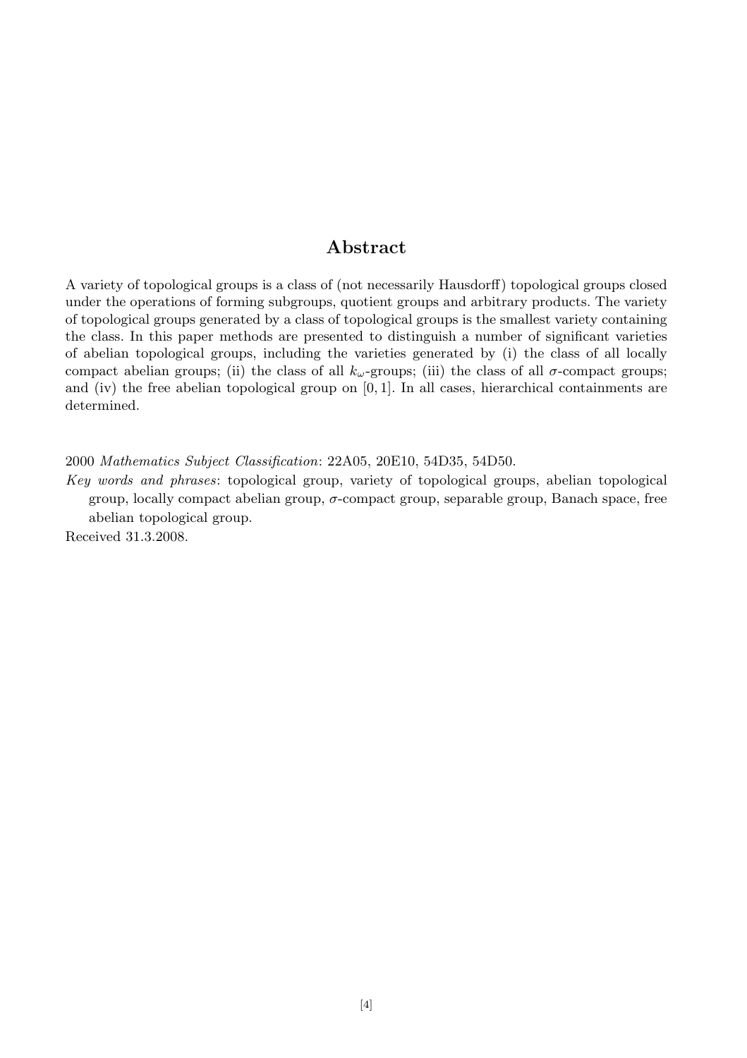## Abstract

A variety of topological groups is a class of (not necessarily Hausdorff) topological groups closed under the operations of forming subgroups, quotient groups and arbitrary products. The variety of topological groups generated by a class of topological groups is the smallest variety containing the class. In this paper methods are presented to distinguish a number of significant varieties of abelian topological groups, including the varieties generated by (i) the class of all locally compact abelian groups; (ii) the class of all $k_\omega$-groups; (iii) the class of all $\sigma$-compact groups; and (iv) the free abelian topological group on $[0, 1]$. In all cases, hierarchical containments are determined.

2000 *Mathematics Subject Classification*: 22A05, 20E10, 54D35, 54D50.

*Key words and phrases*: topological group, variety of topological groups, abelian topological group, locally compact abelian group, $\sigma$-compact group, separable group, Banach space, free abelian topological group.

Received 31.3.2008.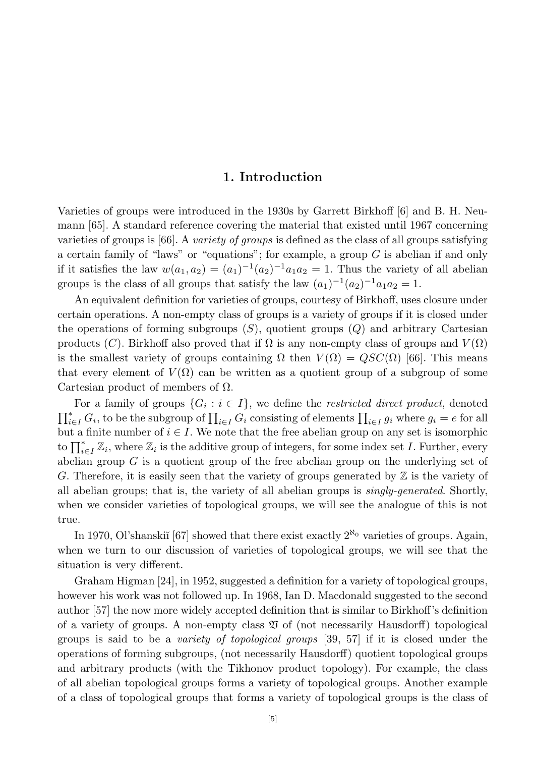# 1. Introduction

Varieties of groups were introduced in the 1930s by Garrett Birkhoff [6] and B. H. Neumann [65]. A standard reference covering the material that existed until 1967 concerning varieties of groups is [66]. A *variety of groups* is defined as the class of all groups satisfying a certain family of "laws" or "equations"; for example, a group $G$ is abelian if and only if it satisfies the law $w(a_1, a_2) = (a_1)^{-1}(a_2)^{-1}a_1a_2 = 1$. Thus the variety of all abelian groups is the class of all groups that satisfy the law $(a_1)^{-1}(a_2)^{-1}a_1a_2 = 1$.

An equivalent definition for varieties of groups, courtesy of Birkhoff, uses closure under certain operations. A non-empty class of groups is a variety of groups if it is closed under the operations of forming subgroups ($S$), quotient groups ($Q$) and arbitrary Cartesian products ($C$). Birkhoff also proved that if $\Omega$ is any non-empty class of groups and $V(\Omega)$ is the smallest variety of groups containing $\Omega$ then $V(\Omega) = QSC(\Omega)$ [66]. This means that every element of $V(\Omega)$ can be written as a quotient group of a subgroup of some Cartesian product of members of $\Omega$.

For a family of groups $\{G_i : i \in I\}$, we define the *restricted direct product*, denoted $\prod^*_{i\in I} G_i$, to be the subgroup of $\prod_{i\in I} G_i$ consisting of elements $\prod_{i\in I} g_i$ where $g_i = e$ for all but a finite number of $i \in I$. We note that the free abelian group on any set is isomorphic to $\prod^*_{i\in I} \mathbb{Z}_i$, where $\mathbb{Z}_i$ is the additive group of integers, for some index set $I$. Further, every abelian group $G$ is a quotient group of the free abelian group on the underlying set of $G$. Therefore, it is easily seen that the variety of groups generated by $\mathbb{Z}$ is the variety of all abelian groups; that is, the variety of all abelian groups is *singly-generated.* Shortly, when we consider varieties of topological groups, we will see the analogue of this is not true.

In 1970, Ol'shanskiĭ [67] showed that there exist exactly $2^{\aleph_0}$ varieties of groups. Again, when we turn to our discussion of varieties of topological groups, we will see that the situation is very different.

Graham Higman [24], in 1952, suggested a definition for a variety of topological groups, however his work was not followed up. In 1968, Ian D. Macdonald suggested to the second author [57] the now more widely accepted definition that is similar to Birkhoff's definition of a variety of groups. A non-empty class $\mathfrak{V}$ of (not necessarily Hausdorff) topological groups is said to be a *variety of topological groups* [39, 57] if it is closed under the operations of forming subgroups, (not necessarily Hausdorff) quotient topological groups and arbitrary products (with the Tikhonov product topology). For example, the class of all abelian topological groups forms a variety of topological groups. Another example of a class of topological groups that forms a variety of topological groups is the class of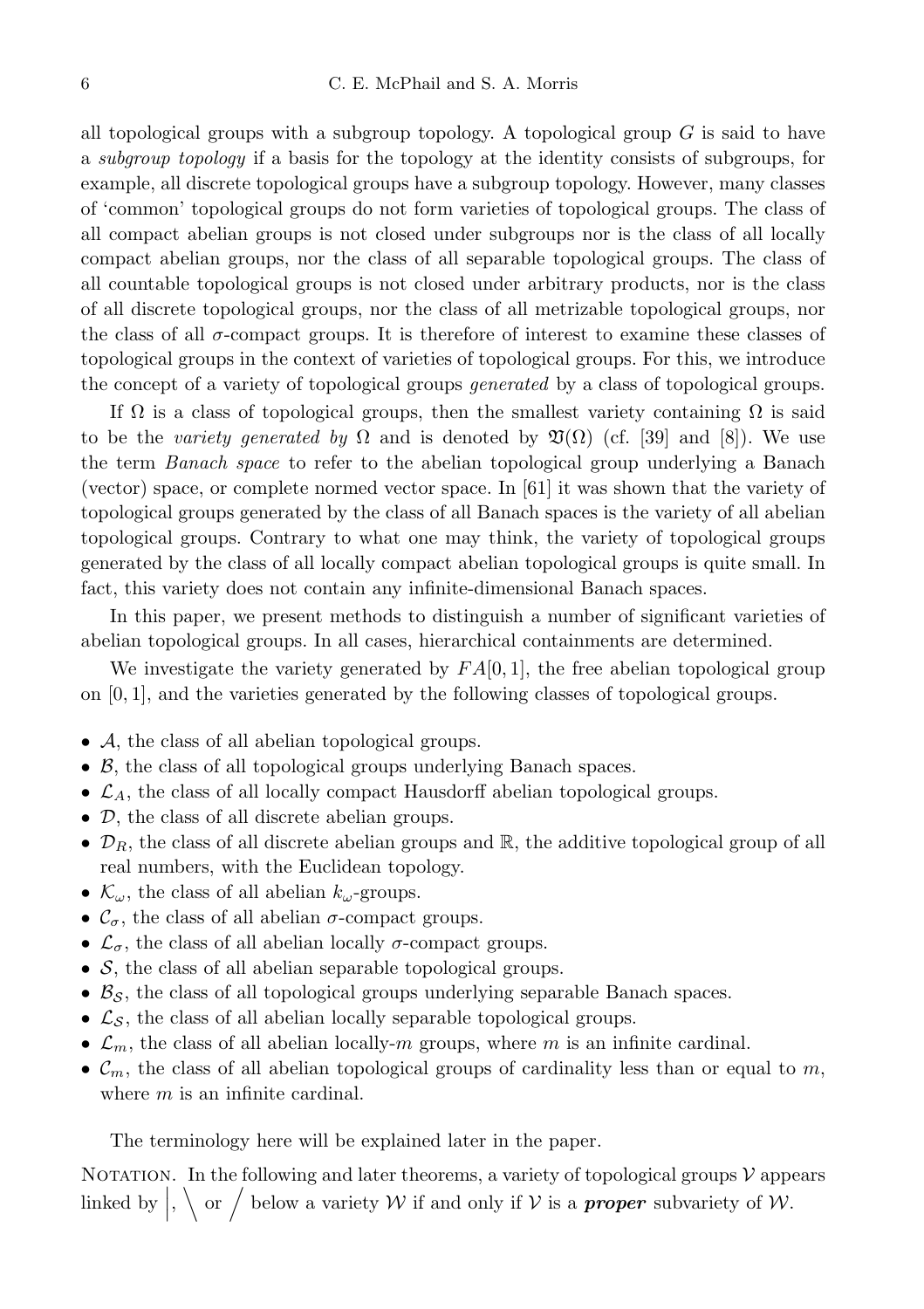all topological groups with a subgroup topology. A topological group $G$ is said to have a *subgroup topology* if a basis for the topology at the identity consists of subgroups, for example, all discrete topological groups have a subgroup topology. However, many classes of 'common' topological groups do not form varieties of topological groups. The class of all compact abelian groups is not closed under subgroups nor is the class of all locally compact abelian groups, nor the class of all separable topological groups. The class of all countable topological groups is not closed under arbitrary products, nor is the class of all discrete topological groups, nor the class of all metrizable topological groups, nor the class of all $\sigma$-compact groups. It is therefore of interest to examine these classes of topological groups in the context of varieties of topological groups. For this, we introduce the concept of a variety of topological groups *generated* by a class of topological groups.

If $\Omega$ is a class of topological groups, then the smallest variety containing $\Omega$ is said to be the *variety generated by* $\Omega$ and is denoted by $\mathfrak{V}(\Omega)$ (cf. [39] and [8]). We use the term *Banach space* to refer to the abelian topological group underlying a Banach (vector) space, or complete normed vector space. In [61] it was shown that the variety of topological groups generated by the class of all Banach spaces is the variety of all abelian topological groups. Contrary to what one may think, the variety of topological groups generated by the class of all locally compact abelian topological groups is quite small. In fact, this variety does not contain any infinite-dimensional Banach spaces.

In this paper, we present methods to distinguish a number of significant varieties of abelian topological groups. In all cases, hierarchical containments are determined.

We investigate the variety generated by $FA[0,1]$, the free abelian topological group on $[0,1]$, and the varieties generated by the following classes of topological groups.

- $\mathcal{A}$, the class of all abelian topological groups.
- $\mathcal{B}$, the class of all topological groups underlying Banach spaces.
- $\mathcal{L}_A$, the class of all locally compact Hausdorff abelian topological groups.
- $\mathcal{D}$, the class of all discrete abelian groups.
- $\mathcal{D}_R$, the class of all discrete abelian groups and $\mathbb{R}$, the additive topological group of all real numbers, with the Euclidean topology.
- $\mathcal{K}_\omega$, the class of all abelian $k_\omega$-groups.
- $\mathcal{C}_\sigma$, the class of all abelian $\sigma$-compact groups.
- $\mathcal{L}_\sigma$, the class of all abelian locally $\sigma$-compact groups.
- $\mathcal{S}$, the class of all abelian separable topological groups.
- $\mathcal{B}_\mathcal{S}$, the class of all topological groups underlying separable Banach spaces.
- $\mathcal{L}_\mathcal{S}$, the class of all abelian locally separable topological groups.
- $\mathcal{L}_m$, the class of all abelian locally-$m$ groups, where $m$ is an infinite cardinal.
- $\mathcal{C}_m$, the class of all abelian topological groups of cardinality less than or equal to $m$, where $m$ is an infinite cardinal.

The terminology here will be explained later in the paper.

Notation. In the following and later theorems, a variety of topological groups $\mathcal{V}$ appears linked by $\Big|$, $\diagdown$ or $\diagup$ below a variety $\mathcal{W}$ if and only if $\mathcal{V}$ is a ***proper*** subvariety of $\mathcal{W}$.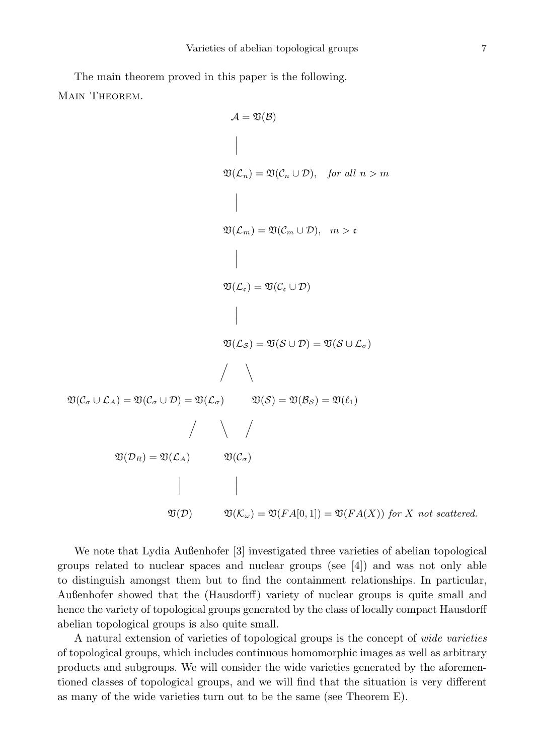The main theorem proved in this paper is the following.

Main Theorem.

$$
\begin{array}{c}
\mathcal{A} = \mathfrak{V}(\mathcal{B}) \\
| \\
\mathfrak{V}(\mathcal{L}_n) = \mathfrak{V}(\mathcal{C}_n \cup \mathcal{D}), \quad \textit{for all } n > m \\
| \\
\mathfrak{V}(\mathcal{L}_m) = \mathfrak{V}(\mathcal{C}_m \cup \mathcal{D}), \quad m > \mathfrak{c} \\
| \\
\mathfrak{V}(\mathcal{L}_\mathfrak{c}) = \mathfrak{V}(\mathcal{C}_\mathfrak{c} \cup \mathcal{D}) \\
| \\
\mathfrak{V}(\mathcal{L}_\mathcal{S}) = \mathfrak{V}(\mathcal{S} \cup \mathcal{D}) = \mathfrak{V}(\mathcal{S} \cup \mathcal{L}_\sigma) \\
/ \quad \backslash \\
\mathfrak{V}(\mathcal{C}_\sigma \cup \mathcal{L}_A) = \mathfrak{V}(\mathcal{C}_\sigma \cup \mathcal{D}) = \mathfrak{V}(\mathcal{L}_\sigma) \qquad \mathfrak{V}(\mathcal{S}) = \mathfrak{V}(\mathcal{B}_\mathcal{S}) = \mathfrak{V}(\ell_1) \\
/ \quad \backslash \quad / \\
\mathfrak{V}(\mathcal{D}_R) = \mathfrak{V}(\mathcal{L}_A) \qquad \mathfrak{V}(\mathcal{C}_\sigma) \\
| \qquad\qquad | \\
\mathfrak{V}(\mathcal{D}) \qquad \mathfrak{V}(\mathcal{K}_\omega) = \mathfrak{V}(FA[0,1]) = \mathfrak{V}(FA(X)) \textit{ for } X \textit{ not scattered.}
\end{array}
$$

We note that Lydia Außenhofer [3] investigated three varieties of abelian topological groups related to nuclear spaces and nuclear groups (see [4]) and was not only able to distinguish amongst them but to find the containment relationships. In particular, Außenhofer showed that the (Hausdorff) variety of nuclear groups is quite small and hence the variety of topological groups generated by the class of locally compact Hausdorff abelian topological groups is also quite small.

A natural extension of varieties of topological groups is the concept of *wide varieties* of topological groups, which includes continuous homomorphic images as well as arbitrary products and subgroups. We will consider the wide varieties generated by the aforementioned classes of topological groups, and we will find that the situation is very different as many of the wide varieties turn out to be the same (see Theorem E).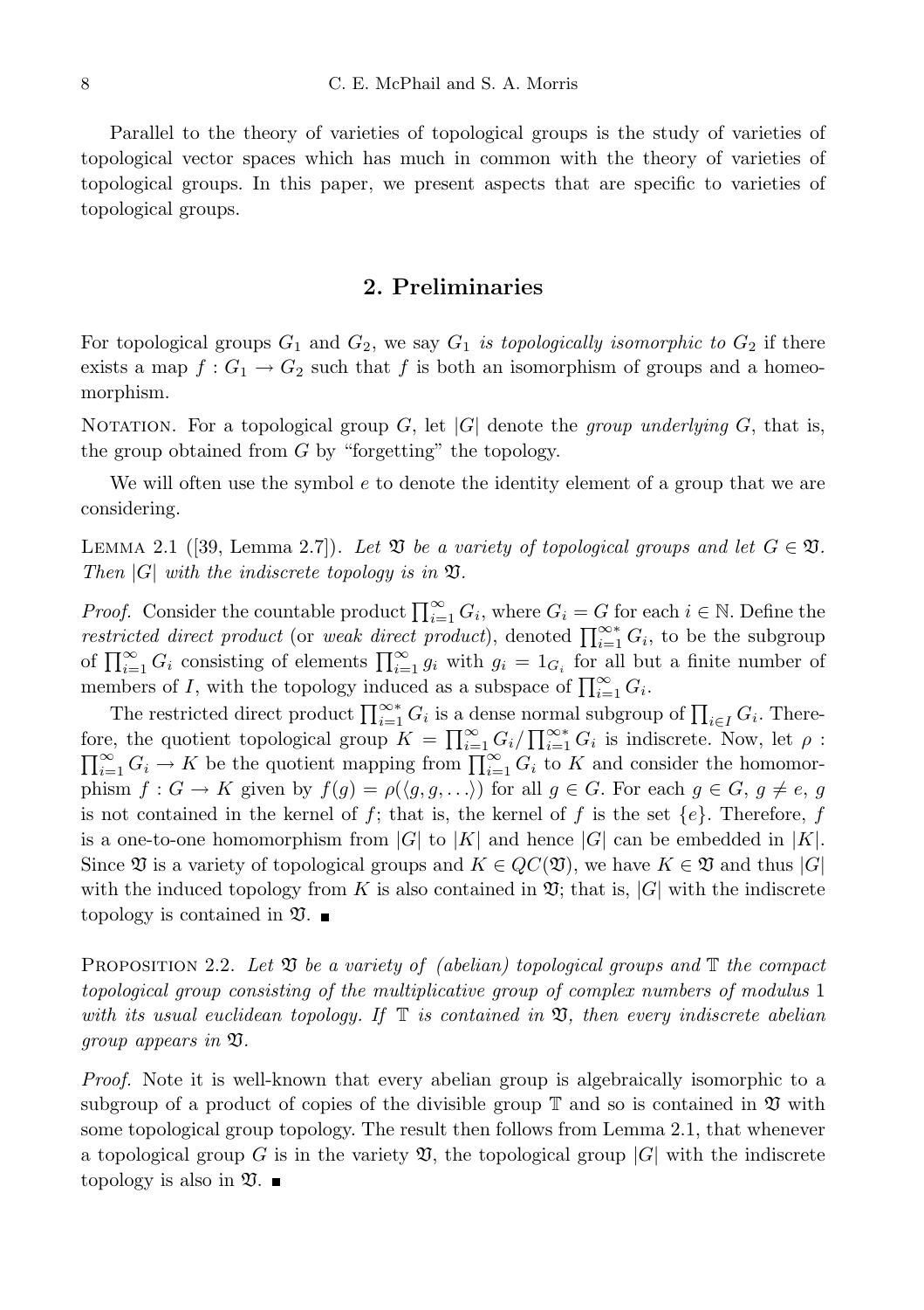Parallel to the theory of varieties of topological groups is the study of varieties of topological vector spaces which has much in common with the theory of varieties of topological groups. In this paper, we present aspects that are specific to varieties of topological groups.

## 2. Preliminaries

For topological groups $G_1$ and $G_2$, we say $G_1$ *is topologically isomorphic to* $G_2$ if there exists a map $f : G_1 \to G_2$ such that $f$ is both an isomorphism of groups and a homeomorphism.

Notation. For a topological group $G$, let $|G|$ denote the *group underlying* $G$, that is, the group obtained from $G$ by "forgetting" the topology.

We will often use the symbol $e$ to denote the identity element of a group that we are considering.

Lemma 2.1 ([39, Lemma 2.7]). *Let $\mathfrak{V}$ be a variety of topological groups and let $G \in \mathfrak{V}$. Then $|G|$ with the indiscrete topology is in $\mathfrak{V}$.*

*Proof.* Consider the countable product $\prod_{i=1}^{\infty} G_i$, where $G_i = G$ for each $i \in \mathbb{N}$. Define the *restricted direct product* (or *weak direct product*), denoted $\prod_{i=1}^{\infty *} G_i$, to be the subgroup of $\prod_{i=1}^{\infty} G_i$ consisting of elements $\prod_{i=1}^{\infty} g_i$ with $g_i = 1_{G_i}$ for all but a finite number of members of $I$, with the topology induced as a subspace of $\prod_{i=1}^{\infty} G_i$.

The restricted direct product $\prod_{i=1}^{\infty *} G_i$ is a dense normal subgroup of $\prod_{i \in I} G_i$. Therefore, the quotient topological group $K = \prod_{i=1}^{\infty} G_i / \prod_{i=1}^{\infty *} G_i$ is indiscrete. Now, let $\rho : \prod_{i=1}^{\infty} G_i \to K$ be the quotient mapping from $\prod_{i=1}^{\infty} G_i$ to $K$ and consider the homomorphism $f : G \to K$ given by $f(g) = \rho(\langle g, g, \ldots \rangle)$ for all $g \in G$. For each $g \in G$, $g \neq e$, $g$ is not contained in the kernel of $f$; that is, the kernel of $f$ is the set $\{e\}$. Therefore, $f$ is a one-to-one homomorphism from $|G|$ to $|K|$ and hence $|G|$ can be embedded in $|K|$. Since $\mathfrak{V}$ is a variety of topological groups and $K \in QC(\mathfrak{V})$, we have $K \in \mathfrak{V}$ and thus $|G|$ with the induced topology from $K$ is also contained in $\mathfrak{V}$; that is, $|G|$ with the indiscrete topology is contained in $\mathfrak{V}$. ∎

Proposition 2.2. *Let $\mathfrak{V}$ be a variety of (abelian) topological groups and $\mathbb{T}$ the compact topological group consisting of the multiplicative group of complex numbers of modulus 1 with its usual euclidean topology. If $\mathbb{T}$ is contained in $\mathfrak{V}$, then every indiscrete abelian group appears in $\mathfrak{V}$.*

*Proof.* Note it is well-known that every abelian group is algebraically isomorphic to a subgroup of a product of copies of the divisible group $\mathbb{T}$ and so is contained in $\mathfrak{V}$ with some topological group topology. The result then follows from Lemma 2.1, that whenever a topological group $G$ is in the variety $\mathfrak{V}$, the topological group $|G|$ with the indiscrete topology is also in $\mathfrak{V}$. ∎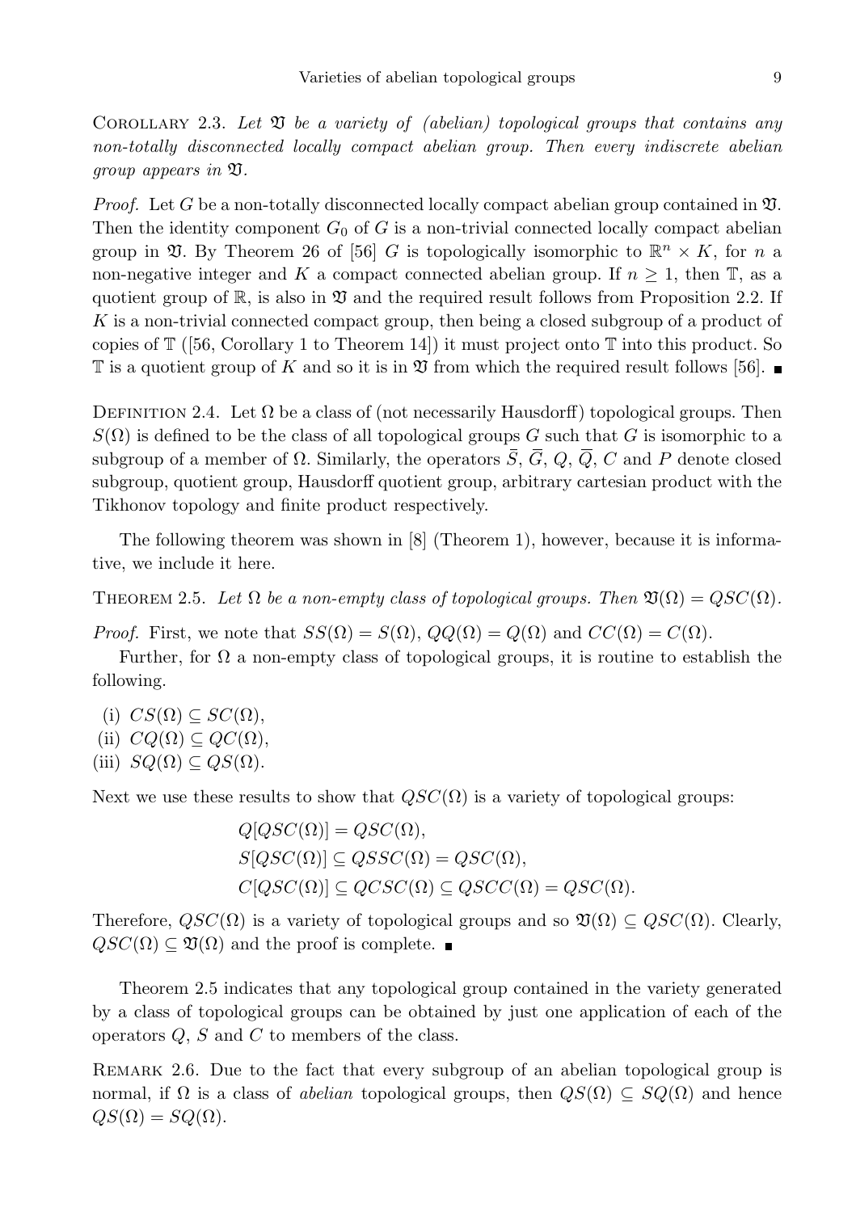Corollary 2.3. *Let $\mathfrak{V}$ be a variety of (abelian) topological groups that contains any non-totally disconnected locally compact abelian group. Then every indiscrete abelian group appears in $\mathfrak{V}$.*

*Proof.* Let $G$ be a non-totally disconnected locally compact abelian group contained in $\mathfrak{V}$. Then the identity component $G_0$ of $G$ is a non-trivial connected locally compact abelian group in $\mathfrak{V}$. By Theorem 26 of [56] $G$ is topologically isomorphic to $\mathbb{R}^n \times K$, for $n$ a non-negative integer and $K$ a compact connected abelian group. If $n \geq 1$, then $\mathbb{T}$, as a quotient group of $\mathbb{R}$, is also in $\mathfrak{V}$ and the required result follows from Proposition 2.2. If $K$ is a non-trivial connected compact group, then being a closed subgroup of a product of copies of $\mathbb{T}$ ([56, Corollary 1 to Theorem 14]) it must project onto $\mathbb{T}$ into this product. So $\mathbb{T}$ is a quotient group of $K$ and so it is in $\mathfrak{V}$ from which the required result follows [56]. ∎

Definition 2.4. Let $\Omega$ be a class of (not necessarily Hausdorff) topological groups. Then $S(\Omega)$ is defined to be the class of all topological groups $G$ such that $G$ is isomorphic to a subgroup of a member of $\Omega$. Similarly, the operators $\bar{S}$, $\overline{G}$, $Q$, $\overline{Q}$, $C$ and $P$ denote closed subgroup, quotient group, Hausdorff quotient group, arbitrary cartesian product with the Tikhonov topology and finite product respectively.

The following theorem was shown in [8] (Theorem 1), however, because it is informative, we include it here.

Theorem 2.5. *Let $\Omega$ be a non-empty class of topological groups. Then $\mathfrak{V}(\Omega) = QSC(\Omega)$.*

*Proof.* First, we note that $SS(\Omega) = S(\Omega)$, $QQ(\Omega) = Q(\Omega)$ and $CC(\Omega) = C(\Omega)$.

Further, for $\Omega$ a non-empty class of topological groups, it is routine to establish the following.

(i) $CS(\Omega) \subseteq SC(\Omega)$,
(ii) $CQ(\Omega) \subseteq QC(\Omega)$,
(iii) $SQ(\Omega) \subseteq QS(\Omega)$.

Next we use these results to show that $QSC(\Omega)$ is a variety of topological groups:

$$
\begin{aligned}
&Q[QSC(\Omega)] = QSC(\Omega),\\
&S[QSC(\Omega)] \subseteq QSSC(\Omega) = QSC(\Omega),\\
&C[QSC(\Omega)] \subseteq QCSC(\Omega) \subseteq QSCC(\Omega) = QSC(\Omega).
\end{aligned}
$$

Therefore, $QSC(\Omega)$ is a variety of topological groups and so $\mathfrak{V}(\Omega) \subseteq QSC(\Omega)$. Clearly, $QSC(\Omega) \subseteq \mathfrak{V}(\Omega)$ and the proof is complete. ∎

Theorem 2.5 indicates that any topological group contained in the variety generated by a class of topological groups can be obtained by just one application of each of the operators $Q$, $S$ and $C$ to members of the class.

Remark 2.6. Due to the fact that every subgroup of an abelian topological group is normal, if $\Omega$ is a class of *abelian* topological groups, then $QS(\Omega) \subseteq SQ(\Omega)$ and hence $QS(\Omega) = SQ(\Omega)$.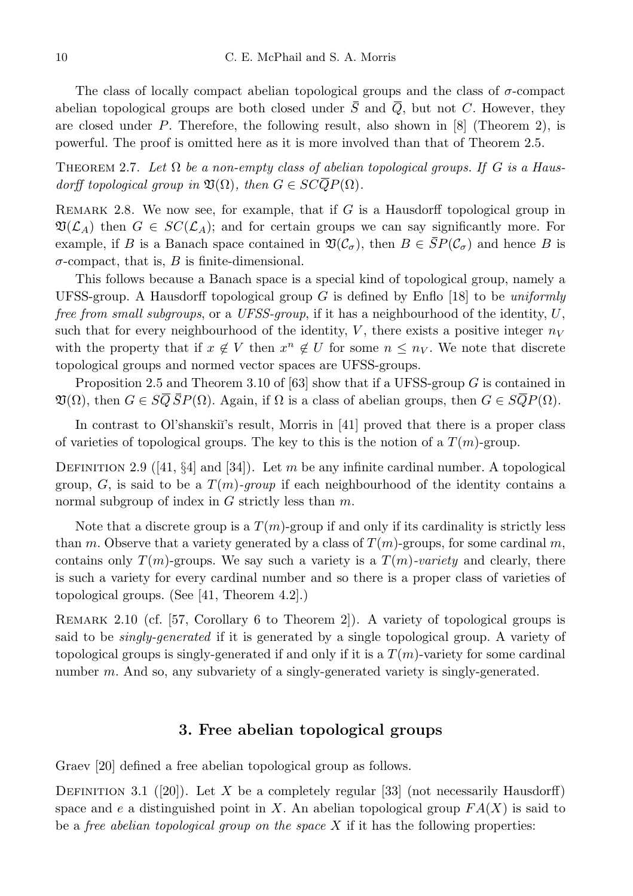The class of locally compact abelian topological groups and the class of $\sigma$-compact abelian topological groups are both closed under $\bar{S}$ and $\overline{Q}$, but not $C$. However, they are closed under $P$. Therefore, the following result, also shown in [8] (Theorem 2), is powerful. The proof is omitted here as it is more involved than that of Theorem 2.5.

THEOREM 2.7. *Let $\Omega$ be a non-empty class of abelian topological groups. If $G$ is a Hausdorff topological group in $\mathfrak{V}(\Omega)$, then $G \in SC\overline{Q}P(\Omega)$.*

REMARK 2.8. We now see, for example, that if $G$ is a Hausdorff topological group in $\mathfrak{V}(\mathcal{L}_A)$ then $G \in SC(\mathcal{L}_A)$; and for certain groups we can say significantly more. For example, if $B$ is a Banach space contained in $\mathfrak{V}(\mathcal{C}_\sigma)$, then $B \in \bar{S}P(\mathcal{C}_\sigma)$ and hence $B$ is $\sigma$-compact, that is, $B$ is finite-dimensional.

This follows because a Banach space is a special kind of topological group, namely a UFSS-group. A Hausdorff topological group $G$ is defined by Enflo [18] to be *uniformly free from small subgroups*, or a *UFSS-group*, if it has a neighbourhood of the identity, $U$, such that for every neighbourhood of the identity, $V$, there exists a positive integer $n_V$ with the property that if $x \notin V$ then $x^n \notin U$ for some $n \leq n_V$. We note that discrete topological groups and normed vector spaces are UFSS-groups.

Proposition 2.5 and Theorem 3.10 of [63] show that if a UFSS-group $G$ is contained in $\mathfrak{V}(\Omega)$, then $G \in S\overline{Q}\,\bar{S}P(\Omega)$. Again, if $\Omega$ is a class of abelian groups, then $G \in S\overline{Q}P(\Omega)$.

In contrast to Ol'shanskiĭ's result, Morris in [41] proved that there is a proper class of varieties of topological groups. The key to this is the notion of a $T(m)$-group.

DEFINITION 2.9 ([41, §4] and [34]). Let $m$ be any infinite cardinal number. A topological group, $G$, is said to be a *$T(m)$-group* if each neighbourhood of the identity contains a normal subgroup of index in $G$ strictly less than $m$.

Note that a discrete group is a $T(m)$-group if and only if its cardinality is strictly less than $m$. Observe that a variety generated by a class of $T(m)$-groups, for some cardinal $m$, contains only $T(m)$-groups. We say such a variety is a *$T(m)$-variety* and clearly, there is such a variety for every cardinal number and so there is a proper class of varieties of topological groups. (See [41, Theorem 4.2].)

REMARK 2.10 (cf. [57, Corollary 6 to Theorem 2]). A variety of topological groups is said to be *singly-generated* if it is generated by a single topological group. A variety of topological groups is singly-generated if and only if it is a $T(m)$-variety for some cardinal number $m$. And so, any subvariety of a singly-generated variety is singly-generated.

## 3. Free abelian topological groups

Graev [20] defined a free abelian topological group as follows.

DEFINITION 3.1 ([20]). Let $X$ be a completely regular [33] (not necessarily Hausdorff) space and $e$ a distinguished point in $X$. An abelian topological group $FA(X)$ is said to be a *free abelian topological group on the space* $X$ if it has the following properties: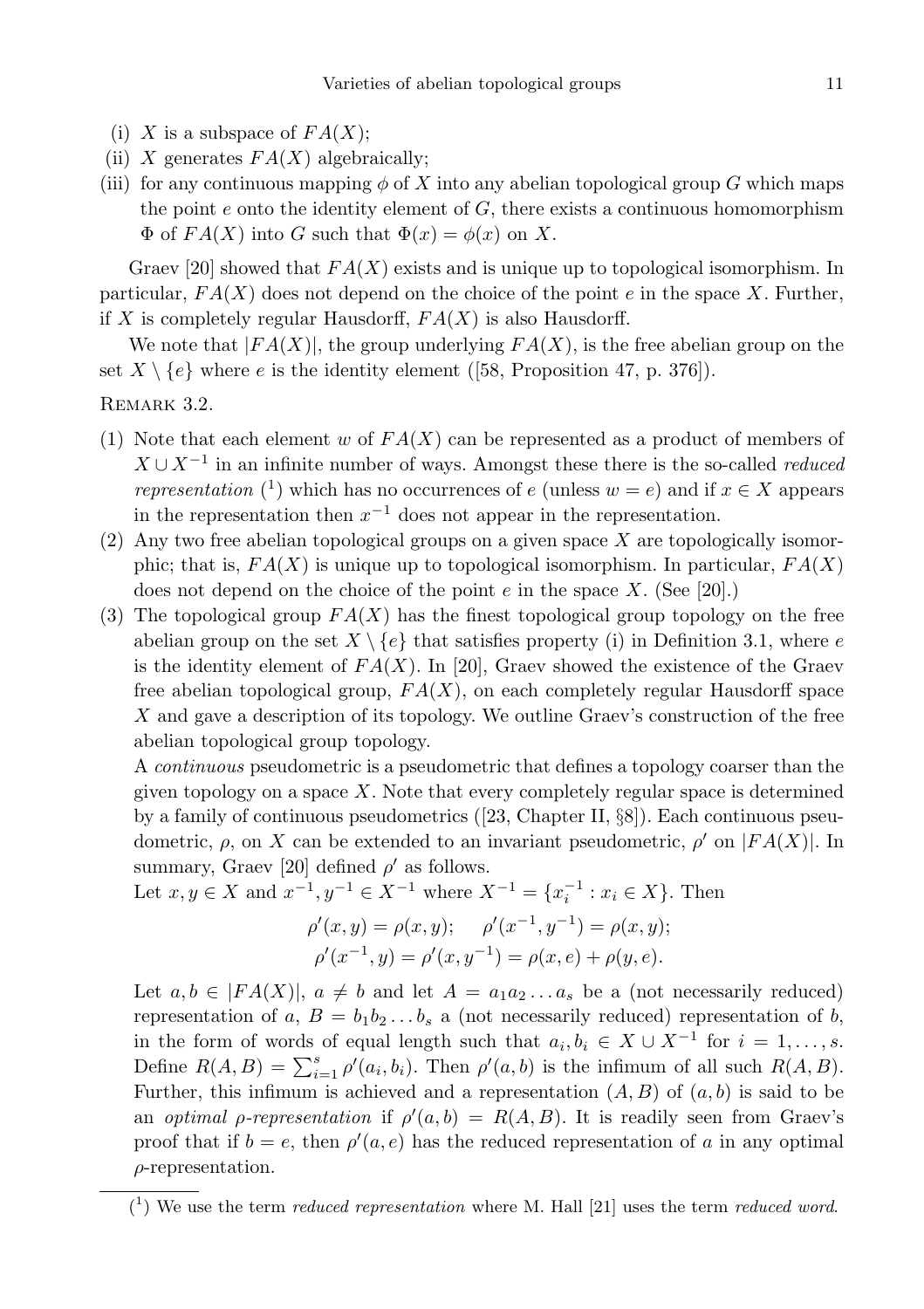(i) $X$ is a subspace of $FA(X)$;
(ii) $X$ generates $FA(X)$ algebraically;
(iii) for any continuous mapping $\phi$ of $X$ into any abelian topological group $G$ which maps the point $e$ onto the identity element of $G$, there exists a continuous homomorphism $\Phi$ of $FA(X)$ into $G$ such that $\Phi(x) = \phi(x)$ on $X$.

Graev [20] showed that $FA(X)$ exists and is unique up to topological isomorphism. In particular, $FA(X)$ does not depend on the choice of the point $e$ in the space $X$. Further, if $X$ is completely regular Hausdorff, $FA(X)$ is also Hausdorff.

We note that $|FA(X)|$, the group underlying $FA(X)$, is the free abelian group on the set $X \setminus \{e\}$ where $e$ is the identity element ([58, Proposition 47, p. 376]).

REMARK 3.2.

(1) Note that each element $w$ of $FA(X)$ can be represented as a product of members of $X \cup X^{-1}$ in an infinite number of ways. Amongst these there is the so-called *reduced representation* (1) which has no occurrences of $e$ (unless $w = e$) and if $x \in X$ appears in the representation then $x^{-1}$ does not appear in the representation.

(2) Any two free abelian topological groups on a given space $X$ are topologically isomorphic; that is, $FA(X)$ is unique up to topological isomorphism. In particular, $FA(X)$ does not depend on the choice of the point $e$ in the space $X$. (See [20].)

(3) The topological group $FA(X)$ has the finest topological group topology on the free abelian group on the set $X \setminus \{e\}$ that satisfies property (i) in Definition 3.1, where $e$ is the identity element of $FA(X)$. In [20], Graev showed the existence of the Graev free abelian topological group, $FA(X)$, on each completely regular Hausdorff space $X$ and gave a description of its topology. We outline Graev's construction of the free abelian topological group topology.

A *continuous* pseudometric is a pseudometric that defines a topology coarser than the given topology on a space $X$. Note that every completely regular space is determined by a family of continuous pseudometrics ([23, Chapter II, §8]). Each continuous pseudometric, $\rho$, on $X$ can be extended to an invariant pseudometric, $\rho'$ on $|FA(X)|$. In summary, Graev [20] defined $\rho'$ as follows.

Let $x, y \in X$ and $x^{-1}, y^{-1} \in X^{-1}$ where $X^{-1} = \{x_i^{-1} : x_i \in X\}$. Then

$$\rho'(x, y) = \rho(x, y); \quad \rho'(x^{-1}, y^{-1}) = \rho(x, y);$$
$$\rho'(x^{-1}, y) = \rho'(x, y^{-1}) = \rho(x, e) + \rho(y, e).$$

Let $a, b \in |FA(X)|$, $a \neq b$ and let $A = a_1 a_2 \dots a_s$ be a (not necessarily reduced) representation of $a$, $B = b_1 b_2 \dots b_s$ a (not necessarily reduced) representation of $b$, in the form of words of equal length such that $a_i, b_i \in X \cup X^{-1}$ for $i = 1, \dots, s$. Define $R(A, B) = \sum_{i=1}^{s} \rho'(a_i, b_i)$. Then $\rho'(a, b)$ is the infimum of all such $R(A, B)$. Further, this infimum is achieved and a representation $(A, B)$ of $(a, b)$ is said to be an *optimal $\rho$-representation* if $\rho'(a, b) = R(A, B)$. It is readily seen from Graev's proof that if $b = e$, then $\rho'(a, e)$ has the reduced representation of $a$ in any optimal $\rho$-representation.

(1) We use the term *reduced representation* where M. Hall [21] uses the term *reduced word*.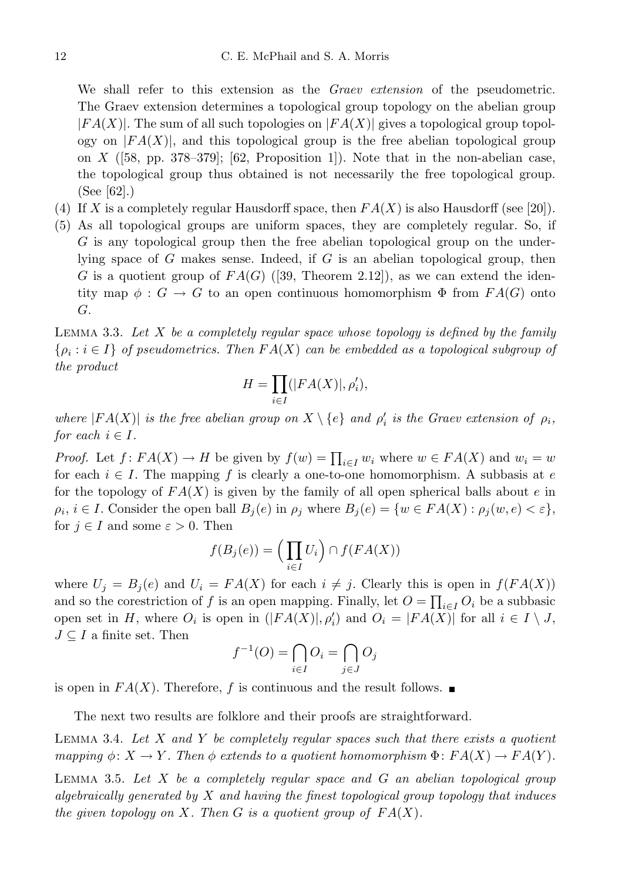We shall refer to this extension as the *Graev extension* of the pseudometric. The Graev extension determines a topological group topology on the abelian group $|FA(X)|$. The sum of all such topologies on $|FA(X)|$ gives a topological group topology on $|FA(X)|$, and this topological group is the free abelian topological group on $X$ ([58, pp. 378–379]; [62, Proposition 1]). Note that in the non-abelian case, the topological group thus obtained is not necessarily the free topological group. (See [62].)

(4) If $X$ is a completely regular Hausdorff space, then $FA(X)$ is also Hausdorff (see [20]).

(5) As all topological groups are uniform spaces, they are completely regular. So, if $G$ is any topological group then the free abelian topological group on the underlying space of $G$ makes sense. Indeed, if $G$ is an abelian topological group, then $G$ is a quotient group of $FA(G)$ ([39, Theorem 2.12]), as we can extend the identity map $\phi : G \to G$ to an open continuous homomorphism $\Phi$ from $FA(G)$ onto $G$.

Lemma 3.3. *Let $X$ be a completely regular space whose topology is defined by the family $\{\rho_i : i \in I\}$ of pseudometrics. Then $FA(X)$ can be embedded as a topological subgroup of the product*

$$H = \prod_{i \in I} (|FA(X)|, \rho'_i),$$

*where $|FA(X)|$ is the free abelian group on $X \setminus \{e\}$ and $\rho'_i$ is the Graev extension of $\rho_i$, for each $i \in I$.*

*Proof.* Let $f\colon FA(X) \to H$ be given by $f(w) = \prod_{i \in I} w_i$ where $w \in FA(X)$ and $w_i = w$ for each $i \in I$. The mapping $f$ is clearly a one-to-one homomorphism. A subbasis at $e$ for the topology of $FA(X)$ is given by the family of all open spherical balls about $e$ in $\rho_i$, $i \in I$. Consider the open ball $B_j(e)$ in $\rho_j$ where $B_j(e) = \{w \in FA(X) : \rho_j(w, e) < \varepsilon\}$, for $j \in I$ and some $\varepsilon > 0$. Then

$$f(B_j(e)) = \Big(\prod_{i \in I} U_i\Big) \cap f(FA(X))$$

where $U_j = B_j(e)$ and $U_i = FA(X)$ for each $i \neq j$. Clearly this is open in $f(FA(X))$ and so the corestriction of $f$ is an open mapping. Finally, let $O = \prod_{i \in I} O_i$ be a subbasic open set in $H$, where $O_i$ is open in $(|FA(X)|, \rho'_i)$ and $O_i = |FA(X)|$ for all $i \in I \setminus J$, $J \subseteq I$ a finite set. Then

$$f^{-1}(O) = \bigcap_{i \in I} O_i = \bigcap_{j \in J} O_j$$

is open in $FA(X)$. Therefore, $f$ is continuous and the result follows. ∎

The next two results are folklore and their proofs are straightforward.

Lemma 3.4. *Let $X$ and $Y$ be completely regular spaces such that there exists a quotient mapping $\phi\colon X \to Y$. Then $\phi$ extends to a quotient homomorphism $\Phi\colon FA(X) \to FA(Y)$.*

Lemma 3.5. *Let $X$ be a completely regular space and $G$ an abelian topological group algebraically generated by $X$ and having the finest topological group topology that induces the given topology on $X$. Then $G$ is a quotient group of $FA(X)$.*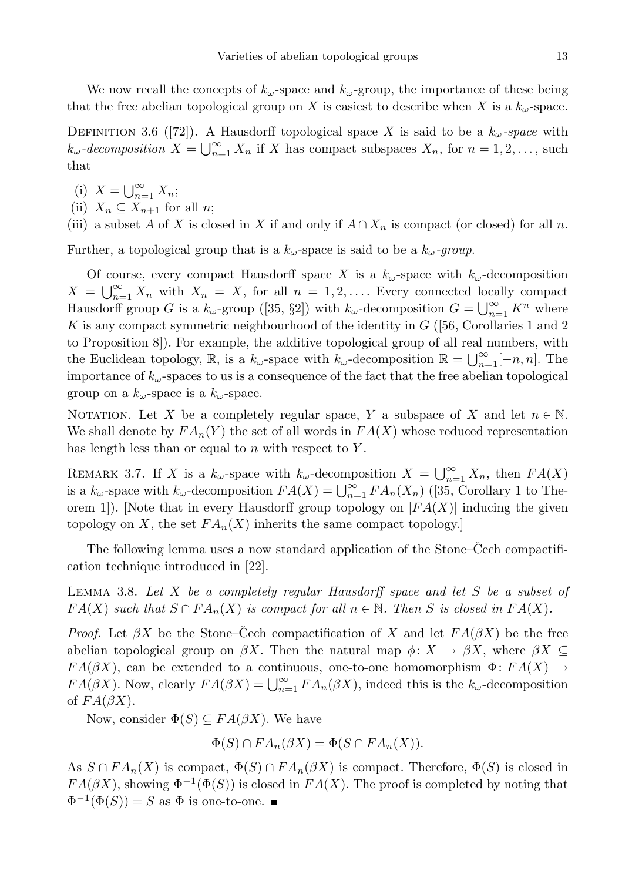We now recall the concepts of $k_\omega$-space and $k_\omega$-group, the importance of these being that the free abelian topological group on $X$ is easiest to describe when $X$ is a $k_\omega$-space.

Definition 3.6 ([72]). A Hausdorff topological space $X$ is said to be a *$k_\omega$-space* with *$k_\omega$-decomposition* $X = \bigcup_{n=1}^{\infty} X_n$ if $X$ has compact subspaces $X_n$, for $n = 1, 2, \dots$, such that

(i) $X = \bigcup_{n=1}^{\infty} X_n$;

(ii) $X_n \subseteq X_{n+1}$ for all $n$;

(iii) a subset $A$ of $X$ is closed in $X$ if and only if $A \cap X_n$ is compact (or closed) for all $n$.

Further, a topological group that is a $k_\omega$-space is said to be a *$k_\omega$-group*.

Of course, every compact Hausdorff space $X$ is a $k_\omega$-space with $k_\omega$-decomposition $X = \bigcup_{n=1}^{\infty} X_n$ with $X_n = X$, for all $n = 1, 2, \dots$. Every connected locally compact Hausdorff group $G$ is a $k_\omega$-group ([35, §2]) with $k_\omega$-decomposition $G = \bigcup_{n=1}^{\infty} K^n$ where $K$ is any compact symmetric neighbourhood of the identity in $G$ ([56, Corollaries 1 and 2 to Proposition 8]). For example, the additive topological group of all real numbers, with the Euclidean topology, $\mathbb{R}$, is a $k_\omega$-space with $k_\omega$-decomposition $\mathbb{R} = \bigcup_{n=1}^{\infty} [-n, n]$. The importance of $k_\omega$-spaces to us is a consequence of the fact that the free abelian topological group on a $k_\omega$-space is a $k_\omega$-space.

Notation. Let $X$ be a completely regular space, $Y$ a subspace of $X$ and let $n \in \mathbb{N}$. We shall denote by $FA_n(Y)$ the set of all words in $FA(X)$ whose reduced representation has length less than or equal to $n$ with respect to $Y$.

Remark 3.7. If $X$ is a $k_\omega$-space with $k_\omega$-decomposition $X = \bigcup_{n=1}^{\infty} X_n$, then $FA(X)$ is a $k_\omega$-space with $k_\omega$-decomposition $FA(X) = \bigcup_{n=1}^{\infty} FA_n(X_n)$ ([35, Corollary 1 to Theorem 1]). [Note that in every Hausdorff group topology on $|FA(X)|$ inducing the given topology on $X$, the set $FA_n(X)$ inherits the same compact topology.]

The following lemma uses a now standard application of the Stone–Čech compactification technique introduced in [22].

Lemma 3.8. *Let $X$ be a completely regular Hausdorff space and let $S$ be a subset of $FA(X)$ such that $S \cap FA_n(X)$ is compact for all $n \in \mathbb{N}$. Then $S$ is closed in $FA(X)$.*

*Proof.* Let $\beta X$ be the Stone–Čech compactification of $X$ and let $FA(\beta X)$ be the free abelian topological group on $\beta X$. Then the natural map $\phi\colon X \to \beta X$, where $\beta X \subseteq FA(\beta X)$, can be extended to a continuous, one-to-one homomorphism $\Phi\colon FA(X) \to FA(\beta X)$. Now, clearly $FA(\beta X) = \bigcup_{n=1}^{\infty} FA_n(\beta X)$, indeed this is the $k_\omega$-decomposition of $FA(\beta X)$.

Now, consider $\Phi(S) \subseteq FA(\beta X)$. We have

$$\Phi(S) \cap FA_n(\beta X) = \Phi(S \cap FA_n(X)).$$

As $S \cap FA_n(X)$ is compact, $\Phi(S) \cap FA_n(\beta X)$ is compact. Therefore, $\Phi(S)$ is closed in $FA(\beta X)$, showing $\Phi^{-1}(\Phi(S))$ is closed in $FA(X)$. The proof is completed by noting that $\Phi^{-1}(\Phi(S)) = S$ as $\Phi$ is one-to-one. ∎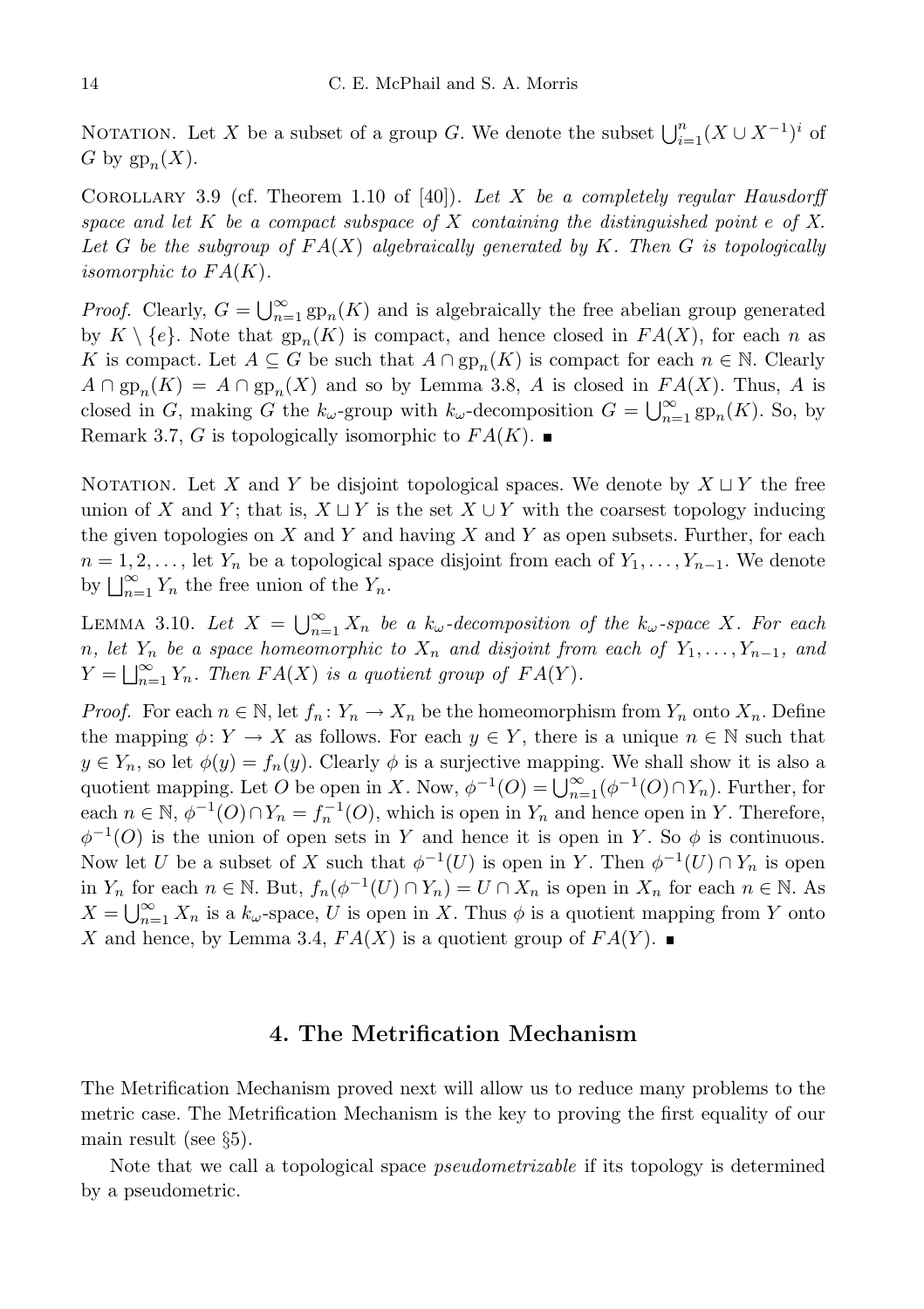Notation. Let $X$ be a subset of a group $G$. We denote the subset $\bigcup_{i=1}^{n}(X \cup X^{-1})^i$ of $G$ by $\mathrm{gp}_n(X)$.

Corollary 3.9 (cf. Theorem 1.10 of [40]). *Let $X$ be a completely regular Hausdorff space and let $K$ be a compact subspace of $X$ containing the distinguished point $e$ of $X$. Let $G$ be the subgroup of $FA(X)$ algebraically generated by $K$. Then $G$ is topologically isomorphic to $FA(K)$.*

*Proof.* Clearly, $G = \bigcup_{n=1}^{\infty} \mathrm{gp}_n(K)$ and is algebraically the free abelian group generated by $K \setminus \{e\}$. Note that $\mathrm{gp}_n(K)$ is compact, and hence closed in $FA(X)$, for each $n$ as $K$ is compact. Let $A \subseteq G$ be such that $A \cap \mathrm{gp}_n(K)$ is compact for each $n \in \mathbb{N}$. Clearly $A \cap \mathrm{gp}_n(K) = A \cap \mathrm{gp}_n(X)$ and so by Lemma 3.8, $A$ is closed in $FA(X)$. Thus, $A$ is closed in $G$, making $G$ the $k_\omega$-group with $k_\omega$-decomposition $G = \bigcup_{n=1}^{\infty} \mathrm{gp}_n(K)$. So, by Remark 3.7, $G$ is topologically isomorphic to $FA(K)$. ∎

Notation. Let $X$ and $Y$ be disjoint topological spaces. We denote by $X \sqcup Y$ the free union of $X$ and $Y$; that is, $X \sqcup Y$ is the set $X \cup Y$ with the coarsest topology inducing the given topologies on $X$ and $Y$ and having $X$ and $Y$ as open subsets. Further, for each $n = 1, 2, \dots$, let $Y_n$ be a topological space disjoint from each of $Y_1, \dots, Y_{n-1}$. We denote by $\bigsqcup_{n=1}^{\infty} Y_n$ the free union of the $Y_n$.

Lemma 3.10. *Let $X = \bigcup_{n=1}^{\infty} X_n$ be a $k_\omega$-decomposition of the $k_\omega$-space $X$. For each $n$, let $Y_n$ be a space homeomorphic to $X_n$ and disjoint from each of $Y_1, \dots, Y_{n-1}$, and $Y = \bigsqcup_{n=1}^{\infty} Y_n$. Then $FA(X)$ is a quotient group of $FA(Y)$.*

*Proof.* For each $n \in \mathbb{N}$, let $f_n \colon Y_n \to X_n$ be the homeomorphism from $Y_n$ onto $X_n$. Define the mapping $\phi \colon Y \to X$ as follows. For each $y \in Y$, there is a unique $n \in \mathbb{N}$ such that $y \in Y_n$, so let $\phi(y) = f_n(y)$. Clearly $\phi$ is a surjective mapping. We shall show it is also a quotient mapping. Let $O$ be open in $X$. Now, $\phi^{-1}(O) = \bigcup_{n=1}^{\infty}(\phi^{-1}(O) \cap Y_n)$. Further, for each $n \in \mathbb{N}$, $\phi^{-1}(O) \cap Y_n = f_n^{-1}(O)$, which is open in $Y_n$ and hence open in $Y$. Therefore, $\phi^{-1}(O)$ is the union of open sets in $Y$ and hence it is open in $Y$. So $\phi$ is continuous. Now let $U$ be a subset of $X$ such that $\phi^{-1}(U)$ is open in $Y$. Then $\phi^{-1}(U) \cap Y_n$ is open in $Y_n$ for each $n \in \mathbb{N}$. But, $f_n(\phi^{-1}(U) \cap Y_n) = U \cap X_n$ is open in $X_n$ for each $n \in \mathbb{N}$. As $X = \bigcup_{n=1}^{\infty} X_n$ is a $k_\omega$-space, $U$ is open in $X$. Thus $\phi$ is a quotient mapping from $Y$ onto $X$ and hence, by Lemma 3.4, $FA(X)$ is a quotient group of $FA(Y)$. ∎

## 4. The Metrification Mechanism

The Metrification Mechanism proved next will allow us to reduce many problems to the metric case. The Metrification Mechanism is the key to proving the first equality of our main result (see §5).

Note that we call a topological space *pseudometrizable* if its topology is determined by a pseudometric.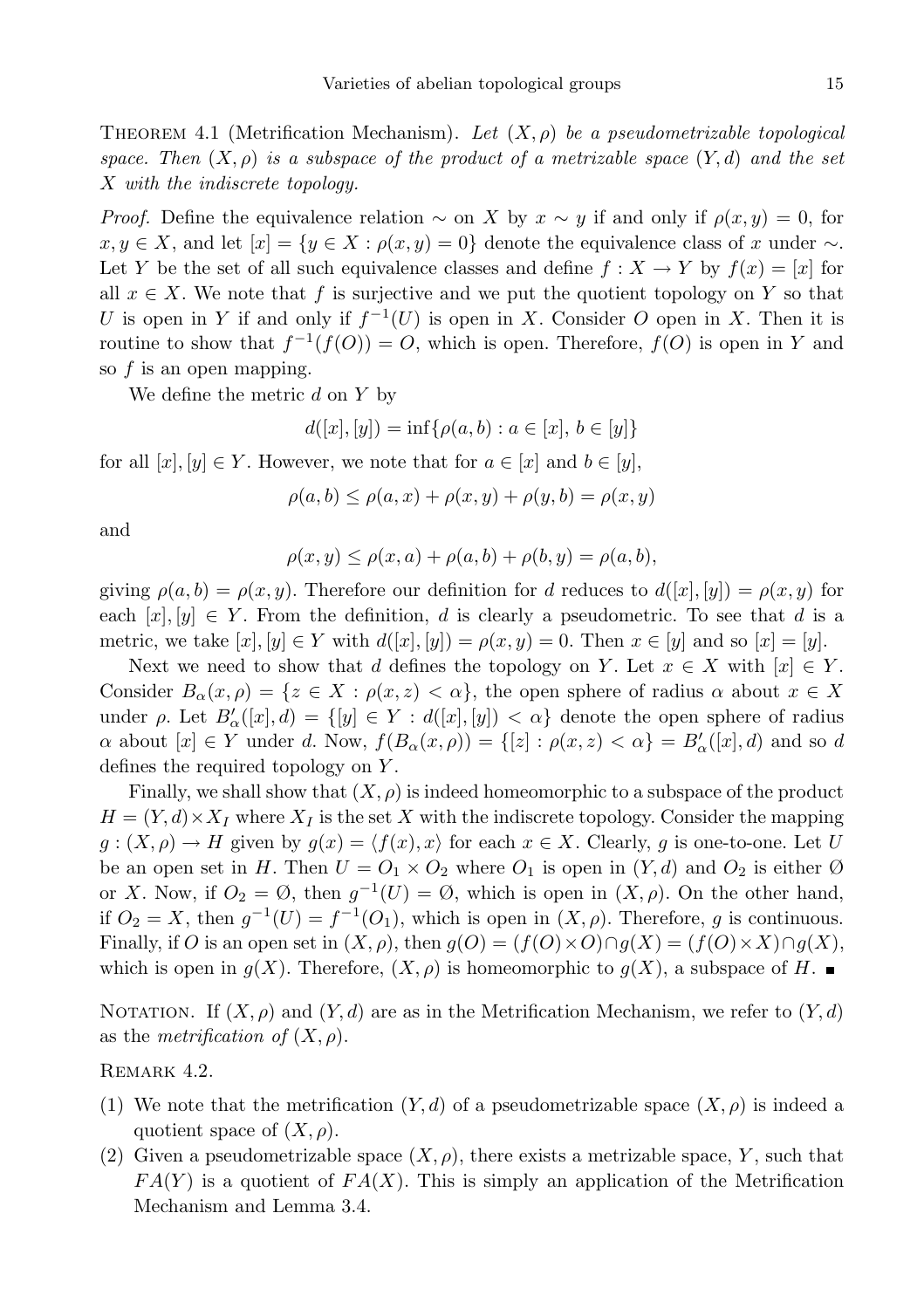Theorem 4.1 (Metrification Mechanism). *Let $(X, \rho)$ be a pseudometrizable topological space. Then $(X, \rho)$ is a subspace of the product of a metrizable space $(Y, d)$ and the set $X$ with the indiscrete topology.*

*Proof.* Define the equivalence relation $\sim$ on $X$ by $x \sim y$ if and only if $\rho(x, y) = 0$, for $x, y \in X$, and let $[x] = \{y \in X : \rho(x, y) = 0\}$ denote the equivalence class of $x$ under $\sim$. Let $Y$ be the set of all such equivalence classes and define $f : X \to Y$ by $f(x) = [x]$ for all $x \in X$. We note that $f$ is surjective and we put the quotient topology on $Y$ so that $U$ is open in $Y$ if and only if $f^{-1}(U)$ is open in $X$. Consider $O$ open in $X$. Then it is routine to show that $f^{-1}(f(O)) = O$, which is open. Therefore, $f(O)$ is open in $Y$ and so $f$ is an open mapping.

We define the metric $d$ on $Y$ by

$$d([x], [y]) = \inf\{\rho(a, b) : a \in [x],\, b \in [y]\}$$

for all $[x], [y] \in Y$. However, we note that for $a \in [x]$ and $b \in [y]$,

$$\rho(a, b) \leq \rho(a, x) + \rho(x, y) + \rho(y, b) = \rho(x, y)$$

and

$$\rho(x, y) \leq \rho(x, a) + \rho(a, b) + \rho(b, y) = \rho(a, b),$$

giving $\rho(a, b) = \rho(x, y)$. Therefore our definition for $d$ reduces to $d([x], [y]) = \rho(x, y)$ for each $[x], [y] \in Y$. From the definition, $d$ is clearly a pseudometric. To see that $d$ is a metric, we take $[x], [y] \in Y$ with $d([x], [y]) = \rho(x, y) = 0$. Then $x \in [y]$ and so $[x] = [y]$.

Next we need to show that $d$ defines the topology on $Y$. Let $x \in X$ with $[x] \in Y$. Consider $B_\alpha(x, \rho) = \{z \in X : \rho(x, z) < \alpha\}$, the open sphere of radius $\alpha$ about $x \in X$ under $\rho$. Let $B'_\alpha([x], d) = \{[y] \in Y : d([x], [y]) < \alpha\}$ denote the open sphere of radius $\alpha$ about $[x] \in Y$ under $d$. Now, $f(B_\alpha(x, \rho)) = \{[z] : \rho(x, z) < \alpha\} = B'_\alpha([x], d)$ and so $d$ defines the required topology on $Y$.

Finally, we shall show that $(X, \rho)$ is indeed homeomorphic to a subspace of the product $H = (Y, d) \times X_I$ where $X_I$ is the set $X$ with the indiscrete topology. Consider the mapping $g : (X, \rho) \to H$ given by $g(x) = \langle f(x), x \rangle$ for each $x \in X$. Clearly, $g$ is one-to-one. Let $U$ be an open set in $H$. Then $U = O_1 \times O_2$ where $O_1$ is open in $(Y, d)$ and $O_2$ is either $\emptyset$ or $X$. Now, if $O_2 = \emptyset$, then $g^{-1}(U) = \emptyset$, which is open in $(X, \rho)$. On the other hand, if $O_2 = X$, then $g^{-1}(U) = f^{-1}(O_1)$, which is open in $(X, \rho)$. Therefore, $g$ is continuous. Finally, if $O$ is an open set in $(X, \rho)$, then $g(O) = (f(O) \times O) \cap g(X) = (f(O) \times X) \cap g(X)$, which is open in $g(X)$. Therefore, $(X, \rho)$ is homeomorphic to $g(X)$, a subspace of $H$. ∎

Notation. If $(X, \rho)$ and $(Y, d)$ are as in the Metrification Mechanism, we refer to $(Y, d)$ as the *metrification of* $(X, \rho)$.

Remark 4.2.

1. We note that the metrification $(Y, d)$ of a pseudometrizable space $(X, \rho)$ is indeed a quotient space of $(X, \rho)$.
2. Given a pseudometrizable space $(X, \rho)$, there exists a metrizable space, $Y$, such that $FA(Y)$ is a quotient of $FA(X)$. This is simply an application of the Metrification Mechanism and Lemma 3.4.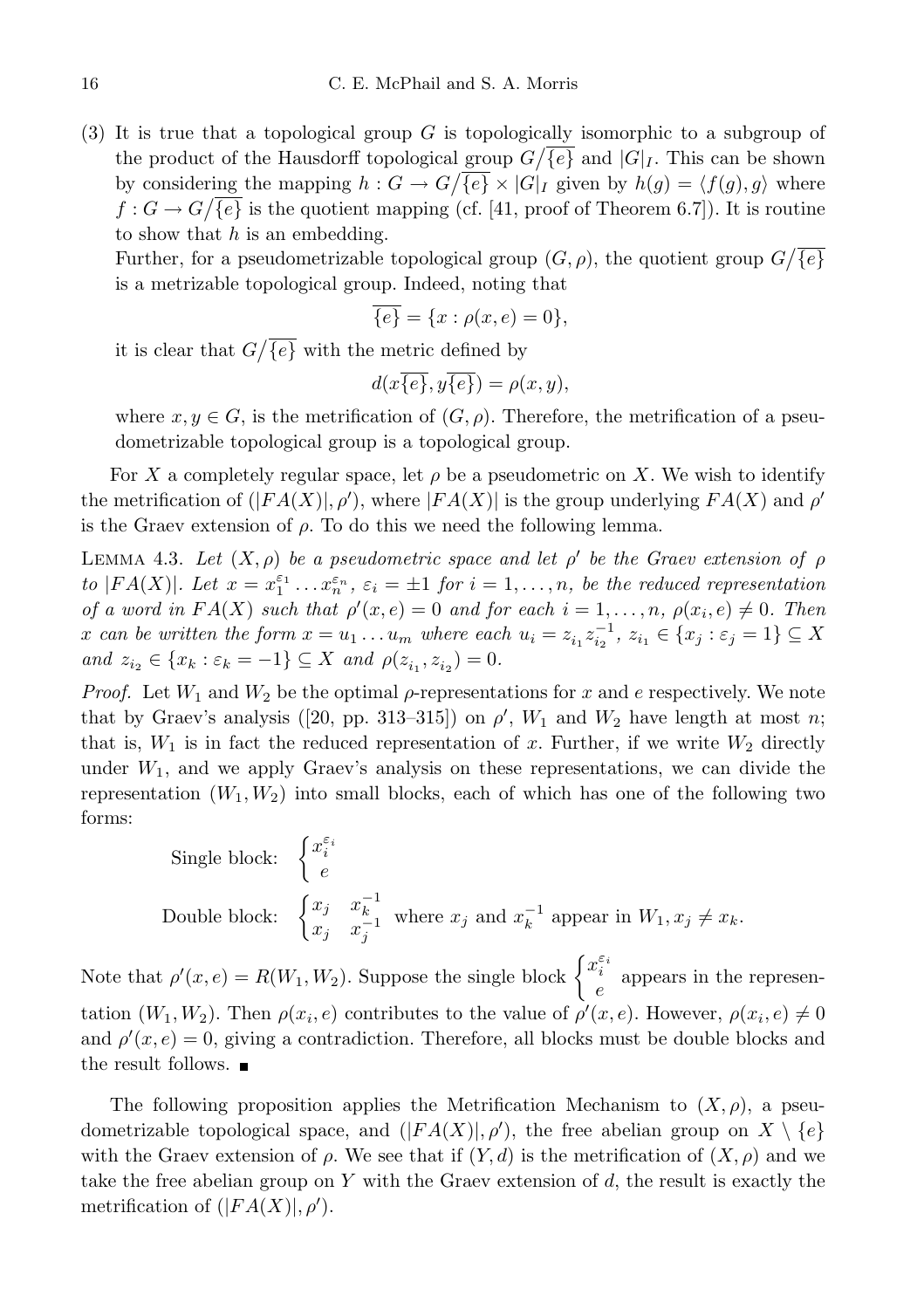(3) It is true that a topological group $G$ is topologically isomorphic to a subgroup of the product of the Hausdorff topological group $G/\overline{\{e\}}$ and $|G|_I$. This can be shown by considering the mapping $h : G \to G/\overline{\{e\}} \times |G|_I$ given by $h(g) = \langle f(g), g\rangle$ where $f : G \to G/\overline{\{e\}}$ is the quotient mapping (cf. [41, proof of Theorem 6.7]). It is routine to show that $h$ is an embedding.

Further, for a pseudometrizable topological group $(G, \rho)$, the quotient group $G/\overline{\{e\}}$ is a metrizable topological group. Indeed, noting that

$$\overline{\{e\}} = \{x : \rho(x, e) = 0\},$$

it is clear that $G/\overline{\{e\}}$ with the metric defined by

$$d(x\overline{\{e\}}, y\overline{\{e\}}) = \rho(x, y),$$

where $x, y \in G$, is the metrification of $(G, \rho)$. Therefore, the metrification of a pseudometrizable topological group is a topological group.

For $X$ a completely regular space, let $\rho$ be a pseudometric on $X$. We wish to identify the metrification of $(|FA(X)|, \rho')$, where $|FA(X)|$ is the group underlying $FA(X)$ and $\rho'$ is the Graev extension of $\rho$. To do this we need the following lemma.

Lemma 4.3. *Let $(X, \rho)$ be a pseudometric space and let $\rho'$ be the Graev extension of $\rho$ to $|FA(X)|$. Let $x = x_1^{\varepsilon_1} \dots x_n^{\varepsilon_n}$, $\varepsilon_i = \pm 1$ for $i = 1, \dots, n$, be the reduced representation of a word in $FA(X)$ such that $\rho'(x, e) = 0$ and for each $i = 1, \dots, n$, $\rho(x_i, e) \neq 0$. Then $x$ can be written the form $x = u_1 \dots u_m$ where each $u_i = z_{i_1} z_{i_2}^{-1}$, $z_{i_1} \in \{x_j : \varepsilon_j = 1\} \subseteq X$ and $z_{i_2} \in \{x_k : \varepsilon_k = -1\} \subseteq X$ and $\rho(z_{i_1}, z_{i_2}) = 0$.*

*Proof.* Let $W_1$ and $W_2$ be the optimal $\rho$-representations for $x$ and $e$ respectively. We note that by Graev's analysis ([20, pp. 313–315]) on $\rho'$, $W_1$ and $W_2$ have length at most $n$; that is, $W_1$ is in fact the reduced representation of $x$. Further, if we write $W_2$ directly under $W_1$, and we apply Graev's analysis on these representations, we can divide the representation $(W_1, W_2)$ into small blocks, each of which has one of the following two forms:

$$\text{Single block: } \begin{cases} x_i^{\varepsilon_i} \\ e \end{cases}$$

$$\text{Double block: } \begin{cases} x_j & x_k^{-1} \\ x_j & x_j^{-1} \end{cases} \text{ where } x_j \text{ and } x_k^{-1} \text{ appear in } W_1, x_j \neq x_k.$$

Note that $\rho'(x, e) = R(W_1, W_2)$. Suppose the single block $\begin{cases} x_i^{\varepsilon_i} \\ e \end{cases}$ appears in the representation $(W_1, W_2)$. Then $\rho(x_i, e)$ contributes to the value of $\rho'(x, e)$. However, $\rho(x_i, e) \neq 0$ and $\rho'(x, e) = 0$, giving a contradiction. Therefore, all blocks must be double blocks and the result follows. ∎

The following proposition applies the Metrification Mechanism to $(X, \rho)$, a pseudometrizable topological space, and $(|FA(X)|, \rho')$, the free abelian group on $X \setminus \{e\}$ with the Graev extension of $\rho$. We see that if $(Y, d)$ is the metrification of $(X, \rho)$ and we take the free abelian group on $Y$ with the Graev extension of $d$, the result is exactly the metrification of $(|FA(X)|, \rho')$.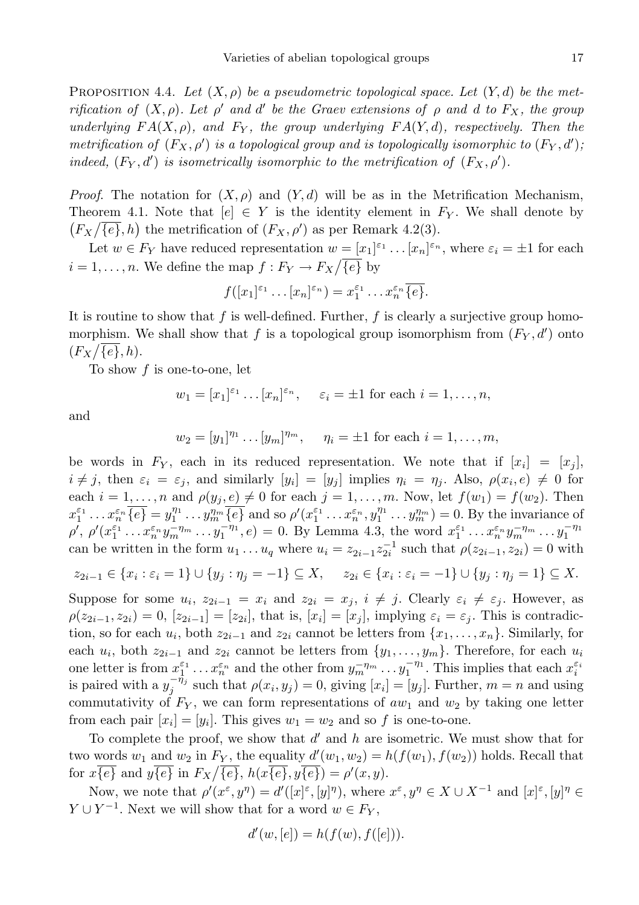PROPOSITION 4.4. *Let $(X, \rho)$ be a pseudometric topological space. Let $(Y, d)$ be the metrification of $(X, \rho)$. Let $\rho'$ and $d'$ be the Graev extensions of $\rho$ and $d$ to $F_X$, the group underlying $FA(X, \rho)$, and $F_Y$, the group underlying $FA(Y, d)$, respectively. Then the metrification of $(F_X, \rho')$ is a topological group and is topologically isomorphic to $(F_Y, d')$; indeed, $(F_Y, d')$ is isometrically isomorphic to the metrification of $(F_X, \rho')$.*

*Proof.* The notation for $(X, \rho)$ and $(Y, d)$ will be as in the Metrification Mechanism, Theorem 4.1. Note that $[e] \in Y$ is the identity element in $F_Y$. We shall denote by $\left(F_X/\overline{\{e\}}, h\right)$ the metrification of $(F_X, \rho')$ as per Remark 4.2(3).

Let $w \in F_Y$ have reduced representation $w = [x_1]^{\varepsilon_1} \dots [x_n]^{\varepsilon_n}$, where $\varepsilon_i = \pm 1$ for each $i = 1, \dots, n$. We define the map $f : F_Y \to F_X/\overline{\{e\}}$ by

$$f([x_1]^{\varepsilon_1} \dots [x_n]^{\varepsilon_n}) = x_1^{\varepsilon_1} \dots x_n^{\varepsilon_n}\overline{\{e\}}.$$

It is routine to show that $f$ is well-defined. Further, $f$ is clearly a surjective group homomorphism. We shall show that $f$ is a topological group isomorphism from $(F_Y, d')$ onto $(F_X/\overline{\{e\}}, h)$.

To show $f$ is one-to-one, let

$$w_1 = [x_1]^{\varepsilon_1} \dots [x_n]^{\varepsilon_n}, \quad \varepsilon_i = \pm 1 \text{ for each } i = 1, \dots, n,$$

and

$$w_2 = [y_1]^{\eta_1} \dots [y_m]^{\eta_m}, \quad \eta_i = \pm 1 \text{ for each } i = 1, \dots, m,$$

be words in $F_Y$, each in its reduced representation. We note that if $[x_i] = [x_j]$, $i \neq j$, then $\varepsilon_i = \varepsilon_j$, and similarly $[y_i] = [y_j]$ implies $\eta_i = \eta_j$. Also, $\rho(x_i, e) \neq 0$ for each $i = 1, \dots, n$ and $\rho(y_j, e) \neq 0$ for each $j = 1, \dots, m$. Now, let $f(w_1) = f(w_2)$. Then $x_1^{\varepsilon_1} \dots x_n^{\varepsilon_n}\overline{\{e\}} = y_1^{\eta_1} \dots y_m^{\eta_m}\overline{\{e\}}$ and so $\rho'(x_1^{\varepsilon_1} \dots x_n^{\varepsilon_n}, y_1^{\eta_1} \dots y_m^{\eta_m}) = 0$. By the invariance of $\rho'$, $\rho'(x_1^{\varepsilon_1} \dots x_n^{\varepsilon_n} y_m^{-\eta_m} \dots y_1^{-\eta_1}, e) = 0$. By Lemma 4.3, the word $x_1^{\varepsilon_1} \dots x_n^{\varepsilon_n} y_m^{-\eta_m} \dots y_1^{-\eta_1}$ can be written in the form $u_1 \dots u_q$ where $u_i = z_{2i-1} z_{2i}^{-1}$ such that $\rho(z_{2i-1}, z_{2i}) = 0$ with

$$z_{2i-1} \in \{x_i : \varepsilon_i = 1\} \cup \{y_j : \eta_j = -1\} \subseteq X, \quad z_{2i} \in \{x_i : \varepsilon_i = -1\} \cup \{y_j : \eta_j = 1\} \subseteq X.$$

Suppose for some $u_i$, $z_{2i-1} = x_i$ and $z_{2i} = x_j$, $i \neq j$. Clearly $\varepsilon_i \neq \varepsilon_j$. However, as $\rho(z_{2i-1}, z_{2i}) = 0$, $[z_{2i-1}] = [z_{2i}]$, that is, $[x_i] = [x_j]$, implying $\varepsilon_i = \varepsilon_j$. This is contradiction, so for each $u_i$, both $z_{2i-1}$ and $z_{2i}$ cannot be letters from $\{x_1, \dots, x_n\}$. Similarly, for each $u_i$, both $z_{2i-1}$ and $z_{2i}$ cannot be letters from $\{y_1, \dots, y_m\}$. Therefore, for each $u_i$ one letter is from $x_1^{\varepsilon_1} \dots x_n^{\varepsilon_n}$ and the other from $y_m^{-\eta_m} \dots y_1^{-\eta_1}$. This implies that each $x_i^{\varepsilon_i}$ is paired with a $y_j^{-\eta_j}$ such that $\rho(x_i, y_j) = 0$, giving $[x_i] = [y_j]$. Further, $m = n$ and using commutativity of $F_Y$, we can form representations of $aw_1$ and $w_2$ by taking one letter from each pair $[x_i] = [y_i]$. This gives $w_1 = w_2$ and so $f$ is one-to-one.

To complete the proof, we show that $d'$ and $h$ are isometric. We must show that for two words $w_1$ and $w_2$ in $F_Y$, the equality $d'(w_1, w_2) = h(f(w_1), f(w_2))$ holds. Recall that for $x\overline{\{e\}}$ and $y\overline{\{e\}}$ in $F_X/\overline{\{e\}}$, $h(x\overline{\{e\}}, y\overline{\{e\}}) = \rho'(x, y)$.

Now, we note that $\rho'(x^\varepsilon, y^\eta) = d'([x]^\varepsilon, [y]^\eta)$, where $x^\varepsilon, y^\eta \in X \cup X^{-1}$ and $[x]^\varepsilon, [y]^\eta \in Y \cup Y^{-1}$. Next we will show that for a word $w \in F_Y$,

$$d'(w, [e]) = h(f(w), f([e])).$$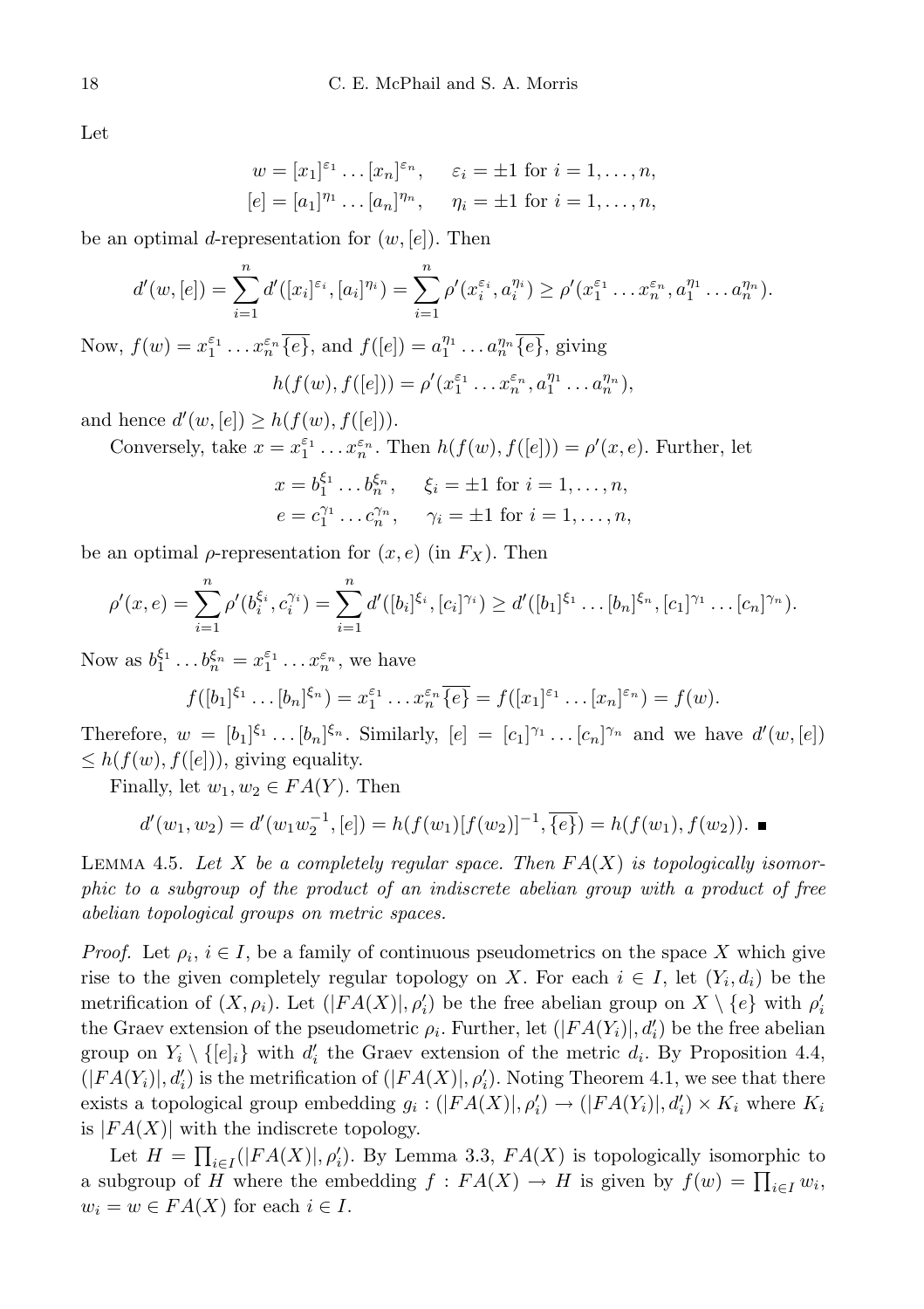Let

$$w = [x_1]^{\varepsilon_1} \dots [x_n]^{\varepsilon_n}, \quad \varepsilon_i = \pm 1 \text{ for } i = 1, \dots, n,$$
$$[e] = [a_1]^{\eta_1} \dots [a_n]^{\eta_n}, \quad \eta_i = \pm 1 \text{ for } i = 1, \dots, n,$$

be an optimal $d$-representation for $(w, [e])$. Then

$$d'(w, [e]) = \sum_{i=1}^{n} d'([x_i]^{\varepsilon_i}, [a_i]^{\eta_i}) = \sum_{i=1}^{n} \rho'(x_i^{\varepsilon_i}, a_i^{\eta_i}) \geq \rho'(x_1^{\varepsilon_1} \dots x_n^{\varepsilon_n}, a_1^{\eta_1} \dots a_n^{\eta_n}).$$

Now, $f(w) = x_1^{\varepsilon_1} \dots x_n^{\varepsilon_n} \overline{\{e\}}$, and $f([e]) = a_1^{\eta_1} \dots a_n^{\eta_n} \overline{\{e\}}$, giving

$$h(f(w), f([e])) = \rho'(x_1^{\varepsilon_1} \dots x_n^{\varepsilon_n}, a_1^{\eta_1} \dots a_n^{\eta_n}),$$

and hence $d'(w, [e]) \geq h(f(w), f([e]))$.

Conversely, take $x = x_1^{\varepsilon_1} \dots x_n^{\varepsilon_n}$. Then $h(f(w), f([e])) = \rho'(x, e)$. Further, let

$$x = b_1^{\xi_1} \dots b_n^{\xi_n}, \quad \xi_i = \pm 1 \text{ for } i = 1, \dots, n,$$
$$e = c_1^{\gamma_1} \dots c_n^{\gamma_n}, \quad \gamma_i = \pm 1 \text{ for } i = 1, \dots, n,$$

be an optimal $\rho$-representation for $(x, e)$ (in $F_X$). Then

$$\rho'(x, e) = \sum_{i=1}^{n} \rho'(b_i^{\xi_i}, c_i^{\gamma_i}) = \sum_{i=1}^{n} d'([b_i]^{\xi_i}, [c_i]^{\gamma_i}) \geq d'([b_1]^{\xi_1} \dots [b_n]^{\xi_n}, [c_1]^{\gamma_1} \dots [c_n]^{\gamma_n}).$$

Now as $b_1^{\xi_1} \dots b_n^{\xi_n} = x_1^{\varepsilon_1} \dots x_n^{\varepsilon_n}$, we have

$$f([b_1]^{\xi_1} \dots [b_n]^{\xi_n}) = x_1^{\varepsilon_1} \dots x_n^{\varepsilon_n} \overline{\{e\}} = f([x_1]^{\varepsilon_1} \dots [x_n]^{\varepsilon_n}) = f(w).$$

Therefore, $w = [b_1]^{\xi_1} \dots [b_n]^{\xi_n}$. Similarly, $[e] = [c_1]^{\gamma_1} \dots [c_n]^{\gamma_n}$ and we have $d'(w, [e]) \leq h(f(w), f([e]))$, giving equality.

Finally, let $w_1, w_2 \in FA(Y)$. Then

$$d'(w_1, w_2) = d'(w_1 w_2^{-1}, [e]) = h(f(w_1)[f(w_2)]^{-1}, \overline{\{e\}}) = h(f(w_1), f(w_2)). \ \blacksquare$$

Lemma 4.5. *Let $X$ be a completely regular space. Then $FA(X)$ is topologically isomorphic to a subgroup of the product of an indiscrete abelian group with a product of free abelian topological groups on metric spaces.*

*Proof.* Let $\rho_i$, $i \in I$, be a family of continuous pseudometrics on the space $X$ which give rise to the given completely regular topology on $X$. For each $i \in I$, let $(Y_i, d_i)$ be the metrification of $(X, \rho_i)$. Let $(|FA(X)|, \rho_i')$ be the free abelian group on $X \setminus \{e\}$ with $\rho_i'$ the Graev extension of the pseudometric $\rho_i$. Further, let $(|FA(Y_i)|, d_i')$ be the free abelian group on $Y_i \setminus \{[e]_i\}$ with $d_i'$ the Graev extension of the metric $d_i$. By Proposition 4.4, $(|FA(Y_i)|, d_i')$ is the metrification of $(|FA(X)|, \rho_i')$. Noting Theorem 4.1, we see that there exists a topological group embedding $g_i : (|FA(X)|, \rho_i') \to (|FA(Y_i)|, d_i') \times K_i$ where $K_i$ is $|FA(X)|$ with the indiscrete topology.

Let $H = \prod_{i \in I} (|FA(X)|, \rho_i')$. By Lemma 3.3, $FA(X)$ is topologically isomorphic to a subgroup of $H$ where the embedding $f : FA(X) \to H$ is given by $f(w) = \prod_{i \in I} w_i$, $w_i = w \in FA(X)$ for each $i \in I$.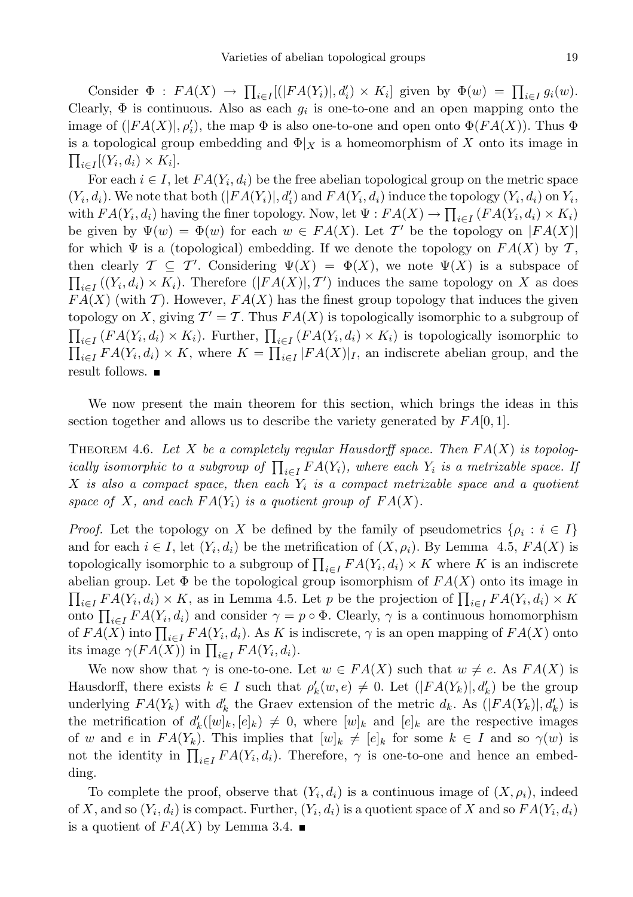Consider $\Phi : FA(X) \to \prod_{i\in I}[(|FA(Y_i)|, d_i') \times K_i]$ given by $\Phi(w) = \prod_{i\in I} g_i(w)$. Clearly, $\Phi$ is continuous. Also as each $g_i$ is one-to-one and an open mapping onto the image of $(|FA(X)|, \rho_i')$, the map $\Phi$ is also one-to-one and open onto $\Phi(FA(X))$. Thus $\Phi$ is a topological group embedding and $\Phi|_X$ is a homeomorphism of $X$ onto its image in $\prod_{i\in I}[(Y_i, d_i) \times K_i]$.

For each $i \in I$, let $FA(Y_i, d_i)$ be the free abelian topological group on the metric space $(Y_i, d_i)$. We note that both $(|FA(Y_i)|, d_i')$ and $FA(Y_i, d_i)$ induce the topology $(Y_i, d_i)$ on $Y_i$, with $FA(Y_i, d_i)$ having the finer topology. Now, let $\Psi : FA(X) \to \prod_{i\in I}(FA(Y_i, d_i) \times K_i)$ be given by $\Psi(w) = \Phi(w)$ for each $w \in FA(X)$. Let $\mathcal{T}'$ be the topology on $|FA(X)|$ for which $\Psi$ is a (topological) embedding. If we denote the topology on $FA(X)$ by $\mathcal{T}$, then clearly $\mathcal{T} \subseteq \mathcal{T}'$. Considering $\Psi(X) = \Phi(X)$, we note $\Psi(X)$ is a subspace of $\prod_{i\in I}((Y_i, d_i) \times K_i)$. Therefore $(|FA(X)|, \mathcal{T}')$ induces the same topology on $X$ as does $FA(X)$ (with $\mathcal{T}$). However, $FA(X)$ has the finest group topology that induces the given topology on $X$, giving $\mathcal{T}' = \mathcal{T}$. Thus $FA(X)$ is topologically isomorphic to a subgroup of $\prod_{i\in I}(FA(Y_i, d_i) \times K_i)$. Further, $\prod_{i\in I}(FA(Y_i, d_i) \times K_i)$ is topologically isomorphic to $\prod_{i\in I} FA(Y_i, d_i) \times K$, where $K = \prod_{i\in I} |FA(X)|_I$, an indiscrete abelian group, and the result follows. ■

We now present the main theorem for this section, which brings the ideas in this section together and allows us to describe the variety generated by $FA[0, 1]$.

Theorem 4.6. *Let $X$ be a completely regular Hausdorff space. Then $FA(X)$ is topologically isomorphic to a subgroup of $\prod_{i\in I} FA(Y_i)$, where each $Y_i$ is a metrizable space. If $X$ is also a compact space, then each $Y_i$ is a compact metrizable space and a quotient space of $X$, and each $FA(Y_i)$ is a quotient group of $FA(X)$.*

*Proof.* Let the topology on $X$ be defined by the family of pseudometrics $\{\rho_i : i \in I\}$ and for each $i \in I$, let $(Y_i, d_i)$ be the metrification of $(X, \rho_i)$. By Lemma 4.5, $FA(X)$ is topologically isomorphic to a subgroup of $\prod_{i\in I} FA(Y_i, d_i) \times K$ where $K$ is an indiscrete abelian group. Let $\Phi$ be the topological group isomorphism of $FA(X)$ onto its image in $\prod_{i\in I} FA(Y_i, d_i) \times K$, as in Lemma 4.5. Let $p$ be the projection of $\prod_{i\in I} FA(Y_i, d_i) \times K$ onto $\prod_{i\in I} FA(Y_i, d_i)$ and consider $\gamma = p \circ \Phi$. Clearly, $\gamma$ is a continuous homomorphism of $FA(X)$ into $\prod_{i\in I} FA(Y_i, d_i)$. As $K$ is indiscrete, $\gamma$ is an open mapping of $FA(X)$ onto its image $\gamma(FA(X))$ in $\prod_{i\in I} FA(Y_i, d_i)$.

We now show that $\gamma$ is one-to-one. Let $w \in FA(X)$ such that $w \neq e$. As $FA(X)$ is Hausdorff, there exists $k \in I$ such that $\rho_k'(w, e) \neq 0$. Let $(|FA(Y_k)|, d_k')$ be the group underlying $FA(Y_k)$ with $d_k'$ the Graev extension of the metric $d_k$. As $(|FA(Y_k)|, d_k')$ is the metrification of $d_k'([w]_k, [e]_k) \neq 0$, where $[w]_k$ and $[e]_k$ are the respective images of $w$ and $e$ in $FA(Y_k)$. This implies that $[w]_k \neq [e]_k$ for some $k \in I$ and so $\gamma(w)$ is not the identity in $\prod_{i\in I} FA(Y_i, d_i)$. Therefore, $\gamma$ is one-to-one and hence an embedding.

To complete the proof, observe that $(Y_i, d_i)$ is a continuous image of $(X, \rho_i)$, indeed of $X$, and so $(Y_i, d_i)$ is compact. Further, $(Y_i, d_i)$ is a quotient space of $X$ and so $FA(Y_i, d_i)$ is a quotient of $FA(X)$ by Lemma 3.4. ■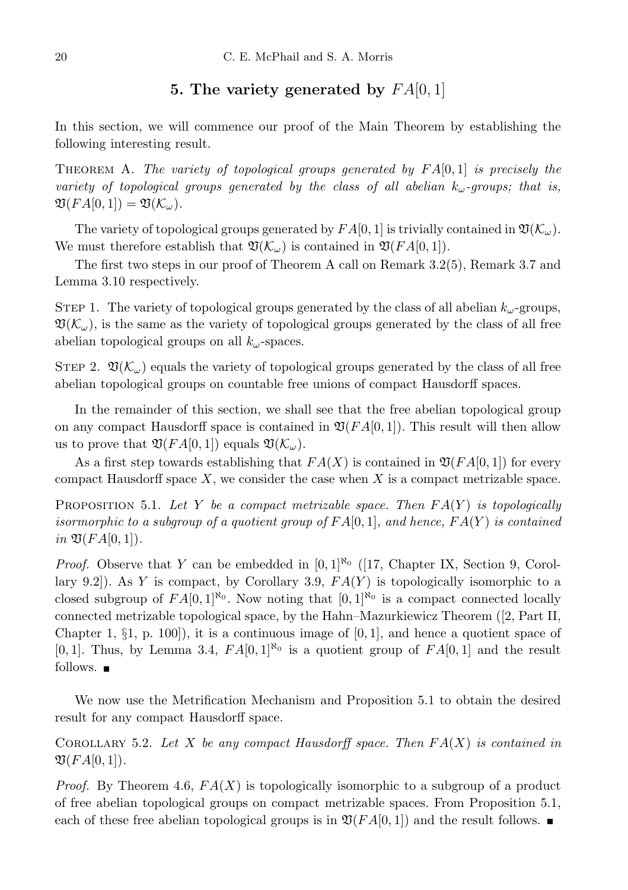## 5. The variety generated by $FA[0,1]$

In this section, we will commence our proof of the Main Theorem by establishing the following interesting result.

THEOREM A. *The variety of topological groups generated by $FA[0,1]$ is precisely the variety of topological groups generated by the class of all abelian $k_\omega$-groups; that is, $\mathfrak{V}(FA[0,1]) = \mathfrak{V}(\mathcal{K}_\omega)$.*

The variety of topological groups generated by $FA[0,1]$ is trivially contained in $\mathfrak{V}(\mathcal{K}_\omega)$. We must therefore establish that $\mathfrak{V}(\mathcal{K}_\omega)$ is contained in $\mathfrak{V}(FA[0,1])$.

The first two steps in our proof of Theorem A call on Remark 3.2(5), Remark 3.7 and Lemma 3.10 respectively.

STEP 1. The variety of topological groups generated by the class of all abelian $k_\omega$-groups, $\mathfrak{V}(\mathcal{K}_\omega)$, is the same as the variety of topological groups generated by the class of all free abelian topological groups on all $k_\omega$-spaces.

STEP 2. $\mathfrak{V}(\mathcal{K}_\omega)$ equals the variety of topological groups generated by the class of all free abelian topological groups on countable free unions of compact Hausdorff spaces.

In the remainder of this section, we shall see that the free abelian topological group on any compact Hausdorff space is contained in $\mathfrak{V}(FA[0,1])$. This result will then allow us to prove that $\mathfrak{V}(FA[0,1])$ equals $\mathfrak{V}(\mathcal{K}_\omega)$.

As a first step towards establishing that $FA(X)$ is contained in $\mathfrak{V}(FA[0,1])$ for every compact Hausdorff space $X$, we consider the case when $X$ is a compact metrizable space.

PROPOSITION 5.1. *Let $Y$ be a compact metrizable space. Then $FA(Y)$ is topologically isormorphic to a subgroup of a quotient group of $FA[0,1]$, and hence, $FA(Y)$ is contained in $\mathfrak{V}(FA[0,1])$.*

*Proof.* Observe that $Y$ can be embedded in $[0,1]^{\aleph_0}$ ([17, Chapter IX, Section 9, Corollary 9.2]). As $Y$ is compact, by Corollary 3.9, $FA(Y)$ is topologically isomorphic to a closed subgroup of $FA[0,1]^{\aleph_0}$. Now noting that $[0,1]^{\aleph_0}$ is a compact connected locally connected metrizable topological space, by the Hahn–Mazurkiewicz Theorem ([2, Part II, Chapter 1, §1, p. 100]), it is a continuous image of $[0,1]$, and hence a quotient space of $[0,1]$. Thus, by Lemma 3.4, $FA[0,1]^{\aleph_0}$ is a quotient group of $FA[0,1]$ and the result follows. ∎

We now use the Metrification Mechanism and Proposition 5.1 to obtain the desired result for any compact Hausdorff space.

COROLLARY 5.2. *Let $X$ be any compact Hausdorff space. Then $FA(X)$ is contained in $\mathfrak{V}(FA[0,1])$.*

*Proof.* By Theorem 4.6, $FA(X)$ is topologically isomorphic to a subgroup of a product of free abelian topological groups on compact metrizable spaces. From Proposition 5.1, each of these free abelian topological groups is in $\mathfrak{V}(FA[0,1])$ and the result follows. ∎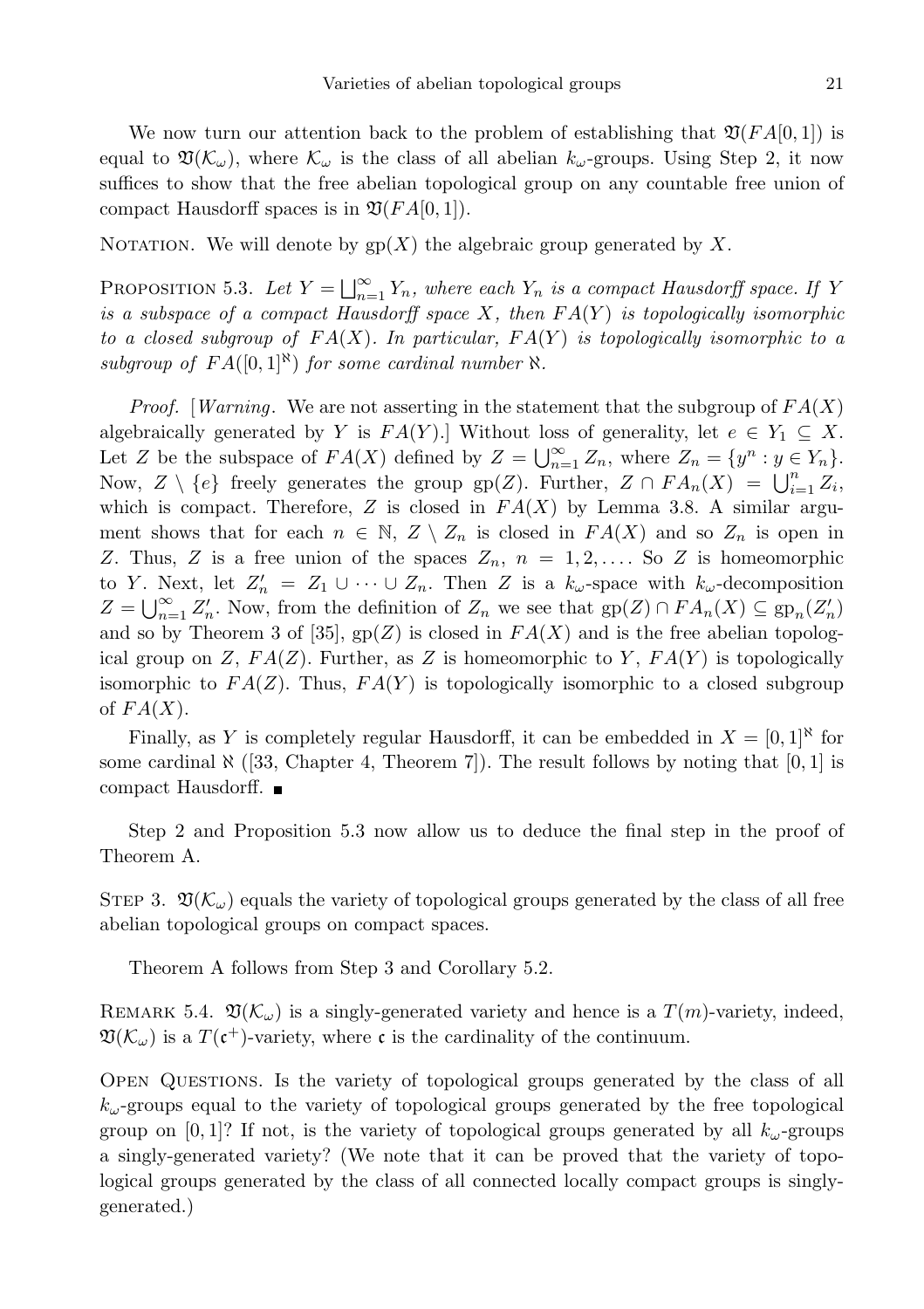We now turn our attention back to the problem of establishing that $\mathfrak{V}(FA[0,1])$ is equal to $\mathfrak{V}(\mathcal{K}_\omega)$, where $\mathcal{K}_\omega$ is the class of all abelian $k_\omega$-groups. Using Step 2, it now suffices to show that the free abelian topological group on any countable free union of compact Hausdorff spaces is in $\mathfrak{V}(FA[0,1])$.

Notation. We will denote by $\mathrm{gp}(X)$ the algebraic group generated by $X$.

Proposition 5.3. *Let $Y = \bigsqcup_{n=1}^{\infty} Y_n$, where each $Y_n$ is a compact Hausdorff space. If $Y$ is a subspace of a compact Hausdorff space $X$, then $FA(Y)$ is topologically isomorphic to a closed subgroup of $FA(X)$. In particular, $FA(Y)$ is topologically isomorphic to a subgroup of $FA([0,1]^{\aleph})$ for some cardinal number $\aleph$.*

*Proof.* [*Warning*. We are not asserting in the statement that the subgroup of $FA(X)$ algebraically generated by $Y$ is $FA(Y)$.] Without loss of generality, let $e \in Y_1 \subseteq X$. Let $Z$ be the subspace of $FA(X)$ defined by $Z = \bigcup_{n=1}^{\infty} Z_n$, where $Z_n = \{y^n : y \in Y_n\}$. Now, $Z \setminus \{e\}$ freely generates the group $\mathrm{gp}(Z)$. Further, $Z \cap FA_n(X) = \bigcup_{i=1}^{n} Z_i$, which is compact. Therefore, $Z$ is closed in $FA(X)$ by Lemma 3.8. A similar argument shows that for each $n \in \mathbb{N}$, $Z \setminus Z_n$ is closed in $FA(X)$ and so $Z_n$ is open in $Z$. Thus, $Z$ is a free union of the spaces $Z_n$, $n = 1, 2, \ldots$. So $Z$ is homeomorphic to $Y$. Next, let $Z'_n = Z_1 \cup \cdots \cup Z_n$. Then $Z$ is a $k_\omega$-space with $k_\omega$-decomposition $Z = \bigcup_{n=1}^{\infty} Z'_n$. Now, from the definition of $Z_n$ we see that $\mathrm{gp}(Z) \cap FA_n(X) \subseteq \mathrm{gp}_n(Z'_n)$ and so by Theorem 3 of [35], $\mathrm{gp}(Z)$ is closed in $FA(X)$ and is the free abelian topological group on $Z$, $FA(Z)$. Further, as $Z$ is homeomorphic to $Y$, $FA(Y)$ is topologically isomorphic to $FA(Z)$. Thus, $FA(Y)$ is topologically isomorphic to a closed subgroup of $FA(X)$.

Finally, as $Y$ is completely regular Hausdorff, it can be embedded in $X = [0,1]^{\aleph}$ for some cardinal $\aleph$ ([33, Chapter 4, Theorem 7]). The result follows by noting that $[0,1]$ is compact Hausdorff. ∎

Step 2 and Proposition 5.3 now allow us to deduce the final step in the proof of Theorem A.

Step 3. $\mathfrak{V}(\mathcal{K}_\omega)$ equals the variety of topological groups generated by the class of all free abelian topological groups on compact spaces.

Theorem A follows from Step 3 and Corollary 5.2.

Remark 5.4. $\mathfrak{V}(\mathcal{K}_\omega)$ is a singly-generated variety and hence is a $T(m)$-variety, indeed, $\mathfrak{V}(\mathcal{K}_\omega)$ is a $T(\mathfrak{c}^+)$-variety, where $\mathfrak{c}$ is the cardinality of the continuum.

Open Questions. Is the variety of topological groups generated by the class of all $k_\omega$-groups equal to the variety of topological groups generated by the free topological group on $[0,1]$? If not, is the variety of topological groups generated by all $k_\omega$-groups a singly-generated variety? (We note that it can be proved that the variety of topological groups generated by the class of all connected locally compact groups is singly-generated.)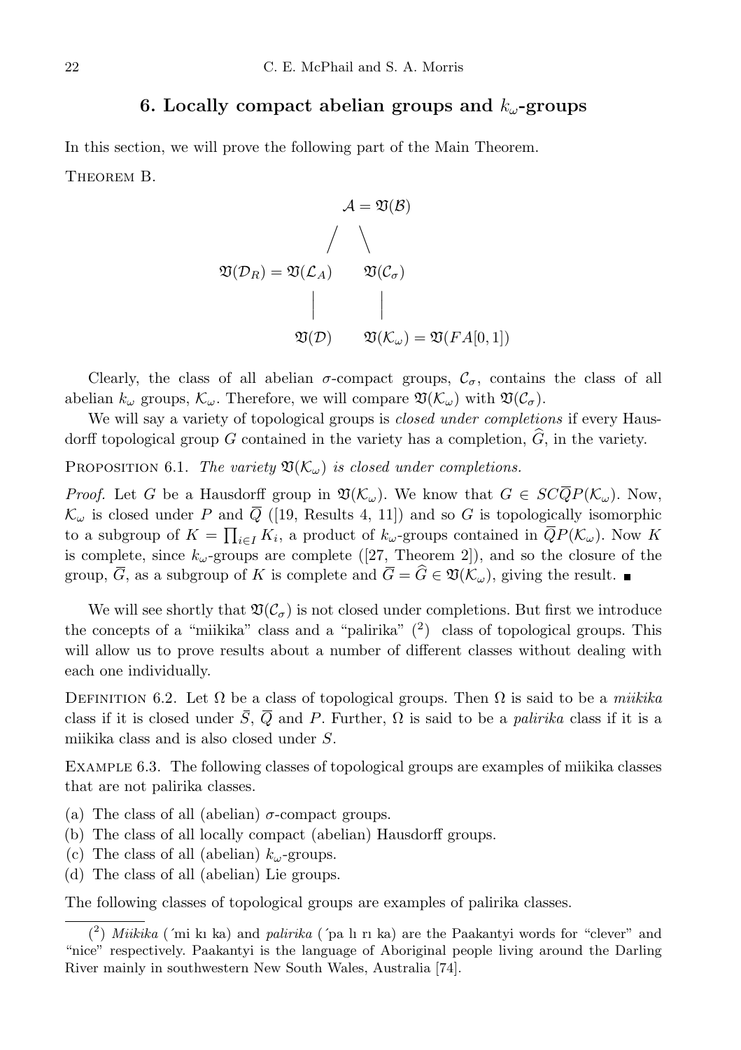## 6. Locally compact abelian groups and $k_\omega$-groups

In this section, we will prove the following part of the Main Theorem.

THEOREM B.

$$
\begin{array}{ccc}
 & \mathcal{A} = \mathfrak{V}(\mathcal{B}) & \\
 & / \quad \backslash & \\
\mathfrak{V}(\mathcal{D}_R) = \mathfrak{V}(\mathcal{L}_A) & & \mathfrak{V}(\mathcal{C}_\sigma) \\
| & & | \\
\mathfrak{V}(\mathcal{D}) & & \mathfrak{V}(\mathcal{K}_\omega) = \mathfrak{V}(FA[0,1])
\end{array}
$$

Clearly, the class of all abelian $\sigma$-compact groups, $\mathcal{C}_\sigma$, contains the class of all abelian $k_\omega$ groups, $\mathcal{K}_\omega$. Therefore, we will compare $\mathfrak{V}(\mathcal{K}_\omega)$ with $\mathfrak{V}(\mathcal{C}_\sigma)$.

We will say a variety of topological groups is *closed under completions* if every Hausdorff topological group $G$ contained in the variety has a completion, $\widehat{G}$, in the variety.

PROPOSITION 6.1. *The variety $\mathfrak{V}(\mathcal{K}_\omega)$ is closed under completions.*

*Proof.* Let $G$ be a Hausdorff group in $\mathfrak{V}(\mathcal{K}_\omega)$. We know that $G \in SC\overline{Q}P(\mathcal{K}_\omega)$. Now, $\mathcal{K}_\omega$ is closed under $P$ and $\overline{Q}$ ([19, Results 4, 11]) and so $G$ is topologically isomorphic to a subgroup of $K = \prod_{i\in I} K_i$, a product of $k_\omega$-groups contained in $\overline{Q}P(\mathcal{K}_\omega)$. Now $K$ is complete, since $k_\omega$-groups are complete ([27, Theorem 2]), and so the closure of the group, $\overline{G}$, as a subgroup of $K$ is complete and $\overline{G} = \widehat{G} \in \mathfrak{V}(\mathcal{K}_\omega)$, giving the result. ∎

We will see shortly that $\mathfrak{V}(\mathcal{C}_\sigma)$ is not closed under completions. But first we introduce the concepts of a "miikika" class and a "palirika" [2] class of topological groups. This will allow us to prove results about a number of different classes without dealing with each one individually.

DEFINITION 6.2. Let $\Omega$ be a class of topological groups. Then $\Omega$ is said to be a *miikika* class if it is closed under $\bar{S}$, $\overline{Q}$ and $P$. Further, $\Omega$ is said to be a *palirika* class if it is a miikika class and is also closed under $S$.

EXAMPLE 6.3. The following classes of topological groups are examples of miikika classes that are not palirika classes.

(a) The class of all (abelian) $\sigma$-compact groups.
(b) The class of all locally compact (abelian) Hausdorff groups.
(c) The class of all (abelian) $k_\omega$-groups.
(d) The class of all (abelian) Lie groups.

The following classes of topological groups are examples of palirika classes.

---

[2] *Miikika* (ˊmi kı ka) and *palirika* (ˊpa lı rı ka) are the Paakantyi words for "clever" and "nice" respectively. Paakantyi is the language of Aboriginal people living around the Darling River mainly in southwestern New South Wales, Australia [74].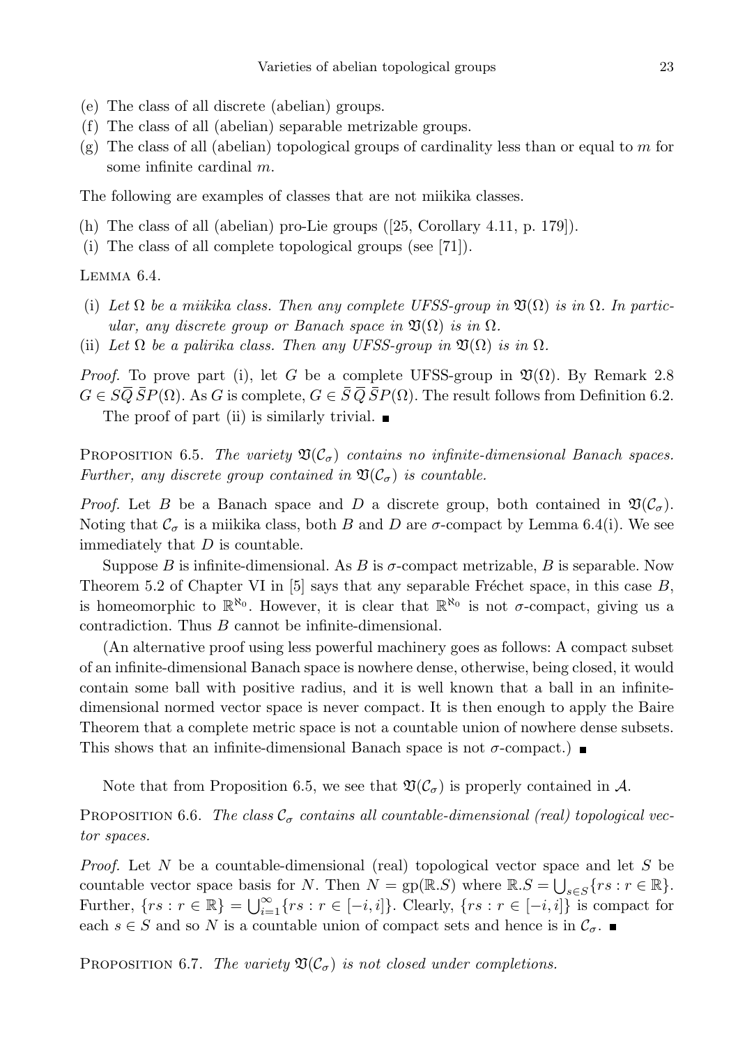(e) The class of all discrete (abelian) groups.
(f) The class of all (abelian) separable metrizable groups.
(g) The class of all (abelian) topological groups of cardinality less than or equal to $m$ for some infinite cardinal $m$.

The following are examples of classes that are not miikika classes.

(h) The class of all (abelian) pro-Lie groups ([25, Corollary 4.11, p. 179]).
(i) The class of all complete topological groups (see [71]).

Lemma 6.4.

(i) *Let $\Omega$ be a miikika class. Then any complete UFSS-group in $\mathfrak{V}(\Omega)$ is in $\Omega$. In particular, any discrete group or Banach space in $\mathfrak{V}(\Omega)$ is in $\Omega$.*
(ii) *Let $\Omega$ be a palirika class. Then any UFSS-group in $\mathfrak{V}(\Omega)$ is in $\Omega$.*

*Proof.* To prove part (i), let $G$ be a complete UFSS-group in $\mathfrak{V}(\Omega)$. By Remark 2.8 $G \in S\overline{Q}\,\bar{S}P(\Omega)$. As $G$ is complete, $G \in \bar{S}\,\overline{Q}\,\bar{S}P(\Omega)$. The result follows from Definition 6.2.

The proof of part (ii) is similarly trivial. ■

Proposition 6.5. *The variety $\mathfrak{V}(\mathcal{C}_\sigma)$ contains no infinite-dimensional Banach spaces. Further, any discrete group contained in $\mathfrak{V}(\mathcal{C}_\sigma)$ is countable.*

*Proof.* Let $B$ be a Banach space and $D$ a discrete group, both contained in $\mathfrak{V}(\mathcal{C}_\sigma)$. Noting that $\mathcal{C}_\sigma$ is a miikika class, both $B$ and $D$ are $\sigma$-compact by Lemma 6.4(i). We see immediately that $D$ is countable.

Suppose $B$ is infinite-dimensional. As $B$ is $\sigma$-compact metrizable, $B$ is separable. Now Theorem 5.2 of Chapter VI in [5] says that any separable Fréchet space, in this case $B$, is homeomorphic to $\mathbb{R}^{\aleph_0}$. However, it is clear that $\mathbb{R}^{\aleph_0}$ is not $\sigma$-compact, giving us a contradiction. Thus $B$ cannot be infinite-dimensional.

(An alternative proof using less powerful machinery goes as follows: A compact subset of an infinite-dimensional Banach space is nowhere dense, otherwise, being closed, it would contain some ball with positive radius, and it is well known that a ball in an infinite-dimensional normed vector space is never compact. It is then enough to apply the Baire Theorem that a complete metric space is not a countable union of nowhere dense subsets. This shows that an infinite-dimensional Banach space is not $\sigma$-compact.) ■

Note that from Proposition 6.5, we see that $\mathfrak{V}(\mathcal{C}_\sigma)$ is properly contained in $\mathcal{A}$.

Proposition 6.6. *The class $\mathcal{C}_\sigma$ contains all countable-dimensional (real) topological vector spaces.*

*Proof.* Let $N$ be a countable-dimensional (real) topological vector space and let $S$ be countable vector space basis for $N$. Then $N = \mathrm{gp}(\mathbb{R}.S)$ where $\mathbb{R}.S = \bigcup_{s\in S}\{rs : r \in \mathbb{R}\}$. Further, $\{rs : r \in \mathbb{R}\} = \bigcup_{i=1}^{\infty}\{rs : r \in [-i,i]\}$. Clearly, $\{rs : r \in [-i,i]\}$ is compact for each $s \in S$ and so $N$ is a countable union of compact sets and hence is in $\mathcal{C}_\sigma$. ■

Proposition 6.7. *The variety $\mathfrak{V}(\mathcal{C}_\sigma)$ is not closed under completions.*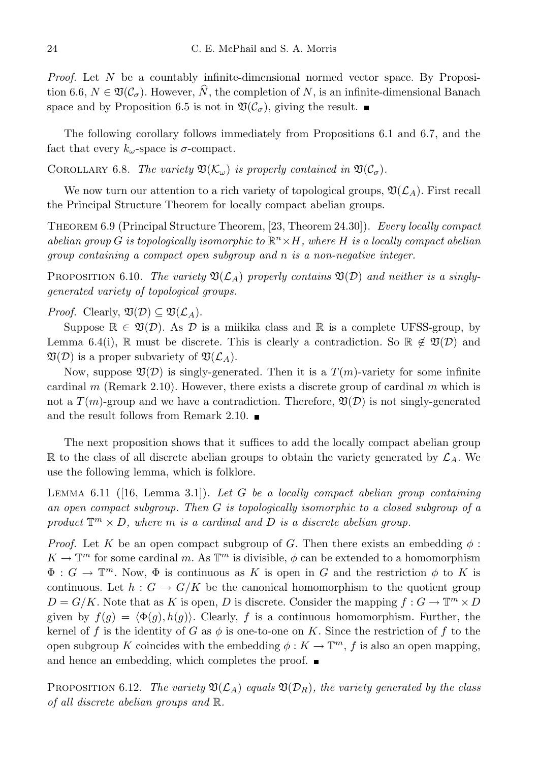*Proof.* Let $N$ be a countably infinite-dimensional normed vector space. By Proposition 6.6, $N \in \mathfrak{V}(\mathcal{C}_\sigma)$. However, $\widehat{N}$, the completion of $N$, is an infinite-dimensional Banach space and by Proposition 6.5 is not in $\mathfrak{V}(\mathcal{C}_\sigma)$, giving the result. ∎

The following corollary follows immediately from Propositions 6.1 and 6.7, and the fact that every $k_\omega$-space is $\sigma$-compact.

Corollary 6.8. *The variety $\mathfrak{V}(\mathcal{K}_\omega)$ is properly contained in $\mathfrak{V}(\mathcal{C}_\sigma)$.*

We now turn our attention to a rich variety of topological groups, $\mathfrak{V}(\mathcal{L}_A)$. First recall the Principal Structure Theorem for locally compact abelian groups.

Theorem 6.9 (Principal Structure Theorem, [23, Theorem 24.30]). *Every locally compact abelian group $G$ is topologically isomorphic to $\mathbb{R}^n \times H$, where $H$ is a locally compact abelian group containing a compact open subgroup and $n$ is a non-negative integer.*

Proposition 6.10. *The variety $\mathfrak{V}(\mathcal{L}_A)$ properly contains $\mathfrak{V}(\mathcal{D})$ and neither is a singly-generated variety of topological groups.*

*Proof.* Clearly, $\mathfrak{V}(\mathcal{D}) \subseteq \mathfrak{V}(\mathcal{L}_A)$.

Suppose $\mathbb{R} \in \mathfrak{V}(\mathcal{D})$. As $\mathcal{D}$ is a miikika class and $\mathbb{R}$ is a complete UFSS-group, by Lemma 6.4(i), $\mathbb{R}$ must be discrete. This is clearly a contradiction. So $\mathbb{R} \notin \mathfrak{V}(\mathcal{D})$ and $\mathfrak{V}(\mathcal{D})$ is a proper subvariety of $\mathfrak{V}(\mathcal{L}_A)$.

Now, suppose $\mathfrak{V}(\mathcal{D})$ is singly-generated. Then it is a $T(m)$-variety for some infinite cardinal $m$ (Remark 2.10). However, there exists a discrete group of cardinal $m$ which is not a $T(m)$-group and we have a contradiction. Therefore, $\mathfrak{V}(\mathcal{D})$ is not singly-generated and the result follows from Remark 2.10. ∎

The next proposition shows that it suffices to add the locally compact abelian group $\mathbb{R}$ to the class of all discrete abelian groups to obtain the variety generated by $\mathcal{L}_A$. We use the following lemma, which is folklore.

Lemma 6.11 ([16, Lemma 3.1]). *Let $G$ be a locally compact abelian group containing an open compact subgroup. Then $G$ is topologically isomorphic to a closed subgroup of a product $\mathbb{T}^m \times D$, where $m$ is a cardinal and $D$ is a discrete abelian group.*

*Proof.* Let $K$ be an open compact subgroup of $G$. Then there exists an embedding $\phi : K \to \mathbb{T}^m$ for some cardinal $m$. As $\mathbb{T}^m$ is divisible, $\phi$ can be extended to a homomorphism $\Phi : G \to \mathbb{T}^m$. Now, $\Phi$ is continuous as $K$ is open in $G$ and the restriction $\phi$ to $K$ is continuous. Let $h : G \to G/K$ be the canonical homomorphism to the quotient group $D = G/K$. Note that as $K$ is open, $D$ is discrete. Consider the mapping $f : G \to \mathbb{T}^m \times D$ given by $f(g) = \langle \Phi(g), h(g) \rangle$. Clearly, $f$ is a continuous homomorphism. Further, the kernel of $f$ is the identity of $G$ as $\phi$ is one-to-one on $K$. Since the restriction of $f$ to the open subgroup $K$ coincides with the embedding $\phi : K \to \mathbb{T}^m$, $f$ is also an open mapping, and hence an embedding, which completes the proof. ∎

Proposition 6.12. *The variety $\mathfrak{V}(\mathcal{L}_A)$ equals $\mathfrak{V}(\mathcal{D}_R)$, the variety generated by the class of all discrete abelian groups and $\mathbb{R}$.*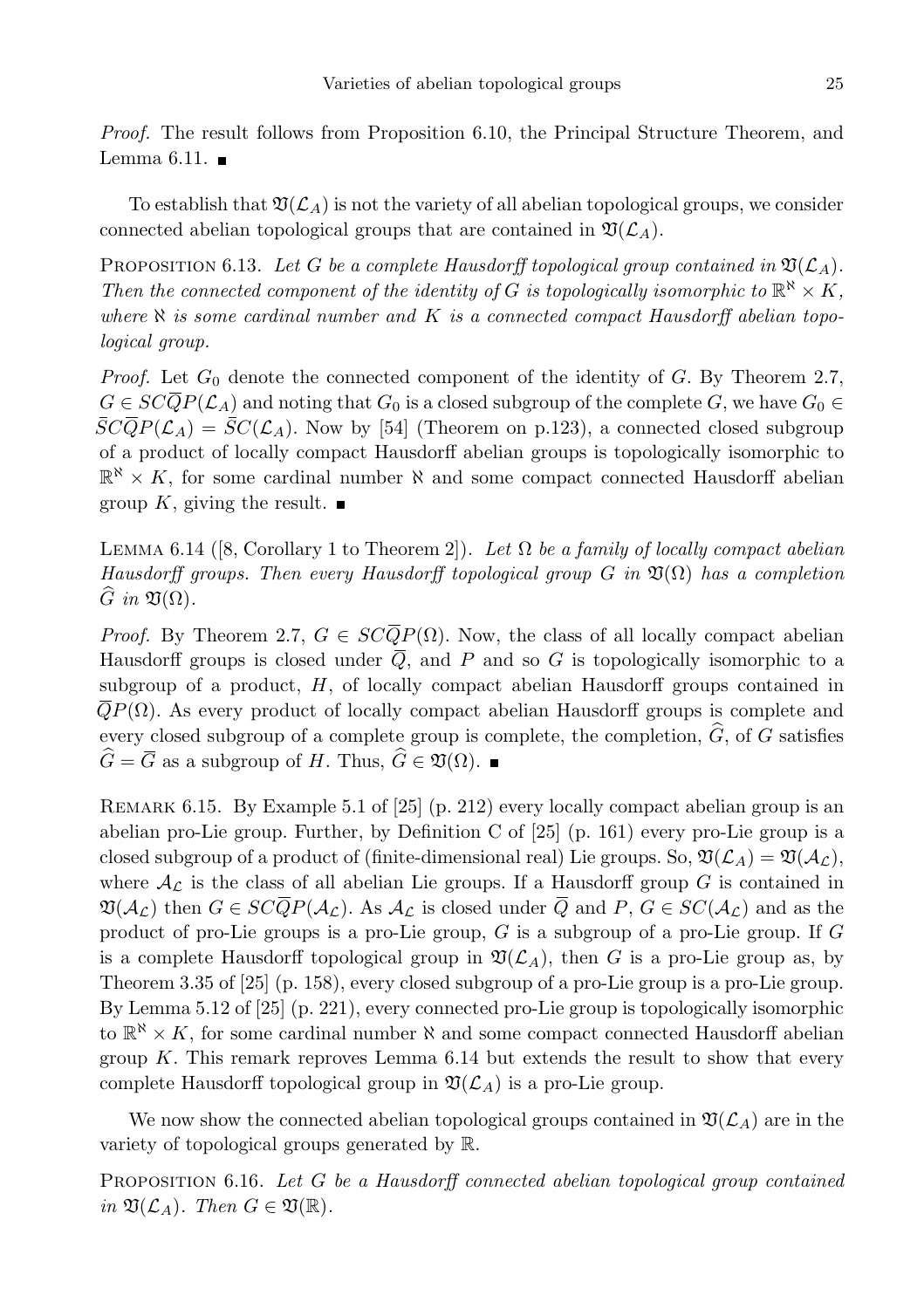*Proof.* The result follows from Proposition 6.10, the Principal Structure Theorem, and Lemma 6.11. ■

To establish that $\mathfrak{V}(\mathcal{L}_A)$ is not the variety of all abelian topological groups, we consider connected abelian topological groups that are contained in $\mathfrak{V}(\mathcal{L}_A)$.

PROPOSITION 6.13. *Let $G$ be a complete Hausdorff topological group contained in $\mathfrak{V}(\mathcal{L}_A)$. Then the connected component of the identity of $G$ is topologically isomorphic to $\mathbb{R}^{\aleph} \times K$, where $\aleph$ is some cardinal number and $K$ is a connected compact Hausdorff abelian topological group.*

*Proof.* Let $G_0$ denote the connected component of the identity of $G$. By Theorem 2.7, $G \in SC\overline{Q}P(\mathcal{L}_A)$ and noting that $G_0$ is a closed subgroup of the complete $G$, we have $G_0 \in \bar{S}C\overline{Q}P(\mathcal{L}_A) = \bar{S}C(\mathcal{L}_A)$. Now by [54] (Theorem on p.123), a connected closed subgroup of a product of locally compact Hausdorff abelian groups is topologically isomorphic to $\mathbb{R}^{\aleph} \times K$, for some cardinal number $\aleph$ and some compact connected Hausdorff abelian group $K$, giving the result. ■

LEMMA 6.14 ([8, Corollary 1 to Theorem 2]). *Let $\Omega$ be a family of locally compact abelian Hausdorff groups. Then every Hausdorff topological group $G$ in $\mathfrak{V}(\Omega)$ has a completion $\widehat{G}$ in $\mathfrak{V}(\Omega)$.*

*Proof.* By Theorem 2.7, $G \in SC\overline{Q}P(\Omega)$. Now, the class of all locally compact abelian Hausdorff groups is closed under $\overline{Q}$, and $P$ and so $G$ is topologically isomorphic to a subgroup of a product, $H$, of locally compact abelian Hausdorff groups contained in $\overline{Q}P(\Omega)$. As every product of locally compact abelian Hausdorff groups is complete and every closed subgroup of a complete group is complete, the completion, $\widehat{G}$, of $G$ satisfies $\widehat{G} = \overline{G}$ as a subgroup of $H$. Thus, $\widehat{G} \in \mathfrak{V}(\Omega)$. ■

REMARK 6.15. By Example 5.1 of [25] (p. 212) every locally compact abelian group is an abelian pro-Lie group. Further, by Definition C of [25] (p. 161) every pro-Lie group is a closed subgroup of a product of (finite-dimensional real) Lie groups. So, $\mathfrak{V}(\mathcal{L}_A) = \mathfrak{V}(\mathcal{A}_{\mathcal{L}})$, where $\mathcal{A}_{\mathcal{L}}$ is the class of all abelian Lie groups. If a Hausdorff group $G$ is contained in $\mathfrak{V}(\mathcal{A}_{\mathcal{L}})$ then $G \in SC\overline{Q}P(\mathcal{A}_{\mathcal{L}})$. As $\mathcal{A}_{\mathcal{L}}$ is closed under $\overline{Q}$ and $P$, $G \in SC(\mathcal{A}_{\mathcal{L}})$ and as the product of pro-Lie groups is a pro-Lie group, $G$ is a subgroup of a pro-Lie group. If $G$ is a complete Hausdorff topological group in $\mathfrak{V}(\mathcal{L}_A)$, then $G$ is a pro-Lie group as, by Theorem 3.35 of [25] (p. 158), every closed subgroup of a pro-Lie group is a pro-Lie group. By Lemma 5.12 of [25] (p. 221), every connected pro-Lie group is topologically isomorphic to $\mathbb{R}^{\aleph} \times K$, for some cardinal number $\aleph$ and some compact connected Hausdorff abelian group $K$. This remark reproves Lemma 6.14 but extends the result to show that every complete Hausdorff topological group in $\mathfrak{V}(\mathcal{L}_A)$ is a pro-Lie group.

We now show the connected abelian topological groups contained in $\mathfrak{V}(\mathcal{L}_A)$ are in the variety of topological groups generated by $\mathbb{R}$.

PROPOSITION 6.16. *Let $G$ be a Hausdorff connected abelian topological group contained in $\mathfrak{V}(\mathcal{L}_A)$. Then $G \in \mathfrak{V}(\mathbb{R})$.*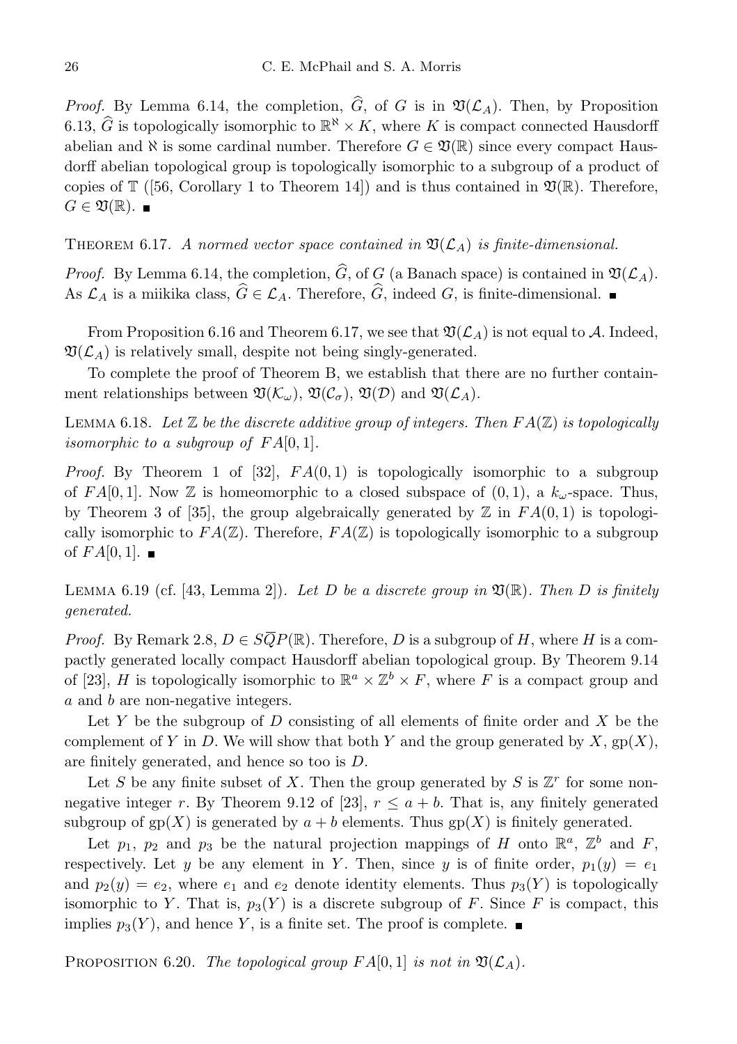*Proof.* By Lemma 6.14, the completion, $\widehat{G}$, of $G$ is in $\mathfrak{V}(\mathcal{L}_A)$. Then, by Proposition 6.13, $\widehat{G}$ is topologically isomorphic to $\mathbb{R}^{\aleph} \times K$, where $K$ is compact connected Hausdorff abelian and $\aleph$ is some cardinal number. Therefore $G \in \mathfrak{V}(\mathbb{R})$ since every compact Hausdorff abelian topological group is topologically isomorphic to a subgroup of a product of copies of $\mathbb{T}$ ([56, Corollary 1 to Theorem 14]) and is thus contained in $\mathfrak{V}(\mathbb{R})$. Therefore, $G \in \mathfrak{V}(\mathbb{R})$. ∎

THEOREM 6.17. *A normed vector space contained in $\mathfrak{V}(\mathcal{L}_A)$ is finite-dimensional.*

*Proof.* By Lemma 6.14, the completion, $\widehat{G}$, of $G$ (a Banach space) is contained in $\mathfrak{V}(\mathcal{L}_A)$. As $\mathcal{L}_A$ is a miikika class, $\widehat{G} \in \mathcal{L}_A$. Therefore, $\widehat{G}$, indeed $G$, is finite-dimensional. ∎

From Proposition 6.16 and Theorem 6.17, we see that $\mathfrak{V}(\mathcal{L}_A)$ is not equal to $\mathcal{A}$. Indeed, $\mathfrak{V}(\mathcal{L}_A)$ is relatively small, despite not being singly-generated.

To complete the proof of Theorem B, we establish that there are no further containment relationships between $\mathfrak{V}(\mathcal{K}_\omega)$, $\mathfrak{V}(\mathcal{C}_\sigma)$, $\mathfrak{V}(\mathcal{D})$ and $\mathfrak{V}(\mathcal{L}_A)$.

LEMMA 6.18. *Let $\mathbb{Z}$ be the discrete additive group of integers. Then $FA(\mathbb{Z})$ is topologically isomorphic to a subgroup of $FA[0,1]$.*

*Proof.* By Theorem 1 of [32], $FA(0,1)$ is topologically isomorphic to a subgroup of $FA[0,1]$. Now $\mathbb{Z}$ is homeomorphic to a closed subspace of $(0,1)$, a $k_\omega$-space. Thus, by Theorem 3 of [35], the group algebraically generated by $\mathbb{Z}$ in $FA(0,1)$ is topologically isomorphic to $FA(\mathbb{Z})$. Therefore, $FA(\mathbb{Z})$ is topologically isomorphic to a subgroup of $FA[0,1]$. ∎

LEMMA 6.19 (cf. [43, Lemma 2]). *Let $D$ be a discrete group in $\mathfrak{V}(\mathbb{R})$. Then $D$ is finitely generated.*

*Proof.* By Remark 2.8, $D \in S\overline{Q}P(\mathbb{R})$. Therefore, $D$ is a subgroup of $H$, where $H$ is a compactly generated locally compact Hausdorff abelian topological group. By Theorem 9.14 of [23], $H$ is topologically isomorphic to $\mathbb{R}^a \times \mathbb{Z}^b \times F$, where $F$ is a compact group and $a$ and $b$ are non-negative integers.

Let $Y$ be the subgroup of $D$ consisting of all elements of finite order and $X$ be the complement of $Y$ in $D$. We will show that both $Y$ and the group generated by $X$, $\mathrm{gp}(X)$, are finitely generated, and hence so too is $D$.

Let $S$ be any finite subset of $X$. Then the group generated by $S$ is $\mathbb{Z}^r$ for some non-negative integer $r$. By Theorem 9.12 of [23], $r \le a + b$. That is, any finitely generated subgroup of $\mathrm{gp}(X)$ is generated by $a + b$ elements. Thus $\mathrm{gp}(X)$ is finitely generated.

Let $p_1$, $p_2$ and $p_3$ be the natural projection mappings of $H$ onto $\mathbb{R}^a$, $\mathbb{Z}^b$ and $F$, respectively. Let $y$ be any element in $Y$. Then, since $y$ is of finite order, $p_1(y) = e_1$ and $p_2(y) = e_2$, where $e_1$ and $e_2$ denote identity elements. Thus $p_3(Y)$ is topologically isomorphic to $Y$. That is, $p_3(Y)$ is a discrete subgroup of $F$. Since $F$ is compact, this implies $p_3(Y)$, and hence $Y$, is a finite set. The proof is complete. ∎

PROPOSITION 6.20. *The topological group $FA[0,1]$ is not in $\mathfrak{V}(\mathcal{L}_A)$.*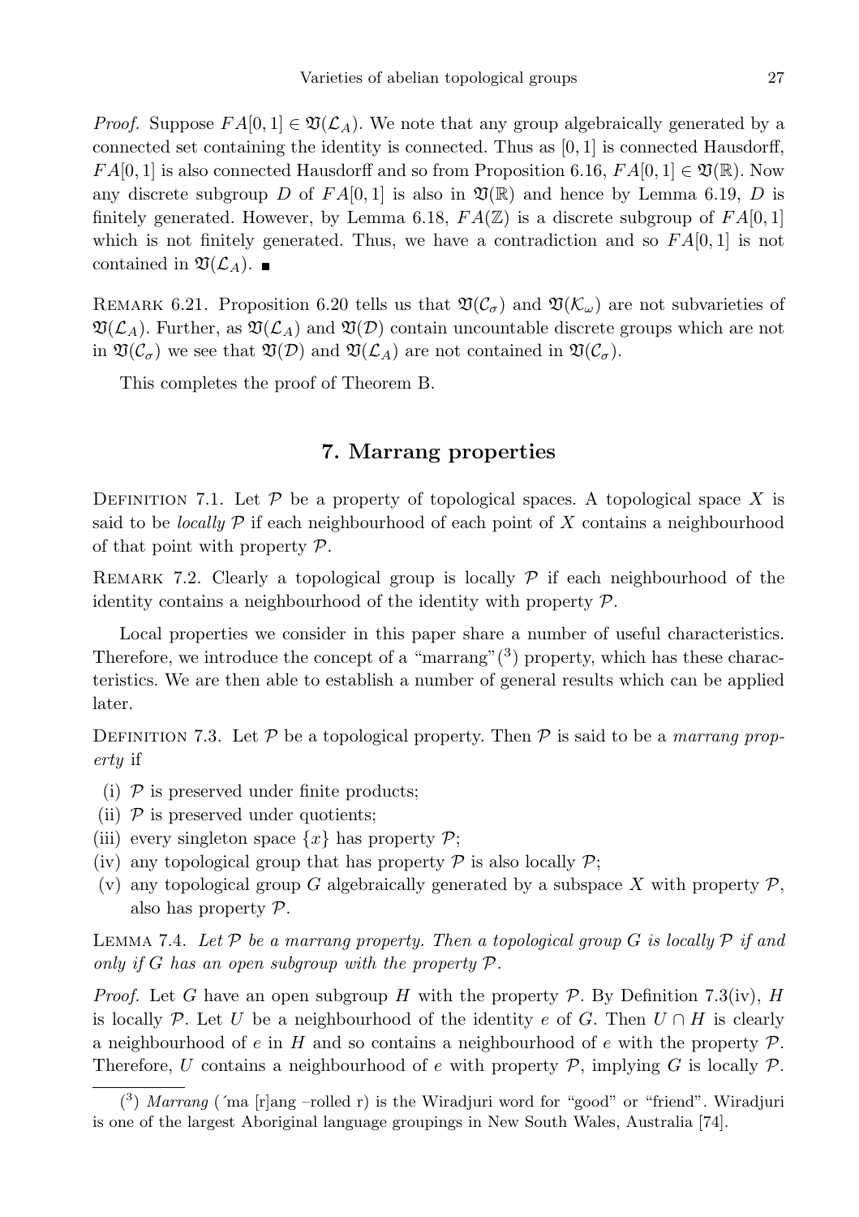*Proof.* Suppose $FA[0,1] \in \mathfrak{V}(\mathcal{L}_A)$. We note that any group algebraically generated by a connected set containing the identity is connected. Thus as $[0,1]$ is connected Hausdorff, $FA[0,1]$ is also connected Hausdorff and so from Proposition 6.16, $FA[0,1] \in \mathfrak{V}(\mathbb{R})$. Now any discrete subgroup $D$ of $FA[0,1]$ is also in $\mathfrak{V}(\mathbb{R})$ and hence by Lemma 6.19, $D$ is finitely generated. However, by Lemma 6.18, $FA(\mathbb{Z})$ is a discrete subgroup of $FA[0,1]$ which is not finitely generated. Thus, we have a contradiction and so $FA[0,1]$ is not contained in $\mathfrak{V}(\mathcal{L}_A)$. ∎

REMARK 6.21. Proposition 6.20 tells us that $\mathfrak{V}(\mathcal{C}_\sigma)$ and $\mathfrak{V}(\mathcal{K}_\omega)$ are not subvarieties of $\mathfrak{V}(\mathcal{L}_A)$. Further, as $\mathfrak{V}(\mathcal{L}_A)$ and $\mathfrak{V}(\mathcal{D})$ contain uncountable discrete groups which are not in $\mathfrak{V}(\mathcal{C}_\sigma)$ we see that $\mathfrak{V}(\mathcal{D})$ and $\mathfrak{V}(\mathcal{L}_A)$ are not contained in $\mathfrak{V}(\mathcal{C}_\sigma)$.

This completes the proof of Theorem B.

## 7. Marrang properties

DEFINITION 7.1. Let $\mathcal{P}$ be a property of topological spaces. A topological space $X$ is said to be *locally* $\mathcal{P}$ if each neighbourhood of each point of $X$ contains a neighbourhood of that point with property $\mathcal{P}$.

REMARK 7.2. Clearly a topological group is locally $\mathcal{P}$ if each neighbourhood of the identity contains a neighbourhood of the identity with property $\mathcal{P}$.

Local properties we consider in this paper share a number of useful characteristics. Therefore, we introduce the concept of a "marrang"[3] property, which has these characteristics. We are then able to establish a number of general results which can be applied later.

DEFINITION 7.3. Let $\mathcal{P}$ be a topological property. Then $\mathcal{P}$ is said to be a *marrang property* if

(i) $\mathcal{P}$ is preserved under finite products;
(ii) $\mathcal{P}$ is preserved under quotients;
(iii) every singleton space $\{x\}$ has property $\mathcal{P}$;
(iv) any topological group that has property $\mathcal{P}$ is also locally $\mathcal{P}$;
(v) any topological group $G$ algebraically generated by a subspace $X$ with property $\mathcal{P}$, also has property $\mathcal{P}$.

LEMMA 7.4. *Let $\mathcal{P}$ be a marrang property. Then a topological group $G$ is locally $\mathcal{P}$ if and only if $G$ has an open subgroup with the property $\mathcal{P}$.*

*Proof.* Let $G$ have an open subgroup $H$ with the property $\mathcal{P}$. By Definition 7.3(iv), $H$ is locally $\mathcal{P}$. Let $U$ be a neighbourhood of the identity $e$ of $G$. Then $U \cap H$ is clearly a neighbourhood of $e$ in $H$ and so contains a neighbourhood of $e$ with the property $\mathcal{P}$. Therefore, $U$ contains a neighbourhood of $e$ with property $\mathcal{P}$, implying $G$ is locally $\mathcal{P}$.

[3] *Marrang* (´ma [r]ang –rolled r) is the Wiradjuri word for "good" or "friend". Wiradjuri is one of the largest Aboriginal language groupings in New South Wales, Australia [74].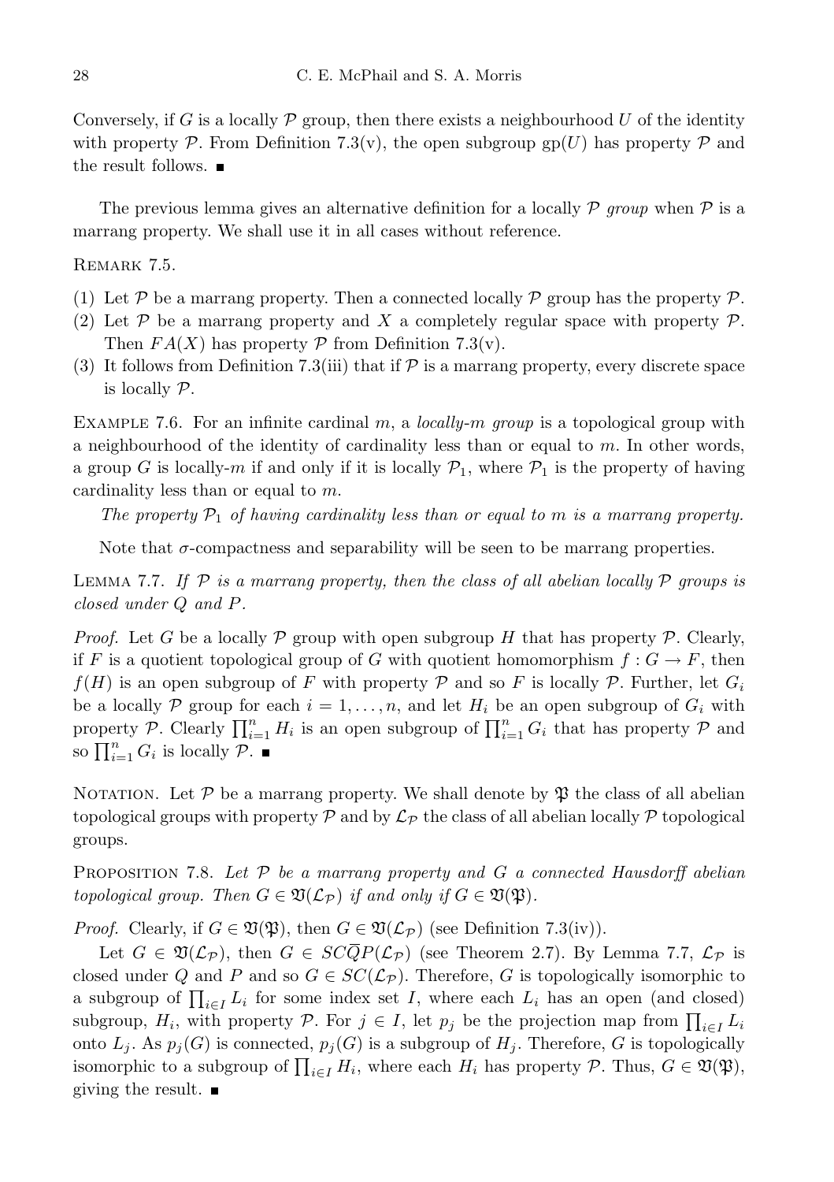Conversely, if $G$ is a locally $\mathcal{P}$ group, then there exists a neighbourhood $U$ of the identity with property $\mathcal{P}$. From Definition 7.3(v), the open subgroup $\mathrm{gp}(U)$ has property $\mathcal{P}$ and the result follows. ■

The previous lemma gives an alternative definition for a locally $\mathcal{P}$ *group* when $\mathcal{P}$ is a marrang property. We shall use it in all cases without reference.

REMARK 7.5.

1. Let $\mathcal{P}$ be a marrang property. Then a connected locally $\mathcal{P}$ group has the property $\mathcal{P}$.
2. Let $\mathcal{P}$ be a marrang property and $X$ a completely regular space with property $\mathcal{P}$. Then $FA(X)$ has property $\mathcal{P}$ from Definition 7.3(v).
3. It follows from Definition 7.3(iii) that if $\mathcal{P}$ is a marrang property, every discrete space is locally $\mathcal{P}$.

EXAMPLE 7.6. For an infinite cardinal $m$, a *locally-$m$ group* is a topological group with a neighbourhood of the identity of cardinality less than or equal to $m$. In other words, a group $G$ is locally-$m$ if and only if it is locally $\mathcal{P}_1$, where $\mathcal{P}_1$ is the property of having cardinality less than or equal to $m$.

*The property $\mathcal{P}_1$ of having cardinality less than or equal to $m$ is a marrang property.*

Note that $\sigma$-compactness and separability will be seen to be marrang properties.

LEMMA 7.7. *If $\mathcal{P}$ is a marrang property, then the class of all abelian locally $\mathcal{P}$ groups is closed under $Q$ and $P$.*

*Proof.* Let $G$ be a locally $\mathcal{P}$ group with open subgroup $H$ that has property $\mathcal{P}$. Clearly, if $F$ is a quotient topological group of $G$ with quotient homomorphism $f : G \to F$, then $f(H)$ is an open subgroup of $F$ with property $\mathcal{P}$ and so $F$ is locally $\mathcal{P}$. Further, let $G_i$ be a locally $\mathcal{P}$ group for each $i = 1, \dots, n$, and let $H_i$ be an open subgroup of $G_i$ with property $\mathcal{P}$. Clearly $\prod_{i=1}^n H_i$ is an open subgroup of $\prod_{i=1}^n G_i$ that has property $\mathcal{P}$ and so $\prod_{i=1}^n G_i$ is locally $\mathcal{P}$. ■

NOTATION. Let $\mathcal{P}$ be a marrang property. We shall denote by $\mathfrak{P}$ the class of all abelian topological groups with property $\mathcal{P}$ and by $\mathcal{L}_{\mathcal{P}}$ the class of all abelian locally $\mathcal{P}$ topological groups.

PROPOSITION 7.8. *Let $\mathcal{P}$ be a marrang property and $G$ a connected Hausdorff abelian topological group. Then $G \in \mathfrak{V}(\mathcal{L}_{\mathcal{P}})$ if and only if $G \in \mathfrak{V}(\mathfrak{P})$.*

*Proof.* Clearly, if $G \in \mathfrak{V}(\mathfrak{P})$, then $G \in \mathfrak{V}(\mathcal{L}_{\mathcal{P}})$ (see Definition 7.3(iv)).

Let $G \in \mathfrak{V}(\mathcal{L}_{\mathcal{P}})$, then $G \in SC\overline{Q}P(\mathcal{L}_{\mathcal{P}})$ (see Theorem 2.7). By Lemma 7.7, $\mathcal{L}_{\mathcal{P}}$ is closed under $Q$ and $P$ and so $G \in SC(\mathcal{L}_{\mathcal{P}})$. Therefore, $G$ is topologically isomorphic to a subgroup of $\prod_{i\in I} L_i$ for some index set $I$, where each $L_i$ has an open (and closed) subgroup, $H_i$, with property $\mathcal{P}$. For $j \in I$, let $p_j$ be the projection map from $\prod_{i\in I} L_i$ onto $L_j$. As $p_j(G)$ is connected, $p_j(G)$ is a subgroup of $H_j$. Therefore, $G$ is topologically isomorphic to a subgroup of $\prod_{i\in I} H_i$, where each $H_i$ has property $\mathcal{P}$. Thus, $G \in \mathfrak{V}(\mathfrak{P})$, giving the result. ■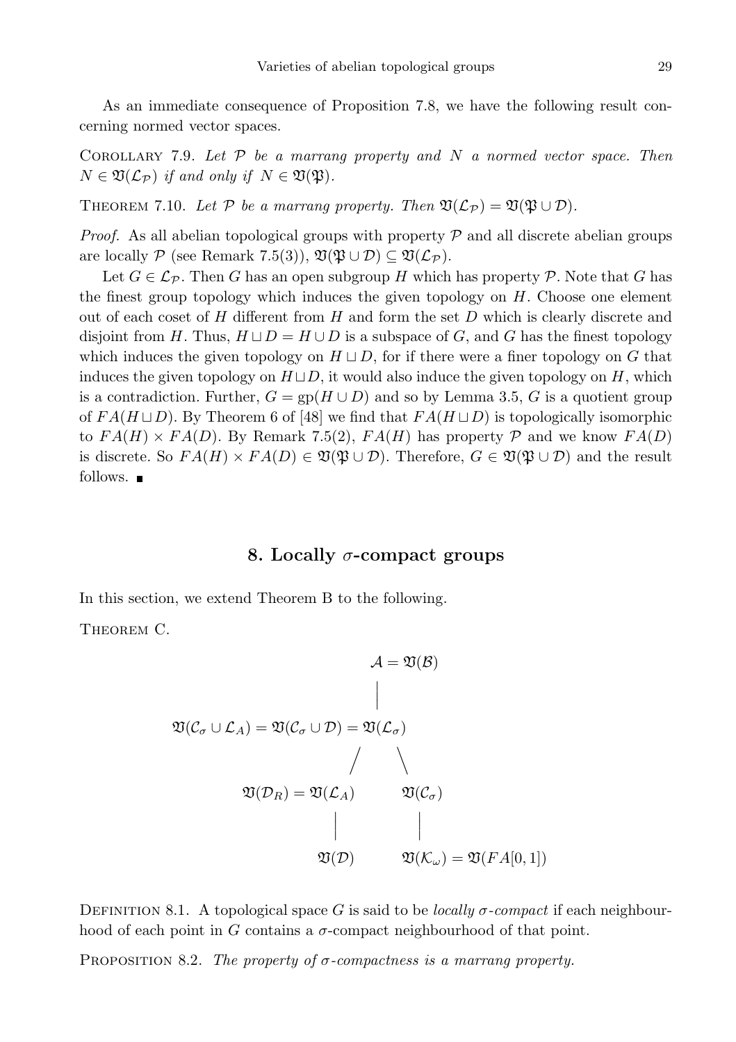As an immediate consequence of Proposition 7.8, we have the following result concerning normed vector spaces.

Corollary 7.9. *Let $\mathcal{P}$ be a marrang property and $N$ a normed vector space. Then $N \in \mathfrak{V}(\mathcal{L}_{\mathcal{P}})$ if and only if $N \in \mathfrak{V}(\mathfrak{P})$.*

Theorem 7.10. *Let $\mathcal{P}$ be a marrang property. Then $\mathfrak{V}(\mathcal{L}_{\mathcal{P}}) = \mathfrak{V}(\mathfrak{P} \cup \mathcal{D})$.*

*Proof.* As all abelian topological groups with property $\mathcal{P}$ and all discrete abelian groups are locally $\mathcal{P}$ (see Remark 7.5(3)), $\mathfrak{V}(\mathfrak{P} \cup \mathcal{D}) \subseteq \mathfrak{V}(\mathcal{L}_{\mathcal{P}})$.

Let $G \in \mathcal{L}_{\mathcal{P}}$. Then $G$ has an open subgroup $H$ which has property $\mathcal{P}$. Note that $G$ has the finest group topology which induces the given topology on $H$. Choose one element out of each coset of $H$ different from $H$ and form the set $D$ which is clearly discrete and disjoint from $H$. Thus, $H \sqcup D = H \cup D$ is a subspace of $G$, and $G$ has the finest topology which induces the given topology on $H \sqcup D$, for if there were a finer topology on $G$ that induces the given topology on $H \sqcup D$, it would also induce the given topology on $H$, which is a contradiction. Further, $G = \mathrm{gp}(H \cup D)$ and so by Lemma 3.5, $G$ is a quotient group of $FA(H \sqcup D)$. By Theorem 6 of [48] we find that $FA(H \sqcup D)$ is topologically isomorphic to $FA(H) \times FA(D)$. By Remark 7.5(2), $FA(H)$ has property $\mathcal{P}$ and we know $FA(D)$ is discrete. So $FA(H) \times FA(D) \in \mathfrak{V}(\mathfrak{P} \cup \mathcal{D})$. Therefore, $G \in \mathfrak{V}(\mathfrak{P} \cup \mathcal{D})$ and the result follows. ∎

## 8. Locally $\sigma$-compact groups

In this section, we extend Theorem B to the following.

Theorem C.

$$\mathcal{A} = \mathfrak{V}(\mathcal{B})$$

$$|$$

$$\mathfrak{V}(\mathcal{C}_\sigma \cup \mathcal{L}_A) = \mathfrak{V}(\mathcal{C}_\sigma \cup \mathcal{D}) = \mathfrak{V}(\mathcal{L}_\sigma)$$

$$/ \qquad \backslash$$

$$\mathfrak{V}(\mathcal{D}_R) = \mathfrak{V}(\mathcal{L}_A) \qquad \mathfrak{V}(\mathcal{C}_\sigma)$$

$$| \qquad\qquad\qquad |$$

$$\mathfrak{V}(\mathcal{D}) \qquad \mathfrak{V}(\mathcal{K}_\omega) = \mathfrak{V}(FA[0,1])$$

Definition 8.1. A topological space $G$ is said to be *locally $\sigma$-compact* if each neighbourhood of each point in $G$ contains a $\sigma$-compact neighbourhood of that point.

Proposition 8.2. *The property of $\sigma$-compactness is a marrang property.*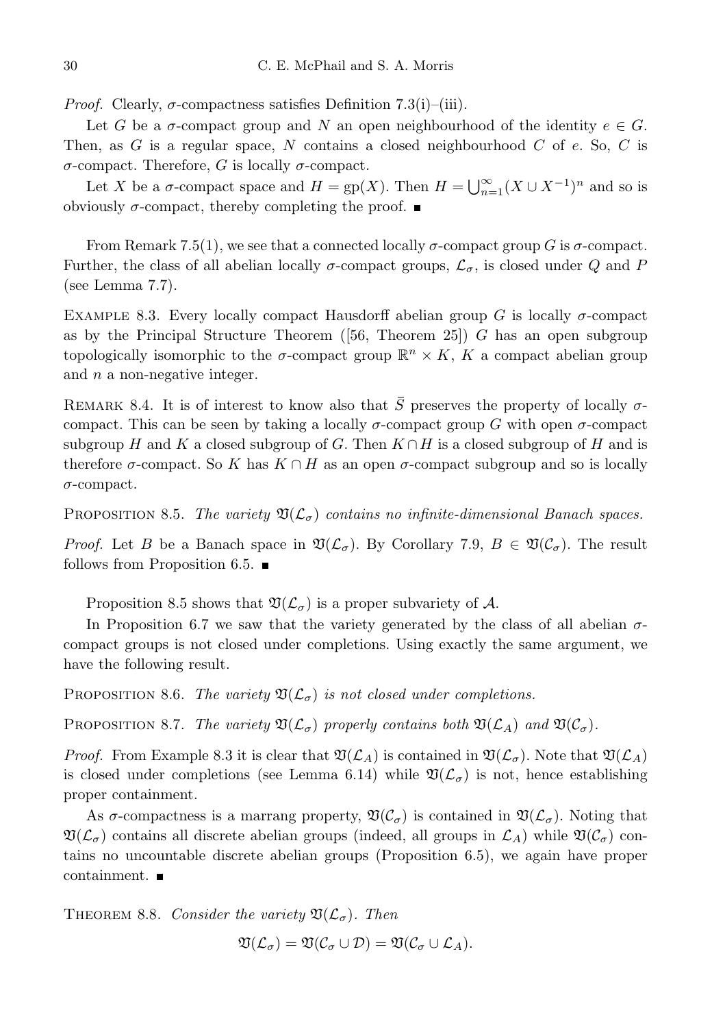*Proof.* Clearly, $\sigma$-compactness satisfies Definition 7.3(i)–(iii).

Let $G$ be a $\sigma$-compact group and $N$ an open neighbourhood of the identity $e \in G$. Then, as $G$ is a regular space, $N$ contains a closed neighbourhood $C$ of $e$. So, $C$ is $\sigma$-compact. Therefore, $G$ is locally $\sigma$-compact.

Let $X$ be a $\sigma$-compact space and $H = \mathrm{gp}(X)$. Then $H = \bigcup_{n=1}^{\infty}(X \cup X^{-1})^n$ and so is obviously $\sigma$-compact, thereby completing the proof. ∎

From Remark 7.5(1), we see that a connected locally $\sigma$-compact group $G$ is $\sigma$-compact. Further, the class of all abelian locally $\sigma$-compact groups, $\mathcal{L}_\sigma$, is closed under $Q$ and $P$ (see Lemma 7.7).

Example 8.3. Every locally compact Hausdorff abelian group $G$ is locally $\sigma$-compact as by the Principal Structure Theorem ([56, Theorem 25]) $G$ has an open subgroup topologically isomorphic to the $\sigma$-compact group $\mathbb{R}^n \times K$, $K$ a compact abelian group and $n$ a non-negative integer.

Remark 8.4. It is of interest to know also that $\bar{S}$ preserves the property of locally $\sigma$-compact. This can be seen by taking a locally $\sigma$-compact group $G$ with open $\sigma$-compact subgroup $H$ and $K$ a closed subgroup of $G$. Then $K \cap H$ is a closed subgroup of $H$ and is therefore $\sigma$-compact. So $K$ has $K \cap H$ as an open $\sigma$-compact subgroup and so is locally $\sigma$-compact.

Proposition 8.5. *The variety $\mathfrak{V}(\mathcal{L}_\sigma)$ contains no infinite-dimensional Banach spaces.*

*Proof.* Let $B$ be a Banach space in $\mathfrak{V}(\mathcal{L}_\sigma)$. By Corollary 7.9, $B \in \mathfrak{V}(\mathcal{C}_\sigma)$. The result follows from Proposition 6.5. ∎

Proposition 8.5 shows that $\mathfrak{V}(\mathcal{L}_\sigma)$ is a proper subvariety of $\mathcal{A}$.

In Proposition 6.7 we saw that the variety generated by the class of all abelian $\sigma$-compact groups is not closed under completions. Using exactly the same argument, we have the following result.

Proposition 8.6. *The variety $\mathfrak{V}(\mathcal{L}_\sigma)$ is not closed under completions.*

Proposition 8.7. *The variety $\mathfrak{V}(\mathcal{L}_\sigma)$ properly contains both $\mathfrak{V}(\mathcal{L}_A)$ and $\mathfrak{V}(\mathcal{C}_\sigma)$.*

*Proof.* From Example 8.3 it is clear that $\mathfrak{V}(\mathcal{L}_A)$ is contained in $\mathfrak{V}(\mathcal{L}_\sigma)$. Note that $\mathfrak{V}(\mathcal{L}_A)$ is closed under completions (see Lemma 6.14) while $\mathfrak{V}(\mathcal{L}_\sigma)$ is not, hence establishing proper containment.

As $\sigma$-compactness is a marrang property, $\mathfrak{V}(\mathcal{C}_\sigma)$ is contained in $\mathfrak{V}(\mathcal{L}_\sigma)$. Noting that $\mathfrak{V}(\mathcal{L}_\sigma)$ contains all discrete abelian groups (indeed, all groups in $\mathcal{L}_A$) while $\mathfrak{V}(\mathcal{C}_\sigma)$ contains no uncountable discrete abelian groups (Proposition 6.5), we again have proper containment. ∎

Theorem 8.8. *Consider the variety $\mathfrak{V}(\mathcal{L}_\sigma)$. Then*

$$\mathfrak{V}(\mathcal{L}_\sigma) = \mathfrak{V}(\mathcal{C}_\sigma \cup \mathcal{D}) = \mathfrak{V}(\mathcal{C}_\sigma \cup \mathcal{L}_A).$$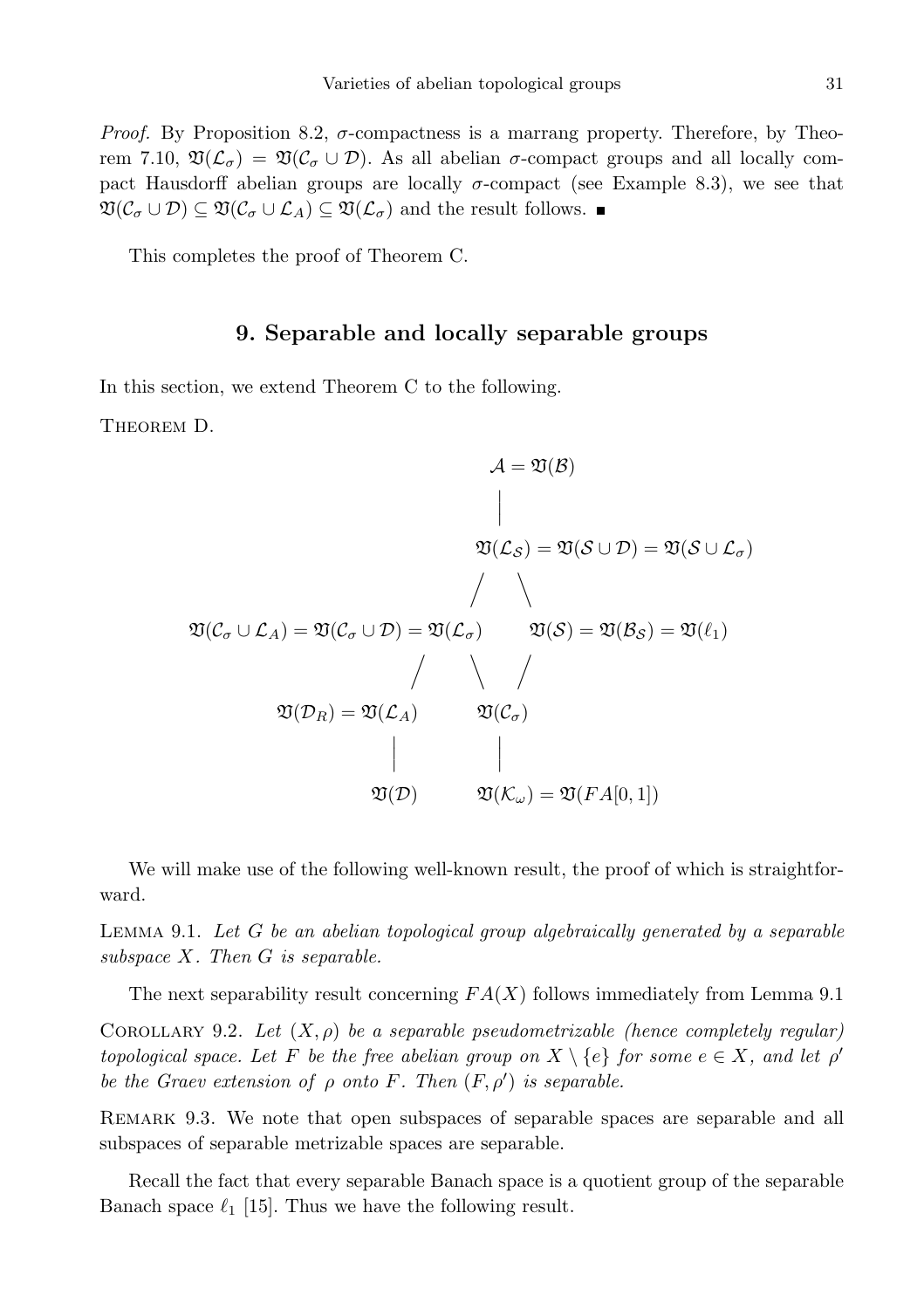*Proof.* By Proposition 8.2, $\sigma$-compactness is a marrang property. Therefore, by Theorem 7.10, $\mathfrak{V}(\mathcal{L}_\sigma) = \mathfrak{V}(\mathcal{C}_\sigma \cup \mathcal{D})$. As all abelian $\sigma$-compact groups and all locally compact Hausdorff abelian groups are locally $\sigma$-compact (see Example 8.3), we see that $\mathfrak{V}(\mathcal{C}_\sigma \cup \mathcal{D}) \subseteq \mathfrak{V}(\mathcal{C}_\sigma \cup \mathcal{L}_A) \subseteq \mathfrak{V}(\mathcal{L}_\sigma)$ and the result follows. ■

This completes the proof of Theorem C.

## 9. Separable and locally separable groups

In this section, we extend Theorem C to the following.

Theorem D.

$$\mathcal{A} = \mathfrak{V}(\mathcal{B})$$

$$|$$

$$\mathfrak{V}(\mathcal{L}_\mathcal{S}) = \mathfrak{V}(\mathcal{S} \cup \mathcal{D}) = \mathfrak{V}(\mathcal{S} \cup \mathcal{L}_\sigma)$$

$$/ \qquad \backslash$$

$$\mathfrak{V}(\mathcal{C}_\sigma \cup \mathcal{L}_A) = \mathfrak{V}(\mathcal{C}_\sigma \cup \mathcal{D}) = \mathfrak{V}(\mathcal{L}_\sigma) \qquad \mathfrak{V}(\mathcal{S}) = \mathfrak{V}(\mathcal{B}_\mathcal{S}) = \mathfrak{V}(\ell_1)$$

$$/ \qquad \backslash \qquad /$$

$$\mathfrak{V}(\mathcal{D}_R) = \mathfrak{V}(\mathcal{L}_A) \qquad \mathfrak{V}(\mathcal{C}_\sigma)$$

$$| \qquad\qquad |$$

$$\mathfrak{V}(\mathcal{D}) \qquad \mathfrak{V}(\mathcal{K}_\omega) = \mathfrak{V}(FA[0,1])$$

We will make use of the following well-known result, the proof of which is straightforward.

Lemma 9.1. *Let $G$ be an abelian topological group algebraically generated by a separable subspace $X$. Then $G$ is separable.*

The next separability result concerning $FA(X)$ follows immediately from Lemma 9.1

Corollary 9.2. *Let $(X, \rho)$ be a separable pseudometrizable (hence completely regular) topological space. Let $F$ be the free abelian group on $X \setminus \{e\}$ for some $e \in X$, and let $\rho'$ be the Graev extension of $\rho$ onto $F$. Then $(F, \rho')$ is separable.*

Remark 9.3. We note that open subspaces of separable spaces are separable and all subspaces of separable metrizable spaces are separable.

Recall the fact that every separable Banach space is a quotient group of the separable Banach space $\ell_1$ [15]. Thus we have the following result.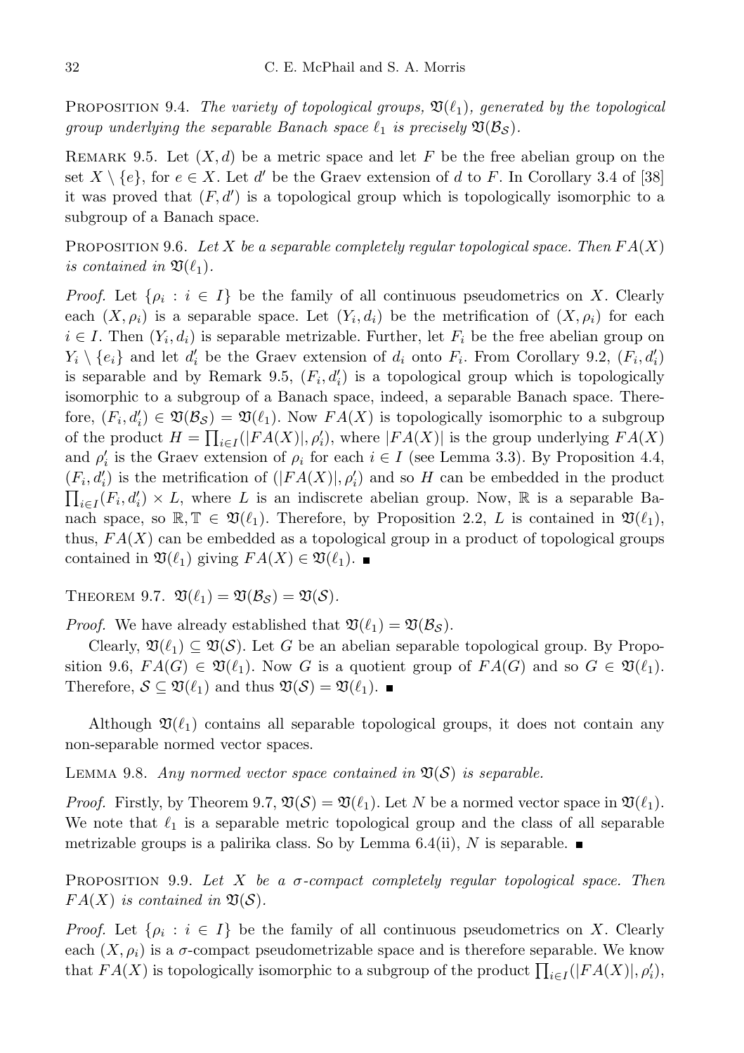Proposition 9.4. *The variety of topological groups, $\mathfrak{V}(\ell_1)$, generated by the topological group underlying the separable Banach space $\ell_1$ is precisely $\mathfrak{V}(\mathcal{B}_\mathcal{S})$.*

Remark 9.5. Let $(X, d)$ be a metric space and let $F$ be the free abelian group on the set $X \setminus \{e\}$, for $e \in X$. Let $d'$ be the Graev extension of $d$ to $F$. In Corollary 3.4 of [38] it was proved that $(F, d')$ is a topological group which is topologically isomorphic to a subgroup of a Banach space.

Proposition 9.6. *Let $X$ be a separable completely regular topological space. Then $FA(X)$ is contained in $\mathfrak{V}(\ell_1)$.*

*Proof.* Let $\{\rho_i : i \in I\}$ be the family of all continuous pseudometrics on $X$. Clearly each $(X, \rho_i)$ is a separable space. Let $(Y_i, d_i)$ be the metrification of $(X, \rho_i)$ for each $i \in I$. Then $(Y_i, d_i)$ is separable metrizable. Further, let $F_i$ be the free abelian group on $Y_i \setminus \{e_i\}$ and let $d'_i$ be the Graev extension of $d_i$ onto $F_i$. From Corollary 9.2, $(F_i, d'_i)$ is separable and by Remark 9.5, $(F_i, d'_i)$ is a topological group which is topologically isomorphic to a subgroup of a Banach space, indeed, a separable Banach space. Therefore, $(F_i, d'_i) \in \mathfrak{V}(\mathcal{B}_\mathcal{S}) = \mathfrak{V}(\ell_1)$. Now $FA(X)$ is topologically isomorphic to a subgroup of the product $H = \prod_{i \in I}(|FA(X)|, \rho'_i)$, where $|FA(X)|$ is the group underlying $FA(X)$ and $\rho'_i$ is the Graev extension of $\rho_i$ for each $i \in I$ (see Lemma 3.3). By Proposition 4.4, $(F_i, d'_i)$ is the metrification of $(|FA(X)|, \rho'_i)$ and so $H$ can be embedded in the product $\prod_{i \in I}(F_i, d'_i) \times L$, where $L$ is an indiscrete abelian group. Now, $\mathbb{R}$ is a separable Banach space, so $\mathbb{R}, \mathbb{T} \in \mathfrak{V}(\ell_1)$. Therefore, by Proposition 2.2, $L$ is contained in $\mathfrak{V}(\ell_1)$, thus, $FA(X)$ can be embedded as a topological group in a product of topological groups contained in $\mathfrak{V}(\ell_1)$ giving $FA(X) \in \mathfrak{V}(\ell_1)$. ∎

Theorem 9.7. $\mathfrak{V}(\ell_1) = \mathfrak{V}(\mathcal{B}_\mathcal{S}) = \mathfrak{V}(\mathcal{S})$.

*Proof.* We have already established that $\mathfrak{V}(\ell_1) = \mathfrak{V}(\mathcal{B}_\mathcal{S})$.

Clearly, $\mathfrak{V}(\ell_1) \subseteq \mathfrak{V}(\mathcal{S})$. Let $G$ be an abelian separable topological group. By Proposition 9.6, $FA(G) \in \mathfrak{V}(\ell_1)$. Now $G$ is a quotient group of $FA(G)$ and so $G \in \mathfrak{V}(\ell_1)$. Therefore, $\mathcal{S} \subseteq \mathfrak{V}(\ell_1)$ and thus $\mathfrak{V}(\mathcal{S}) = \mathfrak{V}(\ell_1)$. ∎

Although $\mathfrak{V}(\ell_1)$ contains all separable topological groups, it does not contain any non-separable normed vector spaces.

Lemma 9.8. *Any normed vector space contained in $\mathfrak{V}(\mathcal{S})$ is separable.*

*Proof.* Firstly, by Theorem 9.7, $\mathfrak{V}(\mathcal{S}) = \mathfrak{V}(\ell_1)$. Let $N$ be a normed vector space in $\mathfrak{V}(\ell_1)$. We note that $\ell_1$ is a separable metric topological group and the class of all separable metrizable groups is a palirika class. So by Lemma 6.4(ii), $N$ is separable. ∎

Proposition 9.9. *Let $X$ be a $\sigma$-compact completely regular topological space. Then $FA(X)$ is contained in $\mathfrak{V}(\mathcal{S})$.*

*Proof.* Let $\{\rho_i : i \in I\}$ be the family of all continuous pseudometrics on $X$. Clearly each $(X, \rho_i)$ is a $\sigma$-compact pseudometrizable space and is therefore separable. We know that $FA(X)$ is topologically isomorphic to a subgroup of the product $\prod_{i \in I}(|FA(X)|, \rho'_i)$,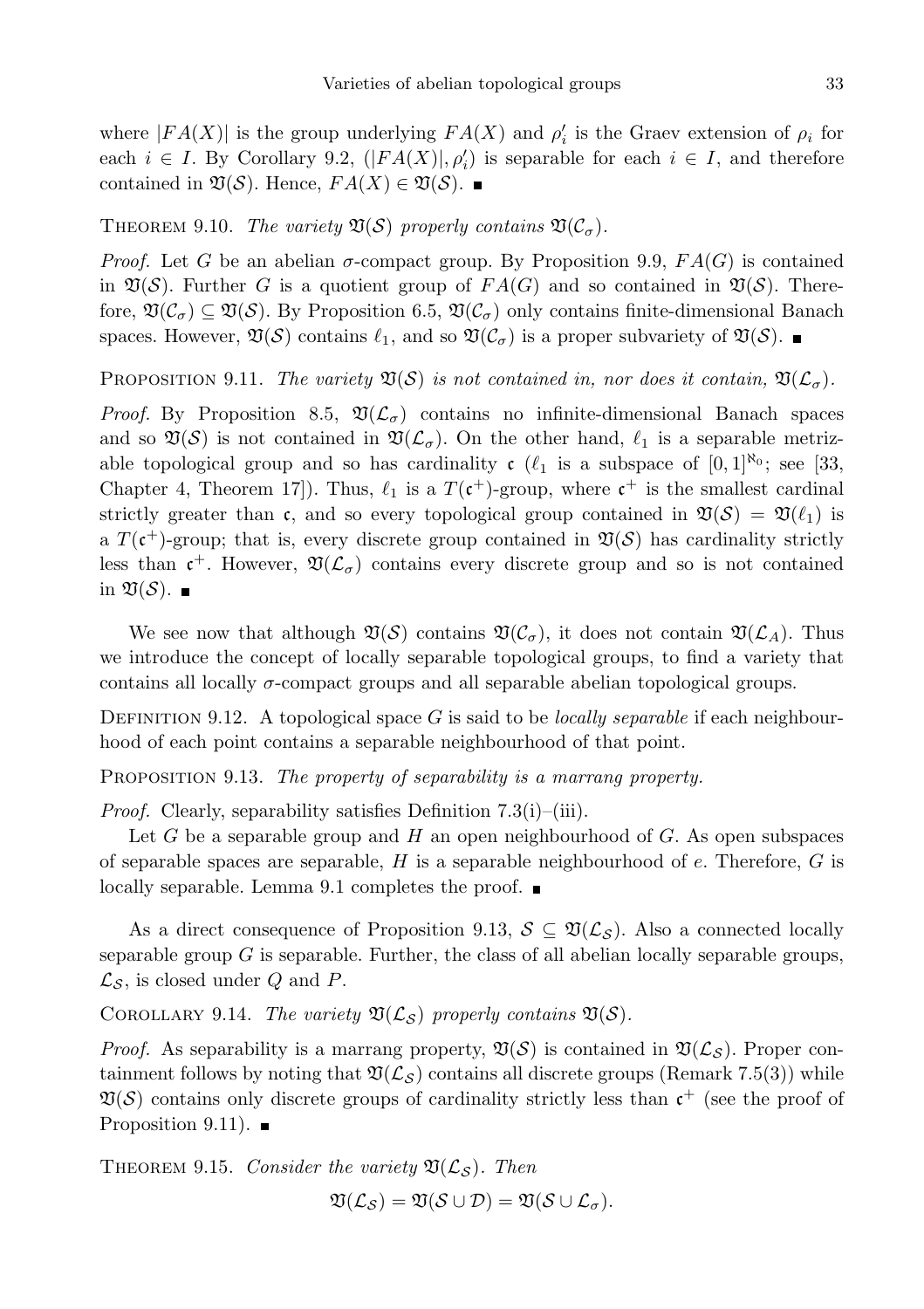where $|FA(X)|$ is the group underlying $FA(X)$ and $\rho_i'$ is the Graev extension of $\rho_i$ for each $i \in I$. By Corollary 9.2, $(|FA(X)|, \rho_i')$ is separable for each $i \in I$, and therefore contained in $\mathfrak{V}(\mathcal{S})$. Hence, $FA(X) \in \mathfrak{V}(\mathcal{S})$. ∎

Theorem 9.10. *The variety $\mathfrak{V}(\mathcal{S})$ properly contains $\mathfrak{V}(\mathcal{C}_\sigma)$.*

*Proof.* Let $G$ be an abelian $\sigma$-compact group. By Proposition 9.9, $FA(G)$ is contained in $\mathfrak{V}(\mathcal{S})$. Further $G$ is a quotient group of $FA(G)$ and so contained in $\mathfrak{V}(\mathcal{S})$. Therefore, $\mathfrak{V}(\mathcal{C}_\sigma) \subseteq \mathfrak{V}(\mathcal{S})$. By Proposition 6.5, $\mathfrak{V}(\mathcal{C}_\sigma)$ only contains finite-dimensional Banach spaces. However, $\mathfrak{V}(\mathcal{S})$ contains $\ell_1$, and so $\mathfrak{V}(\mathcal{C}_\sigma)$ is a proper subvariety of $\mathfrak{V}(\mathcal{S})$. ∎

Proposition 9.11. *The variety $\mathfrak{V}(\mathcal{S})$ is not contained in, nor does it contain, $\mathfrak{V}(\mathcal{L}_\sigma)$.*

*Proof.* By Proposition 8.5, $\mathfrak{V}(\mathcal{L}_\sigma)$ contains no infinite-dimensional Banach spaces and so $\mathfrak{V}(\mathcal{S})$ is not contained in $\mathfrak{V}(\mathcal{L}_\sigma)$. On the other hand, $\ell_1$ is a separable metrizable topological group and so has cardinality $\mathfrak{c}$ ($\ell_1$ is a subspace of $[0,1]^{\aleph_0}$; see [33, Chapter 4, Theorem 17]). Thus, $\ell_1$ is a $T(\mathfrak{c}^+)$-group, where $\mathfrak{c}^+$ is the smallest cardinal strictly greater than $\mathfrak{c}$, and so every topological group contained in $\mathfrak{V}(\mathcal{S}) = \mathfrak{V}(\ell_1)$ is a $T(\mathfrak{c}^+)$-group; that is, every discrete group contained in $\mathfrak{V}(\mathcal{S})$ has cardinality strictly less than $\mathfrak{c}^+$. However, $\mathfrak{V}(\mathcal{L}_\sigma)$ contains every discrete group and so is not contained in $\mathfrak{V}(\mathcal{S})$. ∎

We see now that although $\mathfrak{V}(\mathcal{S})$ contains $\mathfrak{V}(\mathcal{C}_\sigma)$, it does not contain $\mathfrak{V}(\mathcal{L}_A)$. Thus we introduce the concept of locally separable topological groups, to find a variety that contains all locally $\sigma$-compact groups and all separable abelian topological groups.

Definition 9.12. A topological space $G$ is said to be *locally separable* if each neighbourhood of each point contains a separable neighbourhood of that point.

Proposition 9.13. *The property of separability is a marrang property.*

*Proof.* Clearly, separability satisfies Definition 7.3(i)–(iii).

Let $G$ be a separable group and $H$ an open neighbourhood of $G$. As open subspaces of separable spaces are separable, $H$ is a separable neighbourhood of $e$. Therefore, $G$ is locally separable. Lemma 9.1 completes the proof. ∎

As a direct consequence of Proposition 9.13, $\mathcal{S} \subseteq \mathfrak{V}(\mathcal{L}_\mathcal{S})$. Also a connected locally separable group $G$ is separable. Further, the class of all abelian locally separable groups, $\mathcal{L}_\mathcal{S}$, is closed under $Q$ and $P$.

Corollary 9.14. *The variety $\mathfrak{V}(\mathcal{L}_\mathcal{S})$ properly contains $\mathfrak{V}(\mathcal{S})$.*

*Proof.* As separability is a marrang property, $\mathfrak{V}(\mathcal{S})$ is contained in $\mathfrak{V}(\mathcal{L}_\mathcal{S})$. Proper containment follows by noting that $\mathfrak{V}(\mathcal{L}_\mathcal{S})$ contains all discrete groups (Remark 7.5(3)) while $\mathfrak{V}(\mathcal{S})$ contains only discrete groups of cardinality strictly less than $\mathfrak{c}^+$ (see the proof of Proposition 9.11). ∎

Theorem 9.15. *Consider the variety $\mathfrak{V}(\mathcal{L}_\mathcal{S})$. Then*

$$\mathfrak{V}(\mathcal{L}_\mathcal{S}) = \mathfrak{V}(\mathcal{S} \cup \mathcal{D}) = \mathfrak{V}(\mathcal{S} \cup \mathcal{L}_\sigma).$$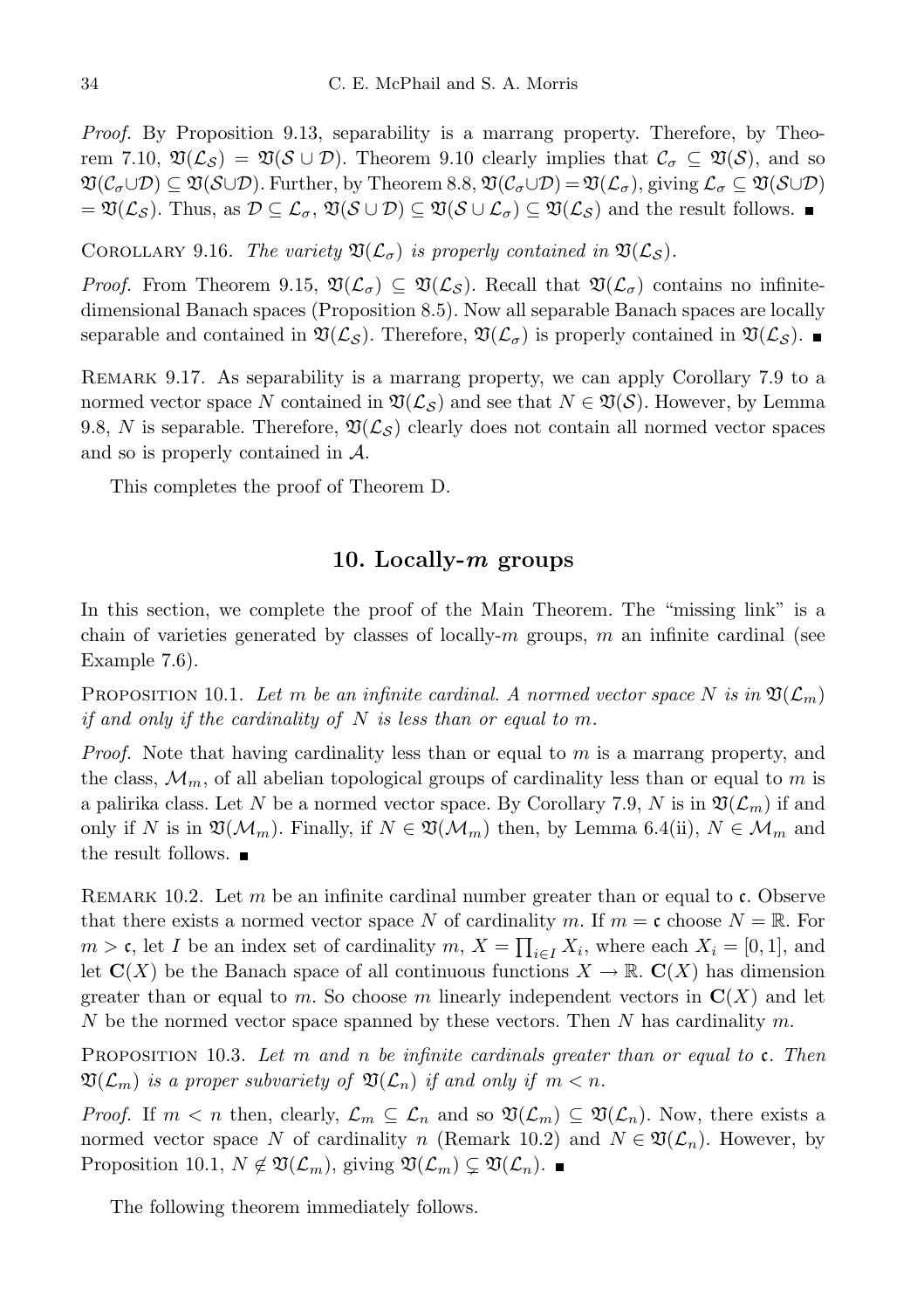*Proof.* By Proposition 9.13, separability is a marrang property. Therefore, by Theorem 7.10, $\mathfrak{V}(\mathcal{L}_{\mathcal{S}}) = \mathfrak{V}(\mathcal{S} \cup \mathcal{D})$. Theorem 9.10 clearly implies that $\mathcal{C}_\sigma \subseteq \mathfrak{V}(\mathcal{S})$, and so $\mathfrak{V}(\mathcal{C}_\sigma \cup \mathcal{D}) \subseteq \mathfrak{V}(\mathcal{S} \cup \mathcal{D})$. Further, by Theorem 8.8, $\mathfrak{V}(\mathcal{C}_\sigma \cup \mathcal{D}) = \mathfrak{V}(\mathcal{L}_\sigma)$, giving $\mathcal{L}_\sigma \subseteq \mathfrak{V}(\mathcal{S} \cup \mathcal{D}) = \mathfrak{V}(\mathcal{L}_{\mathcal{S}})$. Thus, as $\mathcal{D} \subseteq \mathcal{L}_\sigma$, $\mathfrak{V}(\mathcal{S} \cup \mathcal{D}) \subseteq \mathfrak{V}(\mathcal{S} \cup \mathcal{L}_\sigma) \subseteq \mathfrak{V}(\mathcal{L}_{\mathcal{S}})$ and the result follows. ∎

Corollary 9.16. *The variety $\mathfrak{V}(\mathcal{L}_\sigma)$ is properly contained in $\mathfrak{V}(\mathcal{L}_{\mathcal{S}})$.*

*Proof.* From Theorem 9.15, $\mathfrak{V}(\mathcal{L}_\sigma) \subseteq \mathfrak{V}(\mathcal{L}_{\mathcal{S}})$. Recall that $\mathfrak{V}(\mathcal{L}_\sigma)$ contains no infinite-dimensional Banach spaces (Proposition 8.5). Now all separable Banach spaces are locally separable and contained in $\mathfrak{V}(\mathcal{L}_{\mathcal{S}})$. Therefore, $\mathfrak{V}(\mathcal{L}_\sigma)$ is properly contained in $\mathfrak{V}(\mathcal{L}_{\mathcal{S}})$. ∎

Remark 9.17. As separability is a marrang property, we can apply Corollary 7.9 to a normed vector space $N$ contained in $\mathfrak{V}(\mathcal{L}_{\mathcal{S}})$ and see that $N \in \mathfrak{V}(\mathcal{S})$. However, by Lemma 9.8, $N$ is separable. Therefore, $\mathfrak{V}(\mathcal{L}_{\mathcal{S}})$ clearly does not contain all normed vector spaces and so is properly contained in $\mathcal{A}$.

This completes the proof of Theorem D.

## 10. Locally-$m$ groups

In this section, we complete the proof of the Main Theorem. The "missing link" is a chain of varieties generated by classes of locally-$m$ groups, $m$ an infinite cardinal (see Example 7.6).

Proposition 10.1. *Let $m$ be an infinite cardinal. A normed vector space $N$ is in $\mathfrak{V}(\mathcal{L}_m)$ if and only if the cardinality of $N$ is less than or equal to $m$.*

*Proof.* Note that having cardinality less than or equal to $m$ is a marrang property, and the class, $\mathcal{M}_m$, of all abelian topological groups of cardinality less than or equal to $m$ is a palirika class. Let $N$ be a normed vector space. By Corollary 7.9, $N$ is in $\mathfrak{V}(\mathcal{L}_m)$ if and only if $N$ is in $\mathfrak{V}(\mathcal{M}_m)$. Finally, if $N \in \mathfrak{V}(\mathcal{M}_m)$ then, by Lemma 6.4(ii), $N \in \mathcal{M}_m$ and the result follows. ∎

Remark 10.2. Let $m$ be an infinite cardinal number greater than or equal to $\mathfrak{c}$. Observe that there exists a normed vector space $N$ of cardinality $m$. If $m = \mathfrak{c}$ choose $N = \mathbb{R}$. For $m > \mathfrak{c}$, let $I$ be an index set of cardinality $m$, $X = \prod_{i \in I} X_i$, where each $X_i = [0,1]$, and let $\mathbf{C}(X)$ be the Banach space of all continuous functions $X \to \mathbb{R}$. $\mathbf{C}(X)$ has dimension greater than or equal to $m$. So choose $m$ linearly independent vectors in $\mathbf{C}(X)$ and let $N$ be the normed vector space spanned by these vectors. Then $N$ has cardinality $m$.

Proposition 10.3. *Let $m$ and $n$ be infinite cardinals greater than or equal to $\mathfrak{c}$. Then $\mathfrak{V}(\mathcal{L}_m)$ is a proper subvariety of $\mathfrak{V}(\mathcal{L}_n)$ if and only if $m < n$.*

*Proof.* If $m < n$ then, clearly, $\mathcal{L}_m \subseteq \mathcal{L}_n$ and so $\mathfrak{V}(\mathcal{L}_m) \subseteq \mathfrak{V}(\mathcal{L}_n)$. Now, there exists a normed vector space $N$ of cardinality $n$ (Remark 10.2) and $N \in \mathfrak{V}(\mathcal{L}_n)$. However, by Proposition 10.1, $N \notin \mathfrak{V}(\mathcal{L}_m)$, giving $\mathfrak{V}(\mathcal{L}_m) \subsetneq \mathfrak{V}(\mathcal{L}_n)$. ∎

The following theorem immediately follows.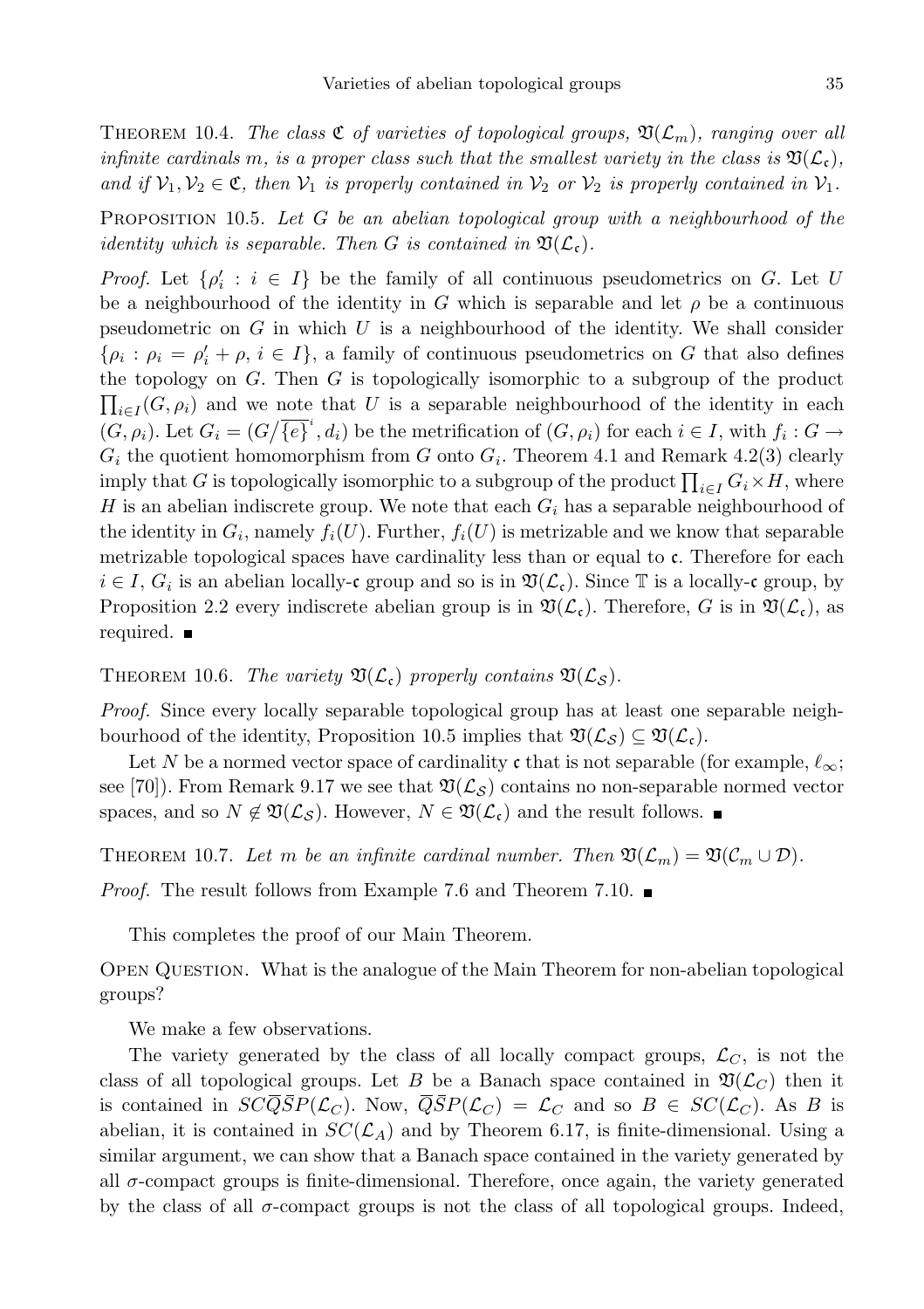Theorem 10.4. *The class $\mathfrak{C}$ of varieties of topological groups, $\mathfrak{V}(\mathcal{L}_m)$, ranging over all infinite cardinals $m$, is a proper class such that the smallest variety in the class is $\mathfrak{V}(\mathcal{L}_\mathfrak{c})$, and if $\mathcal{V}_1, \mathcal{V}_2 \in \mathfrak{C}$, then $\mathcal{V}_1$ is properly contained in $\mathcal{V}_2$ or $\mathcal{V}_2$ is properly contained in $\mathcal{V}_1$.*

Proposition 10.5. *Let $G$ be an abelian topological group with a neighbourhood of the identity which is separable. Then $G$ is contained in $\mathfrak{V}(\mathcal{L}_\mathfrak{c})$.*

*Proof.* Let $\{\rho'_i : i \in I\}$ be the family of all continuous pseudometrics on $G$. Let $U$ be a neighbourhood of the identity in $G$ which is separable and let $\rho$ be a continuous pseudometric on $G$ in which $U$ is a neighbourhood of the identity. We shall consider $\{\rho_i : \rho_i = \rho'_i + \rho, i \in I\}$, a family of continuous pseudometrics on $G$ that also defines the topology on $G$. Then $G$ is topologically isomorphic to a subgroup of the product $\prod_{i\in I}(G, \rho_i)$ and we note that $U$ is a separable neighbourhood of the identity in each $(G, \rho_i)$. Let $G_i = (G/\overline{\{e\}}^i, d_i)$ be the metrification of $(G, \rho_i)$ for each $i \in I$, with $f_i : G \to G_i$ the quotient homomorphism from $G$ onto $G_i$. Theorem 4.1 and Remark 4.2(3) clearly imply that $G$ is topologically isomorphic to a subgroup of the product $\prod_{i\in I} G_i \times H$, where $H$ is an abelian indiscrete group. We note that each $G_i$ has a separable neighbourhood of the identity in $G_i$, namely $f_i(U)$. Further, $f_i(U)$ is metrizable and we know that separable metrizable topological spaces have cardinality less than or equal to $\mathfrak{c}$. Therefore for each $i \in I$, $G_i$ is an abelian locally-$\mathfrak{c}$ group and so is in $\mathfrak{V}(\mathcal{L}_\mathfrak{c})$. Since $\mathbb{T}$ is a locally-$\mathfrak{c}$ group, by Proposition 2.2 every indiscrete abelian group is in $\mathfrak{V}(\mathcal{L}_\mathfrak{c})$. Therefore, $G$ is in $\mathfrak{V}(\mathcal{L}_\mathfrak{c})$, as required. ∎

Theorem 10.6. *The variety $\mathfrak{V}(\mathcal{L}_\mathfrak{c})$ properly contains $\mathfrak{V}(\mathcal{L}_\mathcal{S})$.*

*Proof.* Since every locally separable topological group has at least one separable neighbourhood of the identity, Proposition 10.5 implies that $\mathfrak{V}(\mathcal{L}_\mathcal{S}) \subseteq \mathfrak{V}(\mathcal{L}_\mathfrak{c})$.

Let $N$ be a normed vector space of cardinality $\mathfrak{c}$ that is not separable (for example, $\ell_\infty$; see [70]). From Remark 9.17 we see that $\mathfrak{V}(\mathcal{L}_\mathcal{S})$ contains no non-separable normed vector spaces, and so $N \notin \mathfrak{V}(\mathcal{L}_\mathcal{S})$. However, $N \in \mathfrak{V}(\mathcal{L}_\mathfrak{c})$ and the result follows. ∎

Theorem 10.7. *Let $m$ be an infinite cardinal number. Then $\mathfrak{V}(\mathcal{L}_m) = \mathfrak{V}(\mathcal{C}_m \cup \mathcal{D})$.*

*Proof.* The result follows from Example 7.6 and Theorem 7.10. ∎

This completes the proof of our Main Theorem.

Open Question. What is the analogue of the Main Theorem for non-abelian topological groups?

We make a few observations.

The variety generated by the class of all locally compact groups, $\mathcal{L}_C$, is not the class of all topological groups. Let $B$ be a Banach space contained in $\mathfrak{V}(\mathcal{L}_C)$ then it is contained in $SC\overline{Q}\bar{S}P(\mathcal{L}_C)$. Now, $\overline{Q}\bar{S}P(\mathcal{L}_C) = \mathcal{L}_C$ and so $B \in SC(\mathcal{L}_C)$. As $B$ is abelian, it is contained in $SC(\mathcal{L}_A)$ and by Theorem 6.17, is finite-dimensional. Using a similar argument, we can show that a Banach space contained in the variety generated by all $\sigma$-compact groups is finite-dimensional. Therefore, once again, the variety generated by the class of all $\sigma$-compact groups is not the class of all topological groups. Indeed,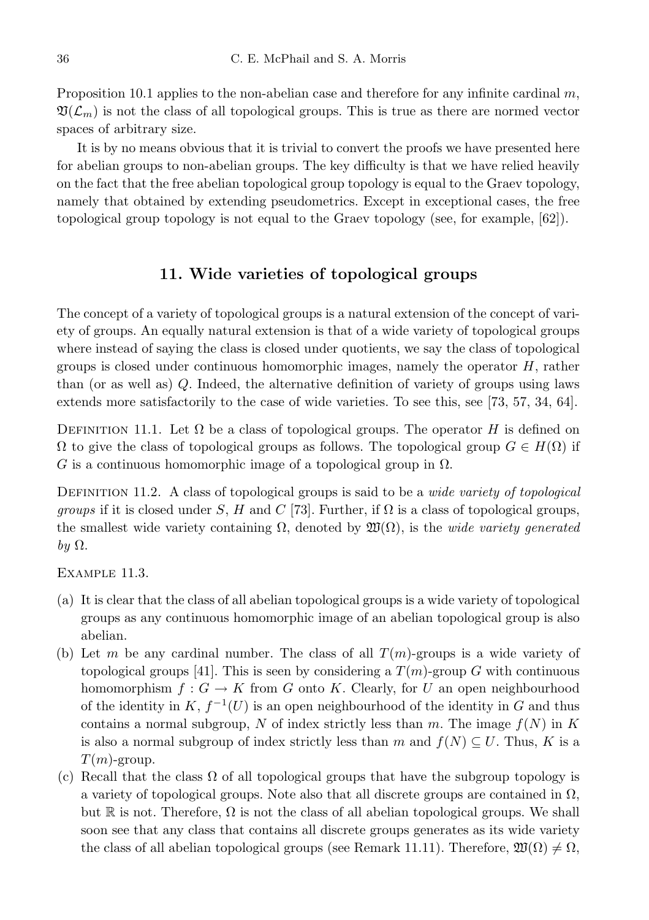Proposition 10.1 applies to the non-abelian case and therefore for any infinite cardinal $m$, $\mathfrak{V}(\mathcal{L}_m)$ is not the class of all topological groups. This is true as there are normed vector spaces of arbitrary size.

It is by no means obvious that it is trivial to convert the proofs we have presented here for abelian groups to non-abelian groups. The key difficulty is that we have relied heavily on the fact that the free abelian topological group topology is equal to the Graev topology, namely that obtained by extending pseudometrics. Except in exceptional cases, the free topological group topology is not equal to the Graev topology (see, for example, [62]).

## 11. Wide varieties of topological groups

The concept of a variety of topological groups is a natural extension of the concept of variety of groups. An equally natural extension is that of a wide variety of topological groups where instead of saying the class is closed under quotients, we say the class of topological groups is closed under continuous homomorphic images, namely the operator $H$, rather than (or as well as) $Q$. Indeed, the alternative definition of variety of groups using laws extends more satisfactorily to the case of wide varieties. To see this, see [73, 57, 34, 64].

Definition 11.1. Let $\Omega$ be a class of topological groups. The operator $H$ is defined on $\Omega$ to give the class of topological groups as follows. The topological group $G \in H(\Omega)$ if $G$ is a continuous homomorphic image of a topological group in $\Omega$.

Definition 11.2. A class of topological groups is said to be a *wide variety of topological groups* if it is closed under $S$, $H$ and $C$ [73]. Further, if $\Omega$ is a class of topological groups, the smallest wide variety containing $\Omega$, denoted by $\mathfrak{W}(\Omega)$, is the *wide variety generated by* $\Omega$.

Example 11.3.

(a) It is clear that the class of all abelian topological groups is a wide variety of topological groups as any continuous homomorphic image of an abelian topological group is also abelian.
(b) Let $m$ be any cardinal number. The class of all $T(m)$-groups is a wide variety of topological groups [41]. This is seen by considering a $T(m)$-group $G$ with continuous homomorphism $f : G \to K$ from $G$ onto $K$. Clearly, for $U$ an open neighbourhood of the identity in $K$, $f^{-1}(U)$ is an open neighbourhood of the identity in $G$ and thus contains a normal subgroup, $N$ of index strictly less than $m$. The image $f(N)$ in $K$ is also a normal subgroup of index strictly less than $m$ and $f(N) \subseteq U$. Thus, $K$ is a $T(m)$-group.
(c) Recall that the class $\Omega$ of all topological groups that have the subgroup topology is a variety of topological groups. Note also that all discrete groups are contained in $\Omega$, but $\mathbb{R}$ is not. Therefore, $\Omega$ is not the class of all abelian topological groups. We shall soon see that any class that contains all discrete groups generates as its wide variety the class of all abelian topological groups (see Remark 11.11). Therefore, $\mathfrak{W}(\Omega) \neq \Omega$,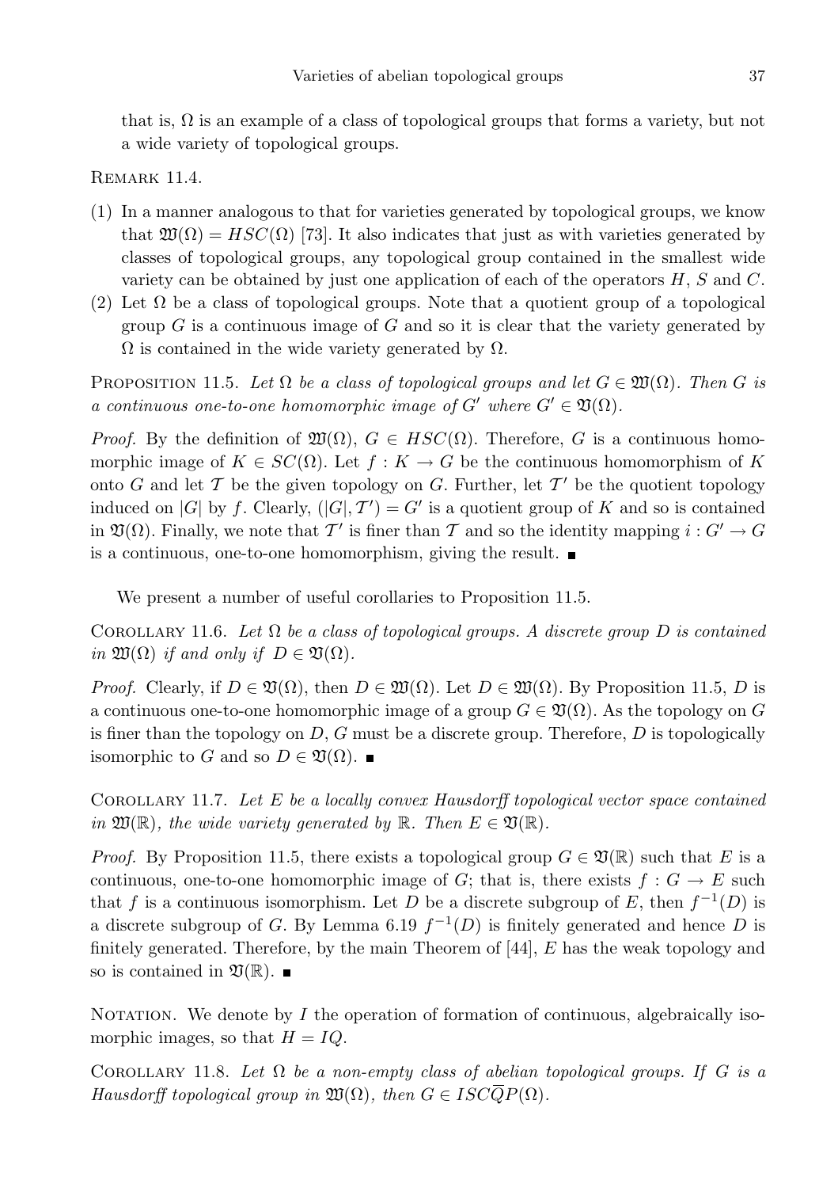that is, $\Omega$ is an example of a class of topological groups that forms a variety, but not a wide variety of topological groups.

REMARK 11.4.

(1) In a manner analogous to that for varieties generated by topological groups, we know that $\mathfrak{W}(\Omega) = HSC(\Omega)$ [73]. It also indicates that just as with varieties generated by classes of topological groups, any topological group contained in the smallest wide variety can be obtained by just one application of each of the operators $H$, $S$ and $C$.
(2) Let $\Omega$ be a class of topological groups. Note that a quotient group of a topological group $G$ is a continuous image of $G$ and so it is clear that the variety generated by $\Omega$ is contained in the wide variety generated by $\Omega$.

PROPOSITION 11.5. *Let $\Omega$ be a class of topological groups and let $G \in \mathfrak{W}(\Omega)$. Then $G$ is a continuous one-to-one homomorphic image of $G'$ where $G' \in \mathfrak{V}(\Omega)$.*

*Proof.* By the definition of $\mathfrak{W}(\Omega)$, $G \in HSC(\Omega)$. Therefore, $G$ is a continuous homomorphic image of $K \in SC(\Omega)$. Let $f : K \to G$ be the continuous homomorphism of $K$ onto $G$ and let $\mathcal{T}$ be the given topology on $G$. Further, let $\mathcal{T}'$ be the quotient topology induced on $|G|$ by $f$. Clearly, $(|G|, \mathcal{T}') = G'$ is a quotient group of $K$ and so is contained in $\mathfrak{V}(\Omega)$. Finally, we note that $\mathcal{T}'$ is finer than $\mathcal{T}$ and so the identity mapping $i : G' \to G$ is a continuous, one-to-one homomorphism, giving the result. ∎

We present a number of useful corollaries to Proposition 11.5.

COROLLARY 11.6. *Let $\Omega$ be a class of topological groups. A discrete group $D$ is contained in $\mathfrak{W}(\Omega)$ if and only if $D \in \mathfrak{V}(\Omega)$.*

*Proof.* Clearly, if $D \in \mathfrak{V}(\Omega)$, then $D \in \mathfrak{W}(\Omega)$. Let $D \in \mathfrak{W}(\Omega)$. By Proposition 11.5, $D$ is a continuous one-to-one homomorphic image of a group $G \in \mathfrak{V}(\Omega)$. As the topology on $G$ is finer than the topology on $D$, $G$ must be a discrete group. Therefore, $D$ is topologically isomorphic to $G$ and so $D \in \mathfrak{V}(\Omega)$. ∎

COROLLARY 11.7. *Let $E$ be a locally convex Hausdorff topological vector space contained in $\mathfrak{W}(\mathbb{R})$, the wide variety generated by $\mathbb{R}$. Then $E \in \mathfrak{V}(\mathbb{R})$.*

*Proof.* By Proposition 11.5, there exists a topological group $G \in \mathfrak{V}(\mathbb{R})$ such that $E$ is a continuous, one-to-one homomorphic image of $G$; that is, there exists $f : G \to E$ such that $f$ is a continuous isomorphism. Let $D$ be a discrete subgroup of $E$, then $f^{-1}(D)$ is a discrete subgroup of $G$. By Lemma 6.19 $f^{-1}(D)$ is finitely generated and hence $D$ is finitely generated. Therefore, by the main Theorem of [44], $E$ has the weak topology and so is contained in $\mathfrak{V}(\mathbb{R})$. ∎

NOTATION. We denote by $I$ the operation of formation of continuous, algebraically isomorphic images, so that $H = IQ$.

COROLLARY 11.8. *Let $\Omega$ be a non-empty class of abelian topological groups. If $G$ is a Hausdorff topological group in $\mathfrak{W}(\Omega)$, then $G \in ISC\overline{Q}P(\Omega)$.*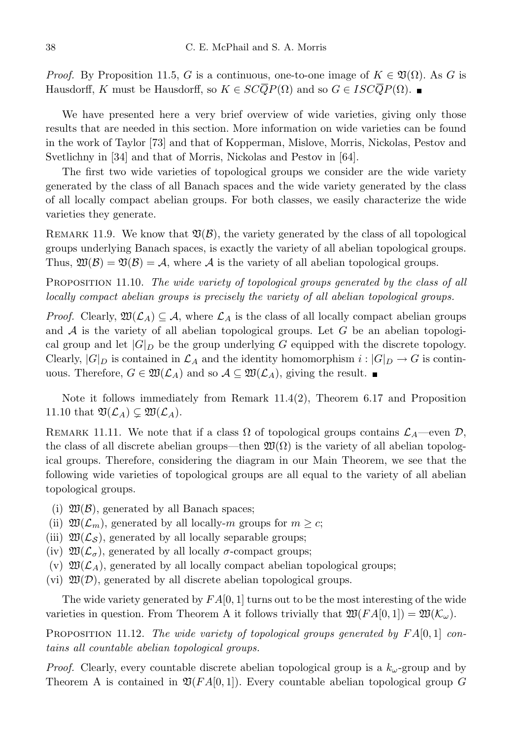*Proof.* By Proposition 11.5, $G$ is a continuous, one-to-one image of $K \in \mathfrak{V}(\Omega)$. As $G$ is Hausdorff, $K$ must be Hausdorff, so $K \in SC\overline{Q}P(\Omega)$ and so $G \in ISC\overline{Q}P(\Omega)$. ∎

We have presented here a very brief overview of wide varieties, giving only those results that are needed in this section. More information on wide varieties can be found in the work of Taylor [73] and that of Kopperman, Mislove, Morris, Nickolas, Pestov and Svetlichny in [34] and that of Morris, Nickolas and Pestov in [64].

The first two wide varieties of topological groups we consider are the wide variety generated by the class of all Banach spaces and the wide variety generated by the class of all locally compact abelian groups. For both classes, we easily characterize the wide varieties they generate.

REMARK 11.9. We know that $\mathfrak{V}(\mathcal{B})$, the variety generated by the class of all topological groups underlying Banach spaces, is exactly the variety of all abelian topological groups. Thus, $\mathfrak{W}(\mathcal{B}) = \mathfrak{V}(\mathcal{B}) = \mathcal{A}$, where $\mathcal{A}$ is the variety of all abelian topological groups.

PROPOSITION 11.10. *The wide variety of topological groups generated by the class of all locally compact abelian groups is precisely the variety of all abelian topological groups.*

*Proof.* Clearly, $\mathfrak{W}(\mathcal{L}_A) \subseteq \mathcal{A}$, where $\mathcal{L}_A$ is the class of all locally compact abelian groups and $\mathcal{A}$ is the variety of all abelian topological groups. Let $G$ be an abelian topological group and let $|G|_D$ be the group underlying $G$ equipped with the discrete topology. Clearly, $|G|_D$ is contained in $\mathcal{L}_A$ and the identity homomorphism $i : |G|_D \to G$ is continuous. Therefore, $G \in \mathfrak{W}(\mathcal{L}_A)$ and so $\mathcal{A} \subseteq \mathfrak{W}(\mathcal{L}_A)$, giving the result. ∎

Note it follows immediately from Remark 11.4(2), Theorem 6.17 and Proposition 11.10 that $\mathfrak{V}(\mathcal{L}_A) \subsetneq \mathfrak{W}(\mathcal{L}_A)$.

REMARK 11.11. We note that if a class $\Omega$ of topological groups contains $\mathcal{L}_A$—even $\mathcal{D}$, the class of all discrete abelian groups—then $\mathfrak{W}(\Omega)$ is the variety of all abelian topological groups. Therefore, considering the diagram in our Main Theorem, we see that the following wide varieties of topological groups are all equal to the variety of all abelian topological groups.

(i) $\mathfrak{W}(\mathcal{B})$, generated by all Banach spaces;
(ii) $\mathfrak{W}(\mathcal{L}_m)$, generated by all locally-$m$ groups for $m \geq c$;
(iii) $\mathfrak{W}(\mathcal{L}_\mathcal{S})$, generated by all locally separable groups;
(iv) $\mathfrak{W}(\mathcal{L}_\sigma)$, generated by all locally $\sigma$-compact groups;
(v) $\mathfrak{W}(\mathcal{L}_A)$, generated by all locally compact abelian topological groups;
(vi) $\mathfrak{W}(\mathcal{D})$, generated by all discrete abelian topological groups.

The wide variety generated by $FA[0,1]$ turns out to be the most interesting of the wide varieties in question. From Theorem A it follows trivially that $\mathfrak{W}(FA[0,1]) = \mathfrak{W}(\mathcal{K}_\omega)$.

PROPOSITION 11.12. *The wide variety of topological groups generated by $FA[0,1]$ contains all countable abelian topological groups.*

*Proof.* Clearly, every countable discrete abelian topological group is a $k_\omega$-group and by Theorem A is contained in $\mathfrak{V}(FA[0,1])$. Every countable abelian topological group $G$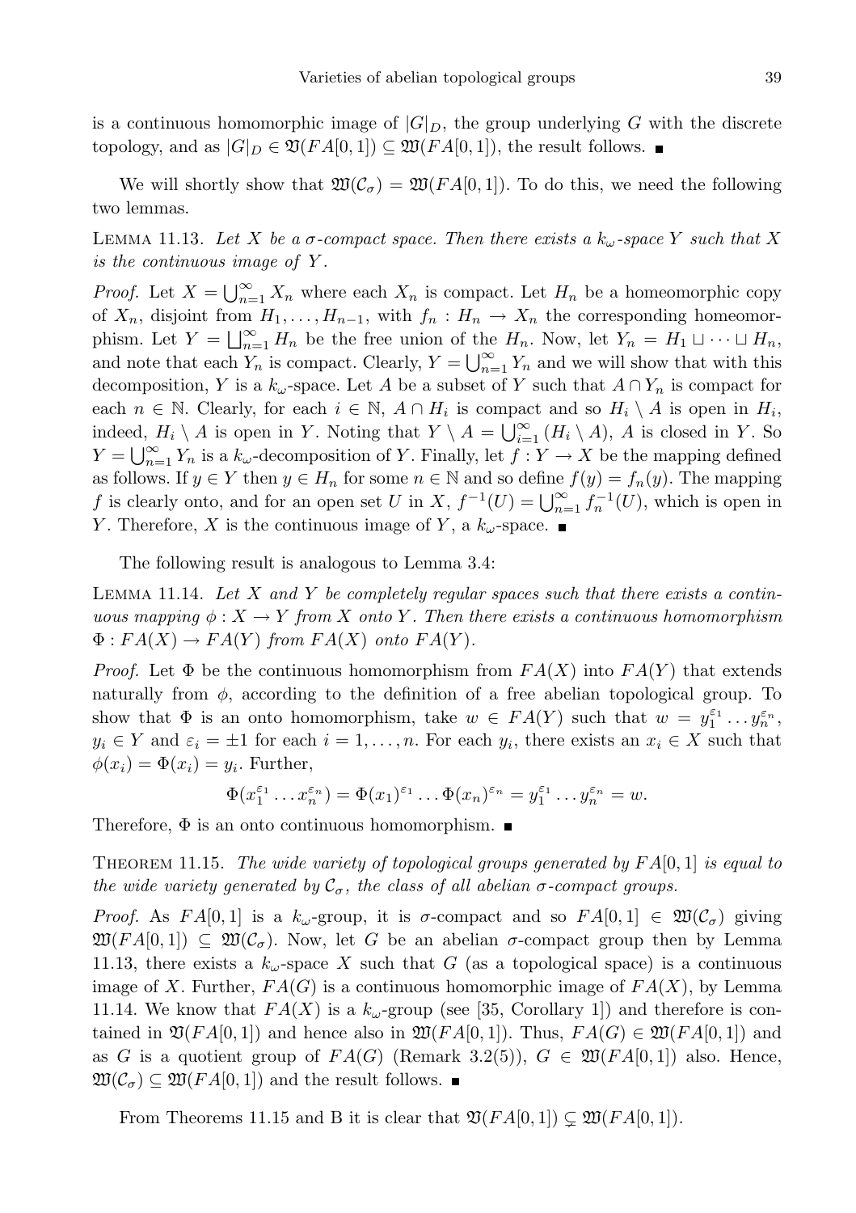is a continuous homomorphic image of $|G|_D$, the group underlying $G$ with the discrete topology, and as $|G|_D \in \mathfrak{V}(FA[0,1]) \subseteq \mathfrak{W}(FA[0,1])$, the result follows. ∎

We will shortly show that $\mathfrak{W}(\mathcal{C}_\sigma) = \mathfrak{W}(FA[0,1])$. To do this, we need the following two lemmas.

LEMMA 11.13. *Let $X$ be a $\sigma$-compact space. Then there exists a $k_\omega$-space $Y$ such that $X$ is the continuous image of $Y$.*

*Proof.* Let $X = \bigcup_{n=1}^{\infty} X_n$ where each $X_n$ is compact. Let $H_n$ be a homeomorphic copy of $X_n$, disjoint from $H_1, \ldots, H_{n-1}$, with $f_n : H_n \to X_n$ the corresponding homeomorphism. Let $Y = \bigsqcup_{n=1}^{\infty} H_n$ be the free union of the $H_n$. Now, let $Y_n = H_1 \sqcup \cdots \sqcup H_n$, and note that each $Y_n$ is compact. Clearly, $Y = \bigcup_{n=1}^{\infty} Y_n$ and we will show that with this decomposition, $Y$ is a $k_\omega$-space. Let $A$ be a subset of $Y$ such that $A \cap Y_n$ is compact for each $n \in \mathbb{N}$. Clearly, for each $i \in \mathbb{N}$, $A \cap H_i$ is compact and so $H_i \setminus A$ is open in $H_i$, indeed, $H_i \setminus A$ is open in $Y$. Noting that $Y \setminus A = \bigcup_{i=1}^{\infty} (H_i \setminus A)$, $A$ is closed in $Y$. So $Y = \bigcup_{n=1}^{\infty} Y_n$ is a $k_\omega$-decomposition of $Y$. Finally, let $f : Y \to X$ be the mapping defined as follows. If $y \in Y$ then $y \in H_n$ for some $n \in \mathbb{N}$ and so define $f(y) = f_n(y)$. The mapping $f$ is clearly onto, and for an open set $U$ in $X$, $f^{-1}(U) = \bigcup_{n=1}^{\infty} f_n^{-1}(U)$, which is open in $Y$. Therefore, $X$ is the continuous image of $Y$, a $k_\omega$-space. ∎

The following result is analogous to Lemma 3.4:

LEMMA 11.14. *Let $X$ and $Y$ be completely regular spaces such that there exists a continuous mapping $\phi : X \to Y$ from $X$ onto $Y$. Then there exists a continuous homomorphism $\Phi : FA(X) \to FA(Y)$ from $FA(X)$ onto $FA(Y)$.*

*Proof.* Let $\Phi$ be the continuous homomorphism from $FA(X)$ into $FA(Y)$ that extends naturally from $\phi$, according to the definition of a free abelian topological group. To show that $\Phi$ is an onto homomorphism, take $w \in FA(Y)$ such that $w = y_1^{\varepsilon_1} \ldots y_n^{\varepsilon_n}$, $y_i \in Y$ and $\varepsilon_i = \pm 1$ for each $i = 1, \ldots, n$. For each $y_i$, there exists an $x_i \in X$ such that $\phi(x_i) = \Phi(x_i) = y_i$. Further,

$$\Phi(x_1^{\varepsilon_1} \ldots x_n^{\varepsilon_n}) = \Phi(x_1)^{\varepsilon_1} \ldots \Phi(x_n)^{\varepsilon_n} = y_1^{\varepsilon_1} \ldots y_n^{\varepsilon_n} = w.$$

Therefore, $\Phi$ is an onto continuous homomorphism. ∎

THEOREM 11.15. *The wide variety of topological groups generated by $FA[0,1]$ is equal to the wide variety generated by $\mathcal{C}_\sigma$, the class of all abelian $\sigma$-compact groups.*

*Proof.* As $FA[0,1]$ is a $k_\omega$-group, it is $\sigma$-compact and so $FA[0,1] \in \mathfrak{W}(\mathcal{C}_\sigma)$ giving $\mathfrak{W}(FA[0,1]) \subseteq \mathfrak{W}(\mathcal{C}_\sigma)$. Now, let $G$ be an abelian $\sigma$-compact group then by Lemma 11.13, there exists a $k_\omega$-space $X$ such that $G$ (as a topological space) is a continuous image of $X$. Further, $FA(G)$ is a continuous homomorphic image of $FA(X)$, by Lemma 11.14. We know that $FA(X)$ is a $k_\omega$-group (see [35, Corollary 1]) and therefore is contained in $\mathfrak{V}(FA[0,1])$ and hence also in $\mathfrak{W}(FA[0,1])$. Thus, $FA(G) \in \mathfrak{W}(FA[0,1])$ and as $G$ is a quotient group of $FA(G)$ (Remark 3.2(5)), $G \in \mathfrak{W}(FA[0,1])$ also. Hence, $\mathfrak{W}(\mathcal{C}_\sigma) \subseteq \mathfrak{W}(FA[0,1])$ and the result follows. ∎

From Theorems 11.15 and B it is clear that $\mathfrak{V}(FA[0,1]) \subsetneq \mathfrak{W}(FA[0,1])$.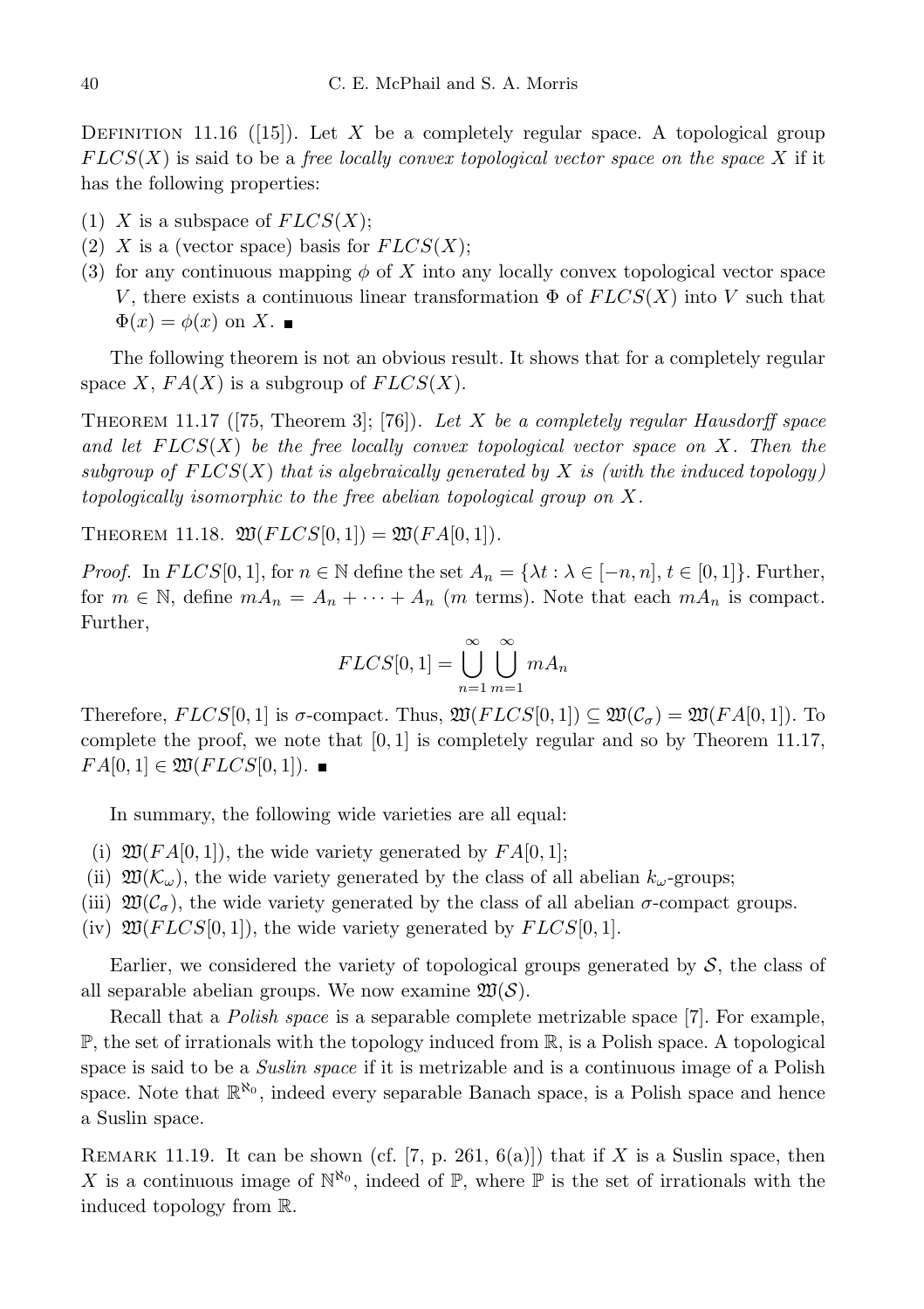Definition 11.16 ([15]). Let $X$ be a completely regular space. A topological group $FLCS(X)$ is said to be a *free locally convex topological vector space on the space* $X$ if it has the following properties:

(1) $X$ is a subspace of $FLCS(X)$;
(2) $X$ is a (vector space) basis for $FLCS(X)$;
(3) for any continuous mapping $\phi$ of $X$ into any locally convex topological vector space $V$, there exists a continuous linear transformation $\Phi$ of $FLCS(X)$ into $V$ such that $\Phi(x) = \phi(x)$ on $X$. ∎

The following theorem is not an obvious result. It shows that for a completely regular space $X$, $FA(X)$ is a subgroup of $FLCS(X)$.

Theorem 11.17 ([75, Theorem 3]; [76]). *Let $X$ be a completely regular Hausdorff space and let $FLCS(X)$ be the free locally convex topological vector space on $X$. Then the subgroup of $FLCS(X)$ that is algebraically generated by $X$ is (with the induced topology) topologically isomorphic to the free abelian topological group on $X$.*

Theorem 11.18. $\mathfrak{W}(FLCS[0,1]) = \mathfrak{W}(FA[0,1])$.

*Proof.* In $FLCS[0,1]$, for $n \in \mathbb{N}$ define the set $A_n = \{\lambda t : \lambda \in [-n,n], t \in [0,1]\}$. Further, for $m \in \mathbb{N}$, define $mA_n = A_n + \cdots + A_n$ ($m$ terms). Note that each $mA_n$ is compact. Further,

$$FLCS[0,1] = \bigcup_{n=1}^{\infty} \bigcup_{m=1}^{\infty} mA_n$$

Therefore, $FLCS[0,1]$ is $\sigma$-compact. Thus, $\mathfrak{W}(FLCS[0,1]) \subseteq \mathfrak{W}(\mathcal{C}_\sigma) = \mathfrak{W}(FA[0,1])$. To complete the proof, we note that $[0,1]$ is completely regular and so by Theorem 11.17, $FA[0,1] \in \mathfrak{W}(FLCS[0,1])$. ∎

In summary, the following wide varieties are all equal:

(i) $\mathfrak{W}(FA[0,1])$, the wide variety generated by $FA[0,1]$;
(ii) $\mathfrak{W}(\mathcal{K}_\omega)$, the wide variety generated by the class of all abelian $k_\omega$-groups;
(iii) $\mathfrak{W}(\mathcal{C}_\sigma)$, the wide variety generated by the class of all abelian $\sigma$-compact groups.
(iv) $\mathfrak{W}(FLCS[0,1])$, the wide variety generated by $FLCS[0,1]$.

Earlier, we considered the variety of topological groups generated by $\mathcal{S}$, the class of all separable abelian groups. We now examine $\mathfrak{W}(\mathcal{S})$.

Recall that a *Polish space* is a separable complete metrizable space [7]. For example, $\mathbb{P}$, the set of irrationals with the topology induced from $\mathbb{R}$, is a Polish space. A topological space is said to be a *Suslin space* if it is metrizable and is a continuous image of a Polish space. Note that $\mathbb{R}^{\aleph_0}$, indeed every separable Banach space, is a Polish space and hence a Suslin space.

Remark 11.19. It can be shown (cf. [7, p. 261, 6(a)]) that if $X$ is a Suslin space, then $X$ is a continuous image of $\mathbb{N}^{\aleph_0}$, indeed of $\mathbb{P}$, where $\mathbb{P}$ is the set of irrationals with the induced topology from $\mathbb{R}$.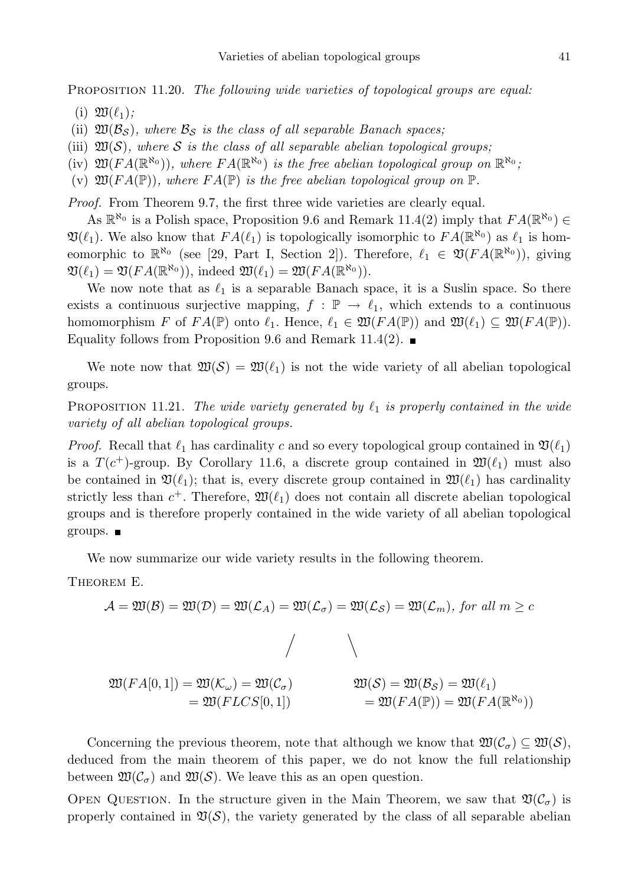Proposition 11.20. *The following wide varieties of topological groups are equal:*

(i) $\mathfrak{W}(\ell_1)$;

(ii) $\mathfrak{W}(\mathcal{B}_{\mathcal{S}})$, *where $\mathcal{B}_{\mathcal{S}}$ is the class of all separable Banach spaces;*

(iii) $\mathfrak{W}(\mathcal{S})$, *where $\mathcal{S}$ is the class of all separable abelian topological groups;*

(iv) $\mathfrak{W}(FA(\mathbb{R}^{\aleph_0}))$, *where $FA(\mathbb{R}^{\aleph_0})$ is the free abelian topological group on $\mathbb{R}^{\aleph_0}$;*

(v) $\mathfrak{W}(FA(\mathbb{P}))$, *where $FA(\mathbb{P})$ is the free abelian topological group on $\mathbb{P}$.*

*Proof.* From Theorem 9.7, the first three wide varieties are clearly equal.

As $\mathbb{R}^{\aleph_0}$ is a Polish space, Proposition 9.6 and Remark 11.4(2) imply that $FA(\mathbb{R}^{\aleph_0}) \in \mathfrak{V}(\ell_1)$. We also know that $FA(\ell_1)$ is topologically isomorphic to $FA(\mathbb{R}^{\aleph_0})$ as $\ell_1$ is homeomorphic to $\mathbb{R}^{\aleph_0}$ (see [29, Part I, Section 2]). Therefore, $\ell_1 \in \mathfrak{V}(FA(\mathbb{R}^{\aleph_0}))$, giving $\mathfrak{V}(\ell_1) = \mathfrak{V}(FA(\mathbb{R}^{\aleph_0}))$, indeed $\mathfrak{W}(\ell_1) = \mathfrak{W}(FA(\mathbb{R}^{\aleph_0}))$.

We now note that as $\ell_1$ is a separable Banach space, it is a Suslin space. So there exists a continuous surjective mapping, $f : \mathbb{P} \to \ell_1$, which extends to a continuous homomorphism $F$ of $FA(\mathbb{P})$ onto $\ell_1$. Hence, $\ell_1 \in \mathfrak{W}(FA(\mathbb{P}))$ and $\mathfrak{W}(\ell_1) \subseteq \mathfrak{W}(FA(\mathbb{P}))$. Equality follows from Proposition 9.6 and Remark 11.4(2). ∎

We note now that $\mathfrak{W}(\mathcal{S}) = \mathfrak{W}(\ell_1)$ is not the wide variety of all abelian topological groups.

Proposition 11.21. *The wide variety generated by $\ell_1$ is properly contained in the wide variety of all abelian topological groups.*

*Proof.* Recall that $\ell_1$ has cardinality $c$ and so every topological group contained in $\mathfrak{V}(\ell_1)$ is a $T(c^+)$-group. By Corollary 11.6, a discrete group contained in $\mathfrak{W}(\ell_1)$ must also be contained in $\mathfrak{V}(\ell_1)$; that is, every discrete group contained in $\mathfrak{W}(\ell_1)$ has cardinality strictly less than $c^+$. Therefore, $\mathfrak{W}(\ell_1)$ does not contain all discrete abelian topological groups and is therefore properly contained in the wide variety of all abelian topological groups. ∎

We now summarize our wide variety results in the following theorem.

Theorem E.

$$\mathcal{A} = \mathfrak{W}(\mathcal{B}) = \mathfrak{W}(\mathcal{D}) = \mathfrak{W}(\mathcal{L}_A) = \mathfrak{W}(\mathcal{L}_\sigma) = \mathfrak{W}(\mathcal{L}_{\mathcal{S}}) = \mathfrak{W}(\mathcal{L}_m), \text{ for all } m \geq c$$

$$/ \qquad \qquad \backslash$$

$$\begin{aligned} \mathfrak{W}(FA[0,1]) &= \mathfrak{W}(\mathcal{K}_\omega) = \mathfrak{W}(\mathcal{C}_\sigma) \\ &= \mathfrak{W}(FLCS[0,1]) \end{aligned} \qquad \qquad \begin{aligned} \mathfrak{W}(\mathcal{S}) &= \mathfrak{W}(\mathcal{B}_{\mathcal{S}}) = \mathfrak{W}(\ell_1) \\ &= \mathfrak{W}(FA(\mathbb{P})) = \mathfrak{W}(FA(\mathbb{R}^{\aleph_0})) \end{aligned}$$

Concerning the previous theorem, note that although we know that $\mathfrak{W}(\mathcal{C}_\sigma) \subseteq \mathfrak{W}(\mathcal{S})$, deduced from the main theorem of this paper, we do not know the full relationship between $\mathfrak{W}(\mathcal{C}_\sigma)$ and $\mathfrak{W}(\mathcal{S})$. We leave this as an open question.

Open Question. In the structure given in the Main Theorem, we saw that $\mathfrak{V}(\mathcal{C}_\sigma)$ is properly contained in $\mathfrak{V}(\mathcal{S})$, the variety generated by the class of all separable abelian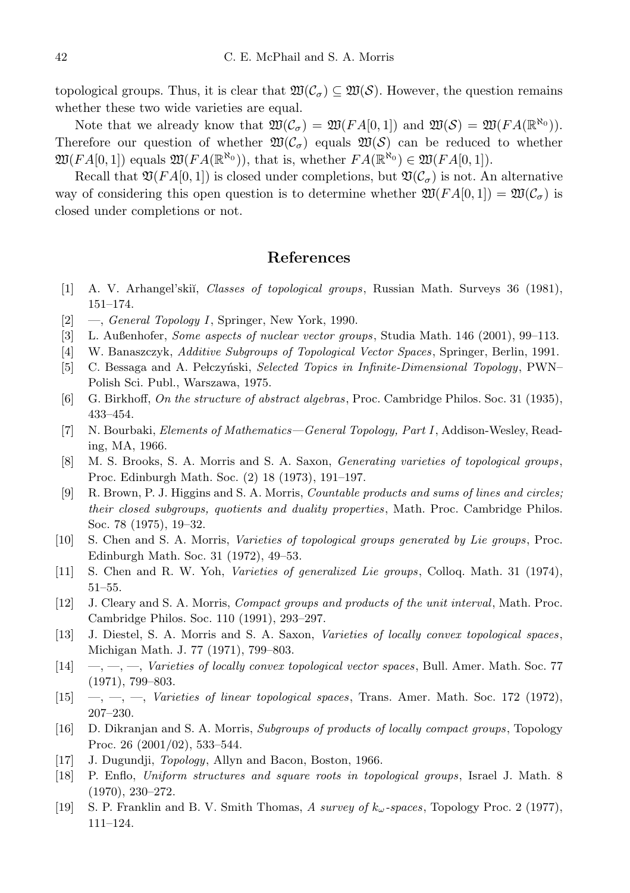topological groups. Thus, it is clear that $\mathfrak{W}(\mathcal{C}_\sigma) \subseteq \mathfrak{W}(\mathcal{S})$. However, the question remains whether these two wide varieties are equal.

Note that we already know that $\mathfrak{W}(\mathcal{C}_\sigma) = \mathfrak{W}(FA[0,1])$ and $\mathfrak{W}(\mathcal{S}) = \mathfrak{W}(FA(\mathbb{R}^{\aleph_0}))$. Therefore our question of whether $\mathfrak{W}(\mathcal{C}_\sigma)$ equals $\mathfrak{W}(\mathcal{S})$ can be reduced to whether $\mathfrak{W}(FA[0,1])$ equals $\mathfrak{W}(FA(\mathbb{R}^{\aleph_0}))$, that is, whether $FA(\mathbb{R}^{\aleph_0}) \in \mathfrak{W}(FA[0,1])$.

Recall that $\mathfrak{V}(FA[0,1])$ is closed under completions, but $\mathfrak{V}(\mathcal{C}_\sigma)$ is not. An alternative way of considering this open question is to determine whether $\mathfrak{W}(FA[0,1]) = \mathfrak{W}(\mathcal{C}_\sigma)$ is closed under completions or not.

## References

[1] A. V. Arhangel'skiĭ, *Classes of topological groups*, Russian Math. Surveys 36 (1981), 151–174.

[2] —, *General Topology I*, Springer, New York, 1990.

[3] L. Außenhofer, *Some aspects of nuclear vector groups*, Studia Math. 146 (2001), 99–113.

[4] W. Banaszczyk, *Additive Subgroups of Topological Vector Spaces*, Springer, Berlin, 1991.

[5] C. Bessaga and A. Pełczyński, *Selected Topics in Infinite-Dimensional Topology*, PWN–Polish Sci. Publ., Warszawa, 1975.

[6] G. Birkhoff, *On the structure of abstract algebras*, Proc. Cambridge Philos. Soc. 31 (1935), 433–454.

[7] N. Bourbaki, *Elements of Mathematics—General Topology, Part I*, Addison-Wesley, Reading, MA, 1966.

[8] M. S. Brooks, S. A. Morris and S. A. Saxon, *Generating varieties of topological groups*, Proc. Edinburgh Math. Soc. (2) 18 (1973), 191–197.

[9] R. Brown, P. J. Higgins and S. A. Morris, *Countable products and sums of lines and circles; their closed subgroups, quotients and duality properties*, Math. Proc. Cambridge Philos. Soc. 78 (1975), 19–32.

[10] S. Chen and S. A. Morris, *Varieties of topological groups generated by Lie groups*, Proc. Edinburgh Math. Soc. 31 (1972), 49–53.

[11] S. Chen and R. W. Yoh, *Varieties of generalized Lie groups*, Colloq. Math. 31 (1974), 51–55.

[12] J. Cleary and S. A. Morris, *Compact groups and products of the unit interval*, Math. Proc. Cambridge Philos. Soc. 110 (1991), 293–297.

[13] J. Diestel, S. A. Morris and S. A. Saxon, *Varieties of locally convex topological spaces*, Michigan Math. J. 77 (1971), 799–803.

[14] —, —, —, *Varieties of locally convex topological vector spaces*, Bull. Amer. Math. Soc. 77 (1971), 799–803.

[15] —, —, —, *Varieties of linear topological spaces*, Trans. Amer. Math. Soc. 172 (1972), 207–230.

[16] D. Dikranjan and S. A. Morris, *Subgroups of products of locally compact groups*, Topology Proc. 26 (2001/02), 533–544.

[17] J. Dugundji, *Topology*, Allyn and Bacon, Boston, 1966.

[18] P. Enflo, *Uniform structures and square roots in topological groups*, Israel J. Math. 8 (1970), 230–272.

[19] S. P. Franklin and B. V. Smith Thomas, *A survey of $k_\omega$-spaces*, Topology Proc. 2 (1977), 111–124.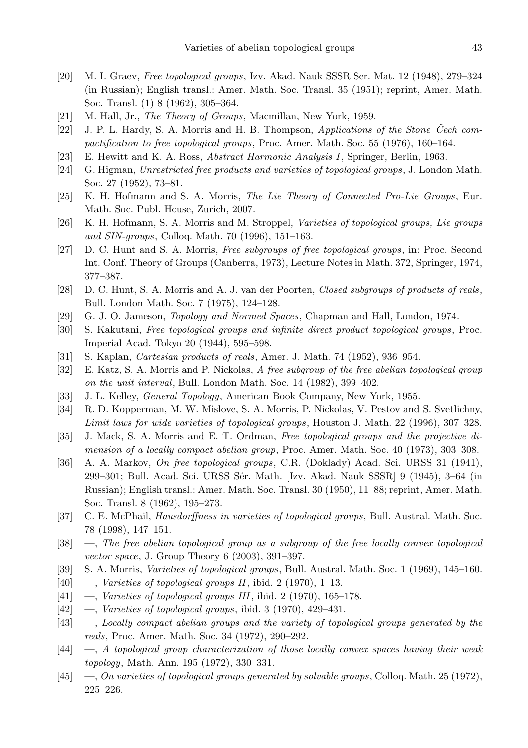[20] M. I. Graev, *Free topological groups*, Izv. Akad. Nauk SSSR Ser. Mat. 12 (1948), 279–324 (in Russian); English transl.: Amer. Math. Soc. Transl. 35 (1951); reprint, Amer. Math. Soc. Transl. (1) 8 (1962), 305–364.

[21] M. Hall, Jr., *The Theory of Groups*, Macmillan, New York, 1959.

[22] J. P. L. Hardy, S. A. Morris and H. B. Thompson, *Applications of the Stone–Čech compactification to free topological groups*, Proc. Amer. Math. Soc. 55 (1976), 160–164.

[23] E. Hewitt and K. A. Ross, *Abstract Harmonic Analysis I*, Springer, Berlin, 1963.

[24] G. Higman, *Unrestricted free products and varieties of topological groups*, J. London Math. Soc. 27 (1952), 73–81.

[25] K. H. Hofmann and S. A. Morris, *The Lie Theory of Connected Pro-Lie Groups*, Eur. Math. Soc. Publ. House, Zurich, 2007.

[26] K. H. Hofmann, S. A. Morris and M. Stroppel, *Varieties of topological groups, Lie groups and SIN-groups*, Colloq. Math. 70 (1996), 151–163.

[27] D. C. Hunt and S. A. Morris, *Free subgroups of free topological groups*, in: Proc. Second Int. Conf. Theory of Groups (Canberra, 1973), Lecture Notes in Math. 372, Springer, 1974, 377–387.

[28] D. C. Hunt, S. A. Morris and A. J. van der Poorten, *Closed subgroups of products of reals*, Bull. London Math. Soc. 7 (1975), 124–128.

[29] G. J. O. Jameson, *Topology and Normed Spaces*, Chapman and Hall, London, 1974.

[30] S. Kakutani, *Free topological groups and infinite direct product topological groups*, Proc. Imperial Acad. Tokyo 20 (1944), 595–598.

[31] S. Kaplan, *Cartesian products of reals*, Amer. J. Math. 74 (1952), 936–954.

[32] E. Katz, S. A. Morris and P. Nickolas, *A free subgroup of the free abelian topological group on the unit interval*, Bull. London Math. Soc. 14 (1982), 399–402.

[33] J. L. Kelley, *General Topology*, American Book Company, New York, 1955.

[34] R. D. Kopperman, M. W. Mislove, S. A. Morris, P. Nickolas, V. Pestov and S. Svetlichny, *Limit laws for wide varieties of topological groups*, Houston J. Math. 22 (1996), 307–328.

[35] J. Mack, S. A. Morris and E. T. Ordman, *Free topological groups and the projective dimension of a locally compact abelian group*, Proc. Amer. Math. Soc. 40 (1973), 303–308.

[36] A. A. Markov, *On free topological groups*, C.R. (Doklady) Acad. Sci. URSS 31 (1941), 299–301; Bull. Acad. Sci. URSS Sér. Math. [Izv. Akad. Nauk SSSR] 9 (1945), 3–64 (in Russian); English transl.: Amer. Math. Soc. Transl. 30 (1950), 11–88; reprint, Amer. Math. Soc. Transl. 8 (1962), 195–273.

[37] C. E. McPhail, *Hausdorffness in varieties of topological groups*, Bull. Austral. Math. Soc. 78 (1998), 147–151.

[38] —, *The free abelian topological group as a subgroup of the free locally convex topological vector space*, J. Group Theory 6 (2003), 391–397.

[39] S. A. Morris, *Varieties of topological groups*, Bull. Austral. Math. Soc. 1 (1969), 145–160.

[40] —, *Varieties of topological groups II*, ibid. 2 (1970), 1–13.

[41] —, *Varieties of topological groups III*, ibid. 2 (1970), 165–178.

[42] —, *Varieties of topological groups*, ibid. 3 (1970), 429–431.

[43] —, *Locally compact abelian groups and the variety of topological groups generated by the reals*, Proc. Amer. Math. Soc. 34 (1972), 290–292.

[44] —, *A topological group characterization of those locally convex spaces having their weak topology*, Math. Ann. 195 (1972), 330–331.

[45] —, *On varieties of topological groups generated by solvable groups*, Colloq. Math. 25 (1972), 225–226.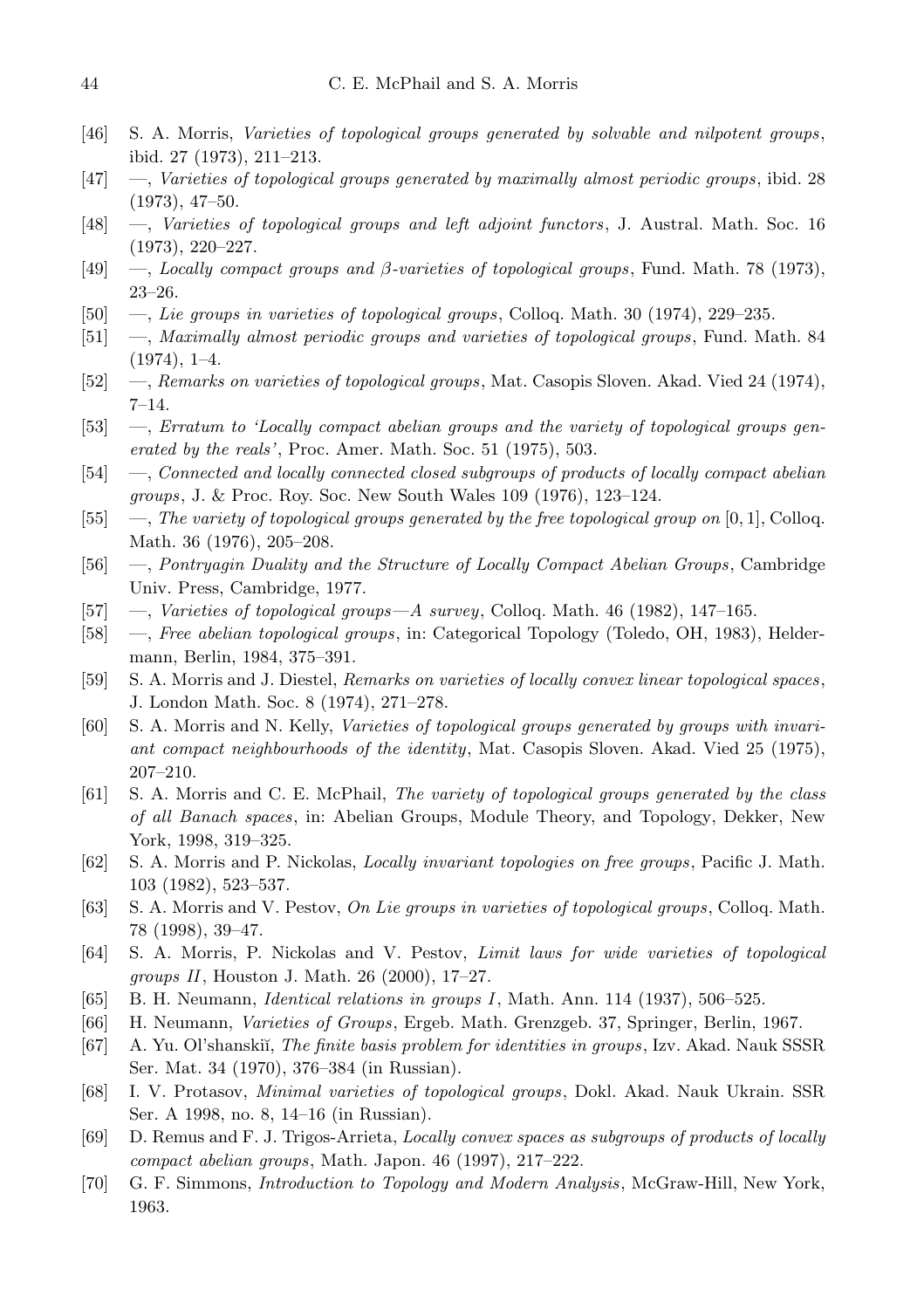[46] S. A. Morris, *Varieties of topological groups generated by solvable and nilpotent groups*, ibid. 27 (1973), 211–213.

[47] —, *Varieties of topological groups generated by maximally almost periodic groups*, ibid. 28 (1973), 47–50.

[48] —, *Varieties of topological groups and left adjoint functors*, J. Austral. Math. Soc. 16 (1973), 220–227.

[49] —, *Locally compact groups and β-varieties of topological groups*, Fund. Math. 78 (1973), 23–26.

[50] —, *Lie groups in varieties of topological groups*, Colloq. Math. 30 (1974), 229–235.

[51] —, *Maximally almost periodic groups and varieties of topological groups*, Fund. Math. 84 (1974), 1–4.

[52] —, *Remarks on varieties of topological groups*, Mat. Casopis Sloven. Akad. Vied 24 (1974), 7–14.

[53] —, *Erratum to 'Locally compact abelian groups and the variety of topological groups generated by the reals'*, Proc. Amer. Math. Soc. 51 (1975), 503.

[54] —, *Connected and locally connected closed subgroups of products of locally compact abelian groups*, J. & Proc. Roy. Soc. New South Wales 109 (1976), 123–124.

[55] —, *The variety of topological groups generated by the free topological group on* $[0,1]$, Colloq. Math. 36 (1976), 205–208.

[56] —, *Pontryagin Duality and the Structure of Locally Compact Abelian Groups*, Cambridge Univ. Press, Cambridge, 1977.

[57] —, *Varieties of topological groups—A survey*, Colloq. Math. 46 (1982), 147–165.

[58] —, *Free abelian topological groups*, in: Categorical Topology (Toledo, OH, 1983), Heldermann, Berlin, 1984, 375–391.

[59] S. A. Morris and J. Diestel, *Remarks on varieties of locally convex linear topological spaces*, J. London Math. Soc. 8 (1974), 271–278.

[60] S. A. Morris and N. Kelly, *Varieties of topological groups generated by groups with invariant compact neighbourhoods of the identity*, Mat. Casopis Sloven. Akad. Vied 25 (1975), 207–210.

[61] S. A. Morris and C. E. McPhail, *The variety of topological groups generated by the class of all Banach spaces*, in: Abelian Groups, Module Theory, and Topology, Dekker, New York, 1998, 319–325.

[62] S. A. Morris and P. Nickolas, *Locally invariant topologies on free groups*, Pacific J. Math. 103 (1982), 523–537.

[63] S. A. Morris and V. Pestov, *On Lie groups in varieties of topological groups*, Colloq. Math. 78 (1998), 39–47.

[64] S. A. Morris, P. Nickolas and V. Pestov, *Limit laws for wide varieties of topological groups II*, Houston J. Math. 26 (2000), 17–27.

[65] B. H. Neumann, *Identical relations in groups I*, Math. Ann. 114 (1937), 506–525.

[66] H. Neumann, *Varieties of Groups*, Ergeb. Math. Grenzgeb. 37, Springer, Berlin, 1967.

[67] A. Yu. Ol'shanskiĭ, *The finite basis problem for identities in groups*, Izv. Akad. Nauk SSSR Ser. Mat. 34 (1970), 376–384 (in Russian).

[68] I. V. Protasov, *Minimal varieties of topological groups*, Dokl. Akad. Nauk Ukrain. SSR Ser. A 1998, no. 8, 14–16 (in Russian).

[69] D. Remus and F. J. Trigos-Arrieta, *Locally convex spaces as subgroups of products of locally compact abelian groups*, Math. Japon. 46 (1997), 217–222.

[70] G. F. Simmons, *Introduction to Topology and Modern Analysis*, McGraw-Hill, New York, 1963.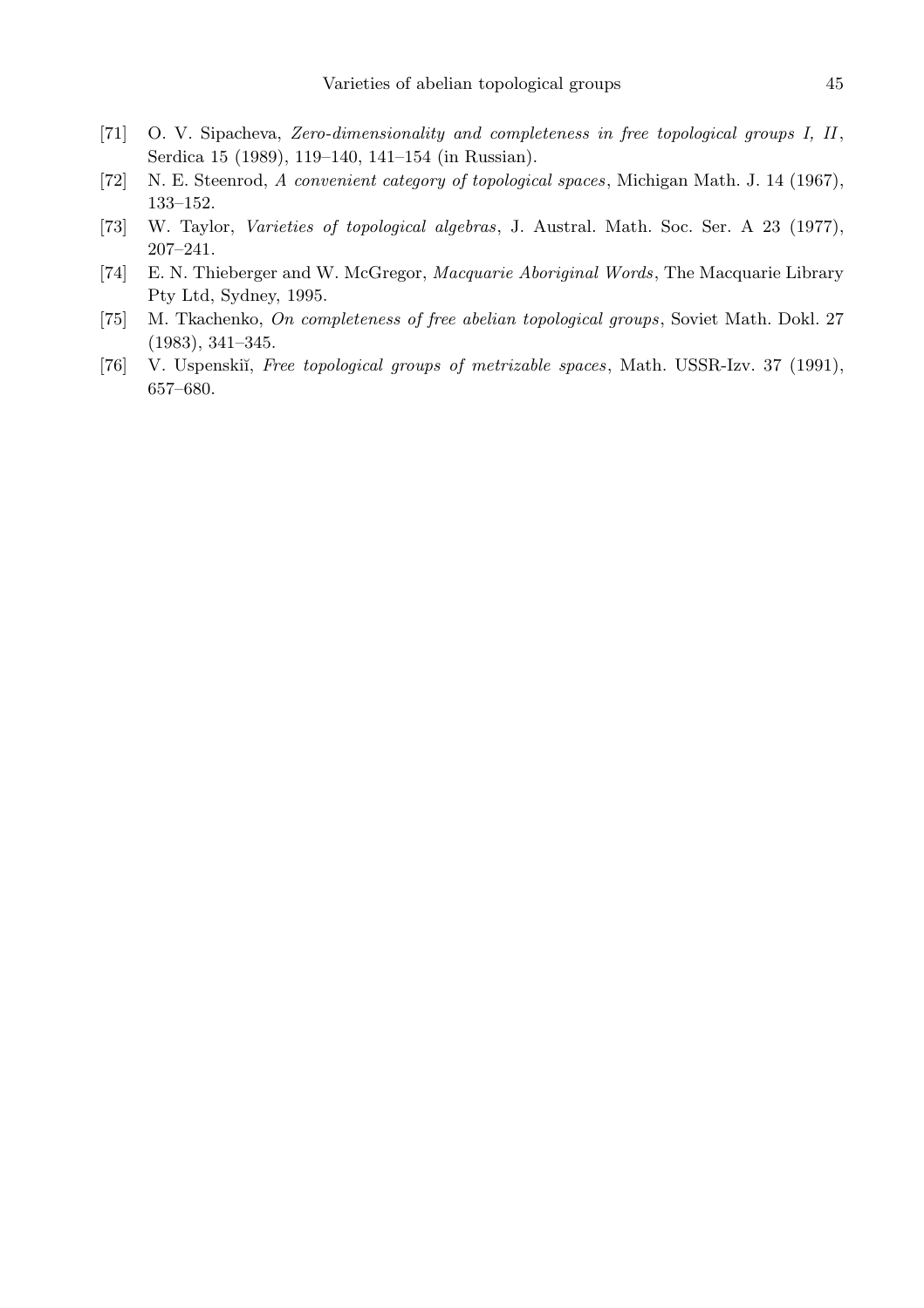[71] O. V. Sipacheva, *Zero-dimensionality and completeness in free topological groups I, II*, Serdica 15 (1989), 119–140, 141–154 (in Russian).

[72] N. E. Steenrod, *A convenient category of topological spaces*, Michigan Math. J. 14 (1967), 133–152.

[73] W. Taylor, *Varieties of topological algebras*, J. Austral. Math. Soc. Ser. A 23 (1977), 207–241.

[74] E. N. Thieberger and W. McGregor, *Macquarie Aboriginal Words*, The Macquarie Library Pty Ltd, Sydney, 1995.

[75] M. Tkachenko, *On completeness of free abelian topological groups*, Soviet Math. Dokl. 27 (1983), 341–345.

[76] V. Uspenskiĭ, *Free topological groups of metrizable spaces*, Math. USSR-Izv. 37 (1991), 657–680.